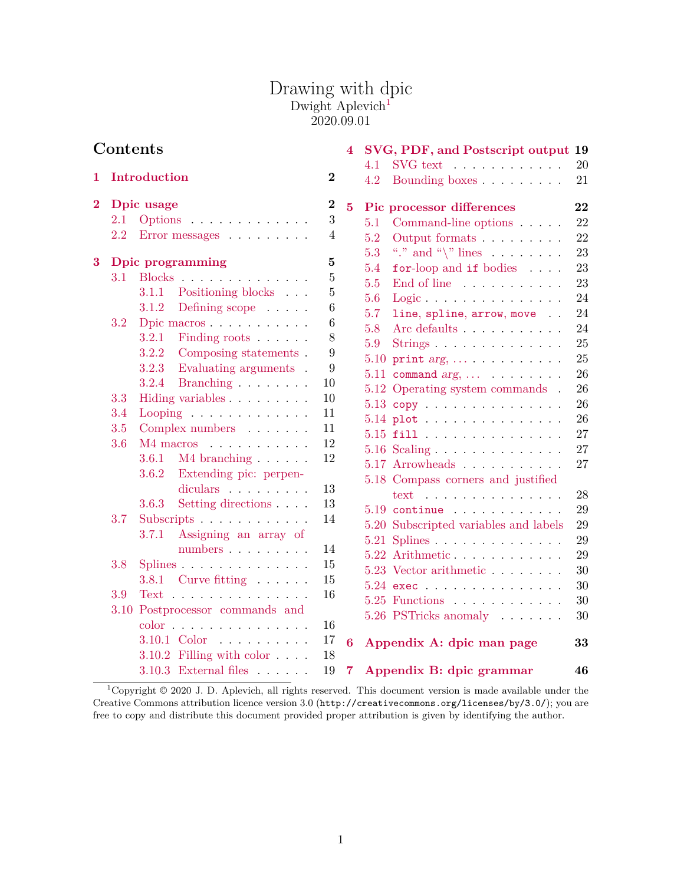# Drawing with dpic

Dwight Aplevich[1]

2020.09.01

## Contents

- **1 Introduction** — 2
- **2 Dpic usage** — 2
  - 2.1 Options — 3
  - 2.2 Error messages — 4
- **3 Dpic programming** — 5
  - 3.1 Blocks — 5
    - 3.1.1 Positioning blocks — 5
    - 3.1.2 Defining scope — 6
  - 3.2 Dpic macros — 6
    - 3.2.1 Finding roots — 8
    - 3.2.2 Composing statements — 9
    - 3.2.3 Evaluating arguments — 9
    - 3.2.4 Branching — 10
  - 3.3 Hiding variables — 10
  - 3.4 Looping — 11
  - 3.5 Complex numbers — 11
  - 3.6 M4 macros — 12
    - 3.6.1 M4 branching — 12
    - 3.6.2 Extending pic: perpendiculars — 13
    - 3.6.3 Setting directions — 13
  - 3.7 Subscripts — 14
    - 3.7.1 Assigning an array of numbers — 14
  - 3.8 Splines — 15
    - 3.8.1 Curve fitting — 15
  - 3.9 Text — 16
  - 3.10 Postprocessor commands and color — 16
    - 3.10.1 Color — 17
    - 3.10.2 Filling with color — 18
    - 3.10.3 External files — 19
- **4 SVG, PDF, and Postscript output** — 19
  - 4.1 SVG text — 20
  - 4.2 Bounding boxes — 21
- **5 Pic processor differences** — 22
  - 5.1 Command-line options — 22
  - 5.2 Output formats — 22
  - 5.3 “.” and “\” lines — 23
  - 5.4 `for`-loop and `if` bodies — 23
  - 5.5 End of line — 23
  - 5.6 Logic — 24
  - 5.7 `line`, `spline`, `arrow`, `move` — 24
  - 5.8 Arc defaults — 24
  - 5.9 Strings — 25
  - 5.10 `print` *arg*, ... — 25
  - 5.11 `command` *arg*, ... — 26
  - 5.12 Operating system commands — 26
  - 5.13 `copy` — 26
  - 5.14 `plot` — 26
  - 5.15 `fill` — 27
  - 5.16 Scaling — 27
  - 5.17 Arrowheads — 27
  - 5.18 Compass corners and justified text — 28
  - 5.19 `continue` — 29
  - 5.20 Subscripted variables and labels — 29
  - 5.21 Splines — 29
  - 5.22 Arithmetic — 29
  - 5.23 Vector arithmetic — 30
  - 5.24 `exec` — 30
  - 5.25 Functions — 30
  - 5.26 PSTricks anomaly — 30
- **6 Appendix A: dpic man page** — 33
- **7 Appendix B: dpic grammar** — 46

---

[1] Copyright © 2020 J. D. Aplevich, all rights reserved. This document version is made available under the Creative Commons attribution licence version 3.0 (`http://creativecommons.org/licenses/by/3.0/`); you are free to copy and distribute this document provided proper attribution is given by identifying the author.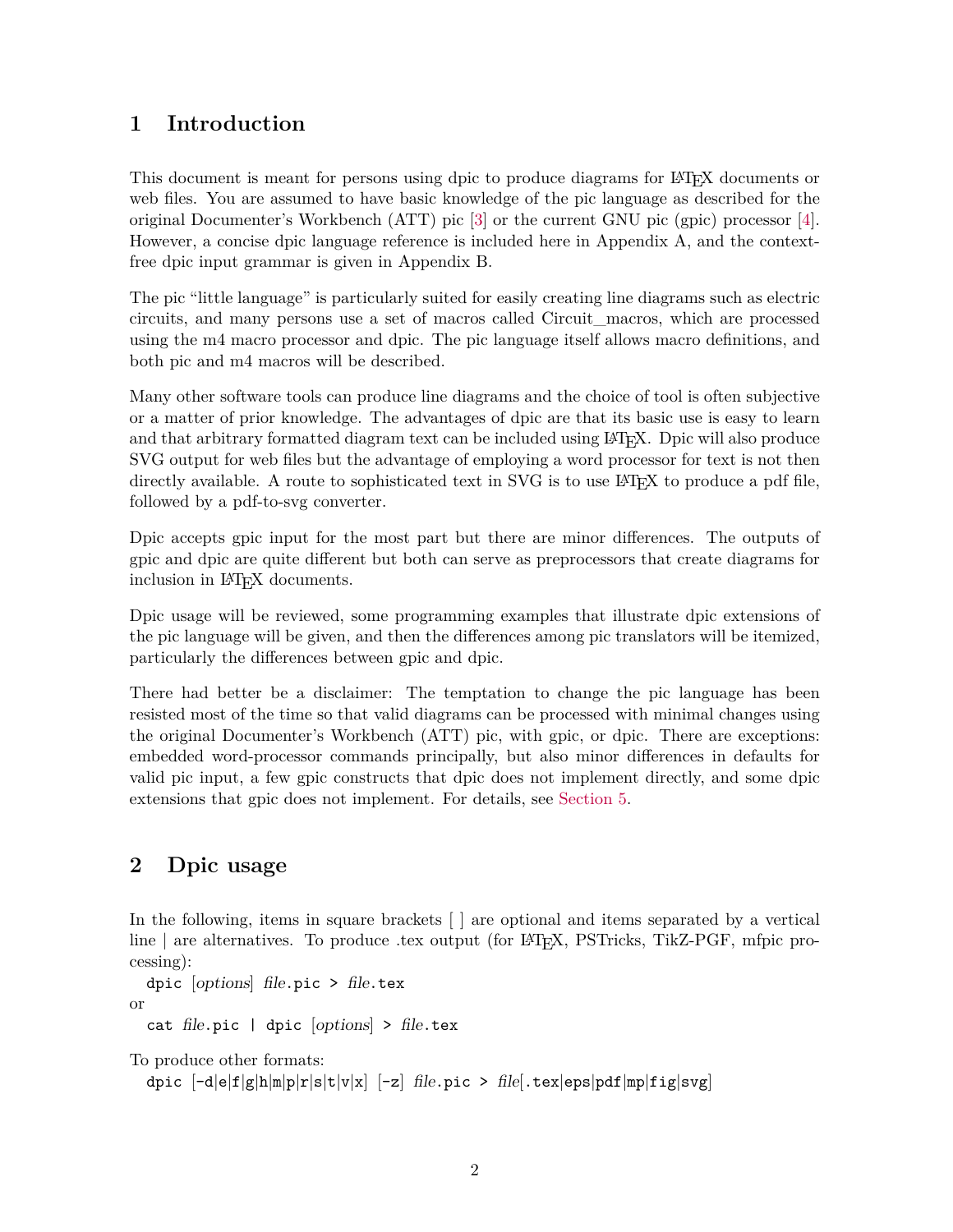# 1 Introduction

This document is meant for persons using dpic to produce diagrams for LaTeX documents or web files. You are assumed to have basic knowledge of the pic language as described for the original Documenter's Workbench (ATT) pic [3] or the current GNU pic (gpic) processor [4]. However, a concise dpic language reference is included here in Appendix A, and the context-free dpic input grammar is given in Appendix B.

The pic "little language" is particularly suited for easily creating line diagrams such as electric circuits, and many persons use a set of macros called Circuit_macros, which are processed using the m4 macro processor and dpic. The pic language itself allows macro definitions, and both pic and m4 macros will be described.

Many other software tools can produce line diagrams and the choice of tool is often subjective or a matter of prior knowledge. The advantages of dpic are that its basic use is easy to learn and that arbitrary formatted diagram text can be included using LaTeX. Dpic will also produce SVG output for web files but the advantage of employing a word processor for text is not then directly available. A route to sophisticated text in SVG is to use LaTeX to produce a pdf file, followed by a pdf-to-svg converter.

Dpic accepts gpic input for the most part but there are minor differences. The outputs of gpic and dpic are quite different but both can serve as preprocessors that create diagrams for inclusion in LaTeX documents.

Dpic usage will be reviewed, some programming examples that illustrate dpic extensions of the pic language will be given, and then the differences among pic translators will be itemized, particularly the differences between gpic and dpic.

There had better be a disclaimer: The temptation to change the pic language has been resisted most of the time so that valid diagrams can be processed with minimal changes using the original Documenter's Workbench (ATT) pic, with gpic, or dpic. There are exceptions: embedded word-processor commands principally, but also minor differences in defaults for valid pic input, a few gpic constructs that dpic does not implement directly, and some dpic extensions that gpic does not implement. For details, see Section 5.

# 2 Dpic usage

In the following, items in square brackets [ ] are optional and items separated by a vertical line | are alternatives. To produce .tex output (for LaTeX, PSTricks, TikZ-PGF, mfpic processing):

`dpic` [*options*] *file*`.pic > `*file*`.tex`

or

`cat `*file*`.pic | dpic` [*options*] `> `*file*`.tex`

To produce other formats:

`dpic` [`-`d|e|f|g|h|m|p|r|s|t|v|x] [`-z`] *file*`.pic > `*file*[`.tex`|`eps`|`pdf`|`mp`|`fig`|`svg`]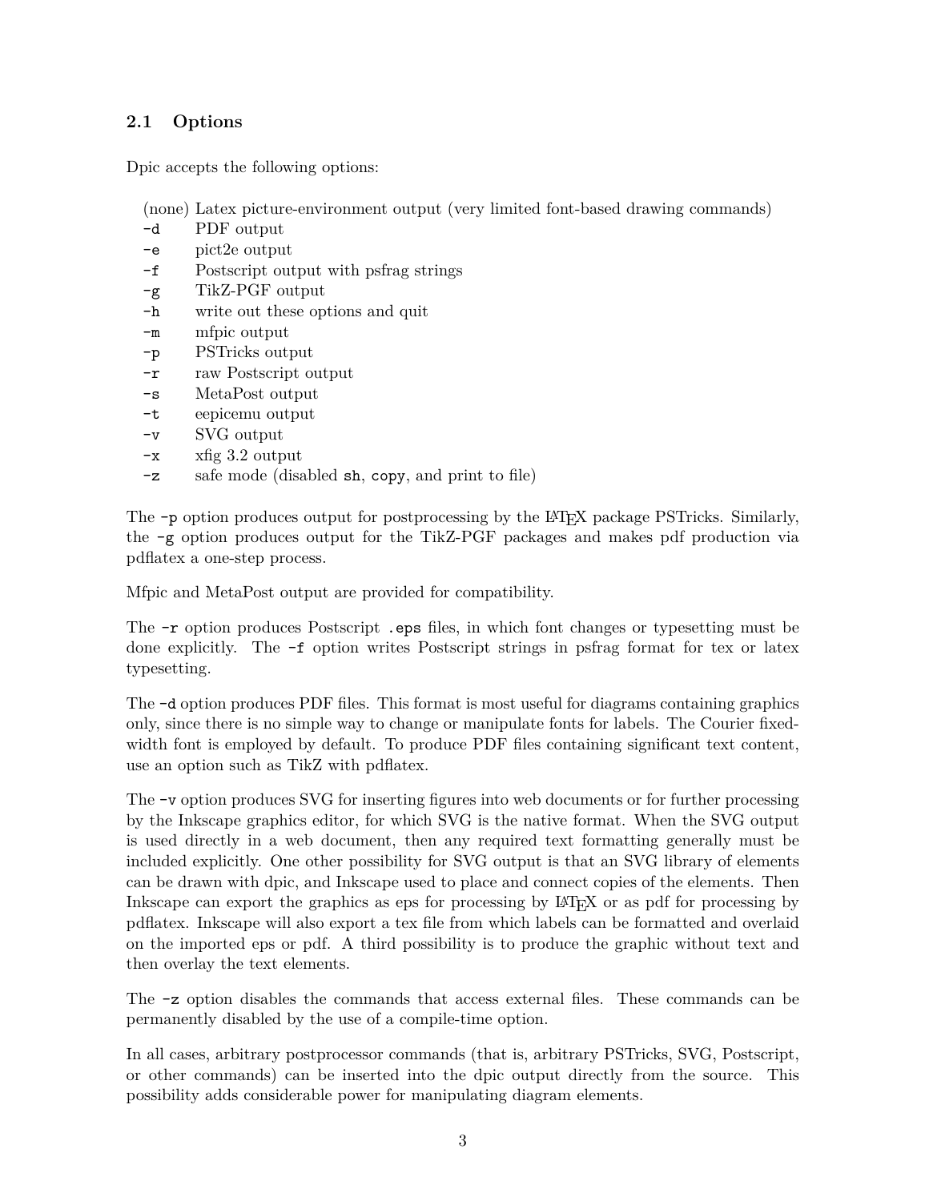### 2.1 Options

Dpic accepts the following options:

| | |
|---|---|
| (none) | Latex picture-environment output (very limited font-based drawing commands) |
| `-d` | PDF output |
| `-e` | pict2e output |
| `-f` | Postscript output with psfrag strings |
| `-g` | TikZ-PGF output |
| `-h` | write out these options and quit |
| `-m` | mfpic output |
| `-p` | PSTricks output |
| `-r` | raw Postscript output |
| `-s` | MetaPost output |
| `-t` | eepicemu output |
| `-v` | SVG output |
| `-x` | xfig 3.2 output |
| `-z` | safe mode (disabled `sh`, `copy`, and print to file) |

The `-p` option produces output for postprocessing by the LaTeX package PSTricks. Similarly, the `-g` option produces output for the TikZ-PGF packages and makes pdf production via pdflatex a one-step process.

Mfpic and MetaPost output are provided for compatibility.

The `-r` option produces Postscript `.eps` files, in which font changes or typesetting must be done explicitly. The `-f` option writes Postscript strings in psfrag format for tex or latex typesetting.

The `-d` option produces PDF files. This format is most useful for diagrams containing graphics only, since there is no simple way to change or manipulate fonts for labels. The Courier fixed-width font is employed by default. To produce PDF files containing significant text content, use an option such as TikZ with pdflatex.

The `-v` option produces SVG for inserting figures into web documents or for further processing by the Inkscape graphics editor, for which SVG is the native format. When the SVG output is used directly in a web document, then any required text formatting generally must be included explicitly. One other possibility for SVG output is that an SVG library of elements can be drawn with dpic, and Inkscape used to place and connect copies of the elements. Then Inkscape can export the graphics as eps for processing by LaTeX or as pdf for processing by pdflatex. Inkscape will also export a tex file from which labels can be formatted and overlaid on the imported eps or pdf. A third possibility is to produce the graphic without text and then overlay the text elements.

The `-z` option disables the commands that access external files. These commands can be permanently disabled by the use of a compile-time option.

In all cases, arbitrary postprocessor commands (that is, arbitrary PSTricks, SVG, Postscript, or other commands) can be inserted into the dpic output directly from the source. This possibility adds considerable power for manipulating diagram elements.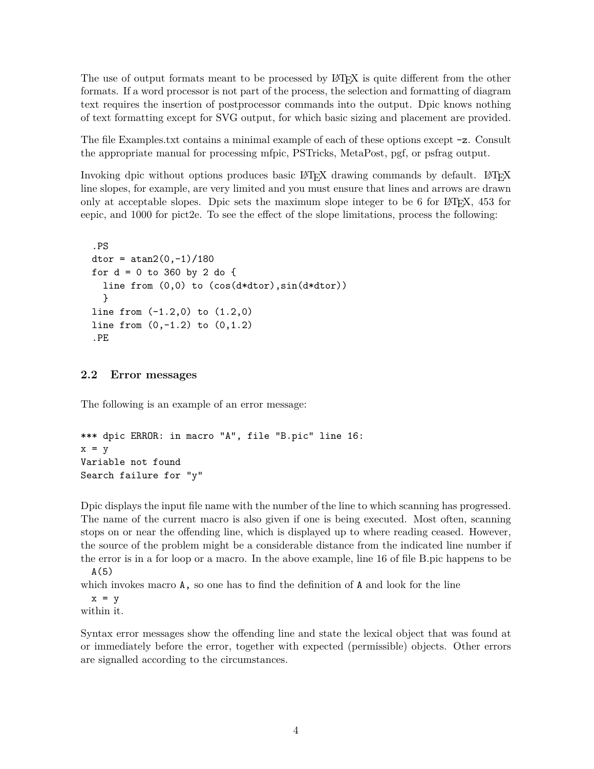The use of output formats meant to be processed by LaTeX is quite different from the other formats. If a word processor is not part of the process, the selection and formatting of diagram text requires the insertion of postprocessor commands into the output. Dpic knows nothing of text formatting except for SVG output, for which basic sizing and placement are provided.

The file Examples.txt contains a minimal example of each of these options except `-z`. Consult the appropriate manual for processing mfpic, PSTricks, MetaPost, pgf, or psfrag output.

Invoking dpic without options produces basic LaTeX drawing commands by default. LaTeX line slopes, for example, are very limited and you must ensure that lines and arrows are drawn only at acceptable slopes. Dpic sets the maximum slope integer to be 6 for LaTeX, 453 for eepic, and 1000 for pict2e. To see the effect of the slope limitations, process the following:

```
.PS
dtor = atan2(0,-1)/180
for d = 0 to 360 by 2 do {
  line from (0,0) to (cos(d*dtor),sin(d*dtor))
  }
line from (-1.2,0) to (1.2,0)
line from (0,-1.2) to (0,1.2)
.PE
```

### 2.2 Error messages

The following is an example of an error message:

```
*** dpic ERROR: in macro "A", file "B.pic" line 16:
x = y
Variable not found
Search failure for "y"
```

Dpic displays the input file name with the number of the line to which scanning has progressed. The name of the current macro is also given if one is being executed. Most often, scanning stops on or near the offending line, which is displayed up to where reading ceased. However, the source of the problem might be a considerable distance from the indicated line number if the error is in a for loop or a macro. In the above example, line 16 of file B.pic happens to be

```
A(5)
```

which invokes macro `A`, so one has to find the definition of `A` and look for the line

```
x = y
```

within it.

Syntax error messages show the offending line and state the lexical object that was found at or immediately before the error, together with expected (permissible) objects. Other errors are signalled according to the circumstances.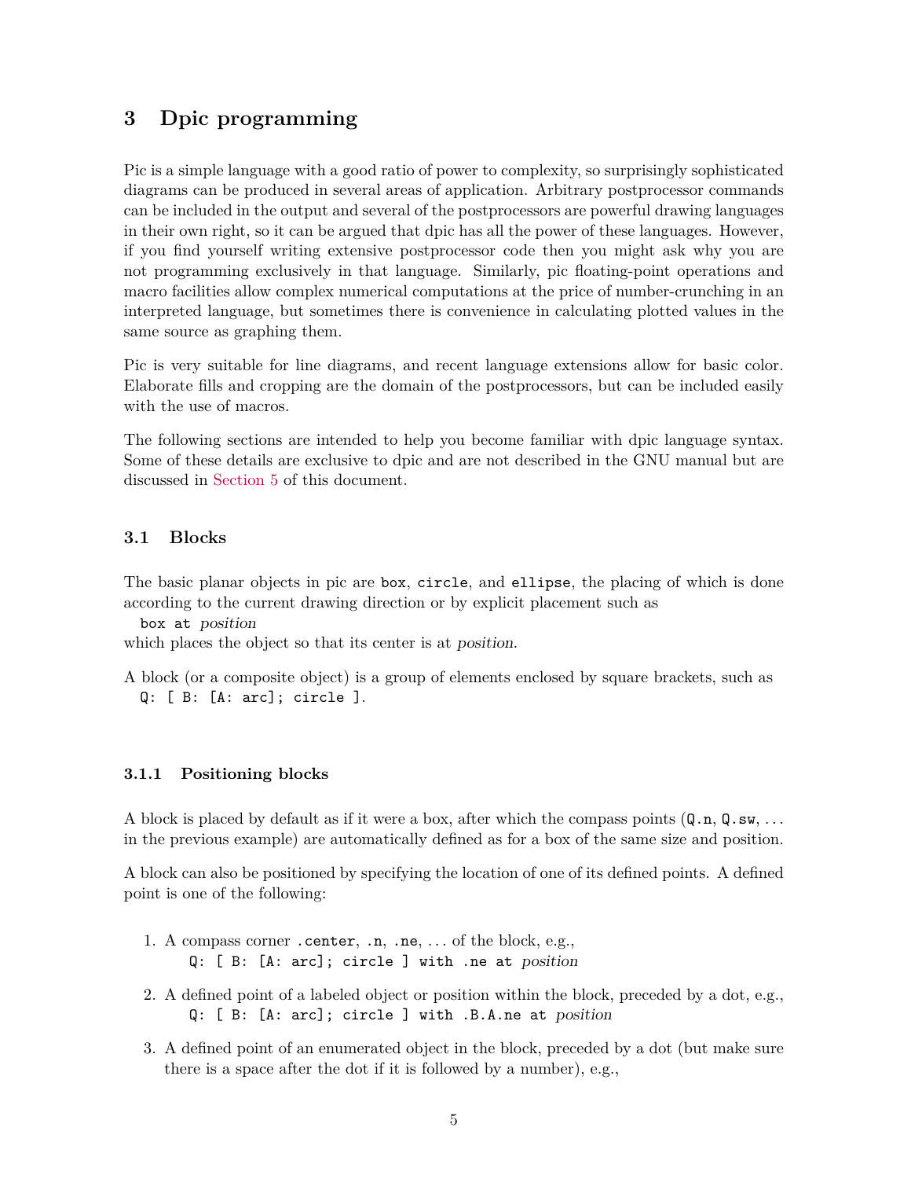## 3 Dpic programming

Pic is a simple language with a good ratio of power to complexity, so surprisingly sophisticated diagrams can be produced in several areas of application. Arbitrary postprocessor commands can be included in the output and several of the postprocessors are powerful drawing languages in their own right, so it can be argued that dpic has all the power of these languages. However, if you find yourself writing extensive postprocessor code then you might ask why you are not programming exclusively in that language. Similarly, pic floating-point operations and macro facilities allow complex numerical computations at the price of number-crunching in an interpreted language, but sometimes there is convenience in calculating plotted values in the same source as graphing them.

Pic is very suitable for line diagrams, and recent language extensions allow for basic color. Elaborate fills and cropping are the domain of the postprocessors, but can be included easily with the use of macros.

The following sections are intended to help you become familiar with dpic language syntax. Some of these details are exclusive to dpic and are not described in the GNU manual but are discussed in Section 5 of this document.

### 3.1 Blocks

The basic planar objects in pic are `box`, `circle`, and `ellipse`, the placing of which is done according to the current drawing direction or by explicit placement such as

`box at` *position*

which places the object so that its center is at *position*.

A block (or a composite object) is a group of elements enclosed by square brackets, such as

`Q: [ B: [A: arc]; circle ]`.

#### 3.1.1 Positioning blocks

A block is placed by default as if it were a box, after which the compass points (`Q.n`, `Q.sw`, ... in the previous example) are automatically defined as for a box of the same size and position.

A block can also be positioned by specifying the location of one of its defined points. A defined point is one of the following:

1. A compass corner `.center`, `.n`, `.ne`, ... of the block, e.g.,
   `Q: [ B: [A: arc]; circle ] with .ne at` *position*
2. A defined point of a labeled object or position within the block, preceded by a dot, e.g.,
   `Q: [ B: [A: arc]; circle ] with .B.A.ne at` *position*
3. A defined point of an enumerated object in the block, preceded by a dot (but make sure there is a space after the dot if it is followed by a number), e.g.,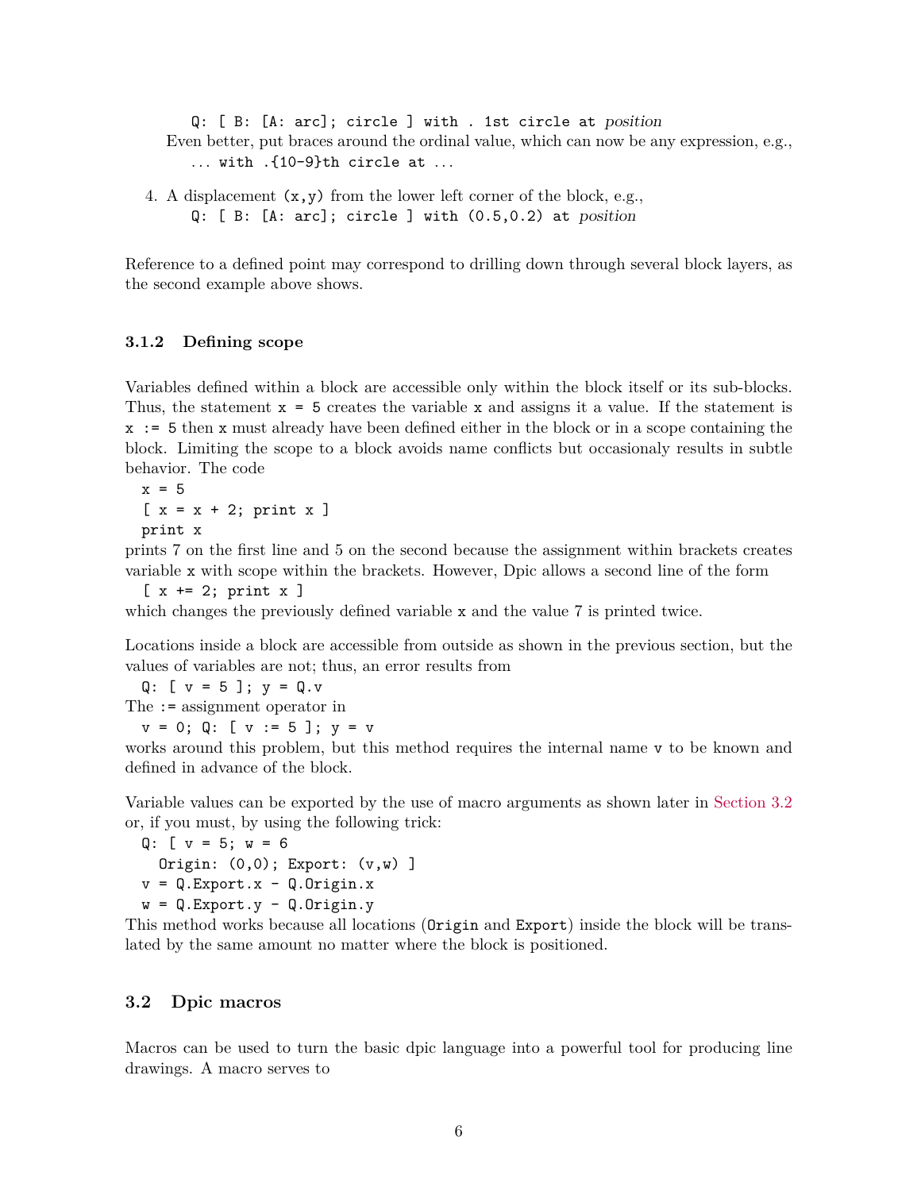```
Q: [ B: [A: arc]; circle ] with . 1st circle at position
```

Even better, put braces around the ordinal value, which can now be any expression, e.g.,

```
... with .{10-9}th circle at ...
```

4. A displacement `(x,y)` from the lower left corner of the block, e.g.,

```
Q: [ B: [A: arc]; circle ] with (0.5,0.2) at position
```

Reference to a defined point may correspond to drilling down through several block layers, as the second example above shows.

#### 3.1.2 Defining scope

Variables defined within a block are accessible only within the block itself or its sub-blocks. Thus, the statement `x = 5` creates the variable `x` and assigns it a value. If the statement is `x := 5` then `x` must already have been defined either in the block or in a scope containing the block. Limiting the scope to a block avoids name conflicts but occasionaly results in subtle behavior. The code

```
x = 5
[ x = x + 2; print x ]
print x
```

prints 7 on the first line and 5 on the second because the assignment within brackets creates variable `x` with scope within the brackets. However, Dpic allows a second line of the form

```
[ x += 2; print x ]
```

which changes the previously defined variable `x` and the value 7 is printed twice.

Locations inside a block are accessible from outside as shown in the previous section, but the values of variables are not; thus, an error results from

```
Q: [ v = 5 ]; y = Q.v
```

The `:=` assignment operator in

```
v = 0; Q: [ v := 5 ]; y = v
```

works around this problem, but this method requires the internal name `v` to be known and defined in advance of the block.

Variable values can be exported by the use of macro arguments as shown later in Section 3.2 or, if you must, by using the following trick:

```
Q: [ v = 5; w = 6
  Origin: (0,0); Export: (v,w) ]
v = Q.Export.x - Q.Origin.x
w = Q.Export.y - Q.Origin.y
```

This method works because all locations (`Origin` and `Export`) inside the block will be translated by the same amount no matter where the block is positioned.

### 3.2 Dpic macros

Macros can be used to turn the basic dpic language into a powerful tool for producing line drawings. A macro serves to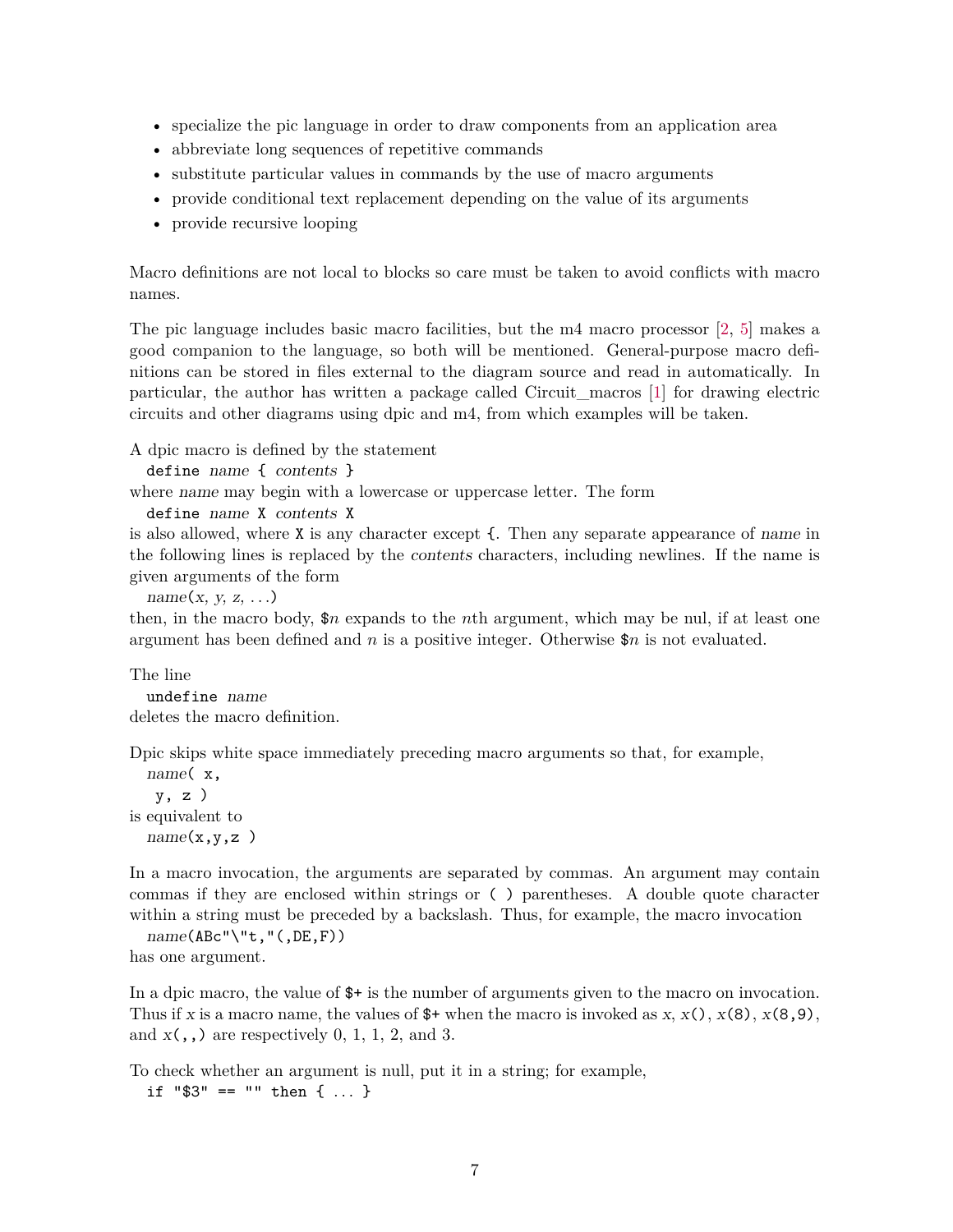- specialize the pic language in order to draw components from an application area
- abbreviate long sequences of repetitive commands
- substitute particular values in commands by the use of macro arguments
- provide conditional text replacement depending on the value of its arguments
- provide recursive looping

Macro definitions are not local to blocks so care must be taken to avoid conflicts with macro names.

The pic language includes basic macro facilities, but the m4 macro processor [2, 5] makes a good companion to the language, so both will be mentioned. General-purpose macro definitions can be stored in files external to the diagram source and read in automatically. In particular, the author has written a package called Circuit_macros [1] for drawing electric circuits and other diagrams using dpic and m4, from which examples will be taken.

A dpic macro is defined by the statement

`define` *name* `{` *contents* `}`

where *name* may begin with a lowercase or uppercase letter. The form

`define` *name* `X` *contents* `X`

is also allowed, where `X` is any character except `{`. Then any separate appearance of *name* in the following lines is replaced by the *contents* characters, including newlines. If the name is given arguments of the form

*name*(*x, y, z, ...*)

then, in the macro body, `$`*n* expands to the *n*th argument, which may be nul, if at least one argument has been defined and *n* is a positive integer. Otherwise `$`*n* is not evaluated.

The line

`undefine` *name*

deletes the macro definition.

Dpic skips white space immediately preceding macro arguments so that, for example,

```
name( x,
   y, z )
```

is equivalent to

```
name(x,y,z )
```

In a macro invocation, the arguments are separated by commas. An argument may contain commas if they are enclosed within strings or `( )` parentheses. A double quote character within a string must be preceded by a backslash. Thus, for example, the macro invocation

```
name(ABc"\"t,"(,DE,F))
```

has one argument.

In a dpic macro, the value of `$+` is the number of arguments given to the macro on invocation. Thus if *x* is a macro name, the values of `$+` when the macro is invoked as *x*, *x*`()`, *x*`(8)`, *x*`(8,9)`, and *x*`(,,)` are respectively 0, 1, 1, 2, and 3.

To check whether an argument is null, put it in a string; for example,

```
if "$3" == "" then { ... }
```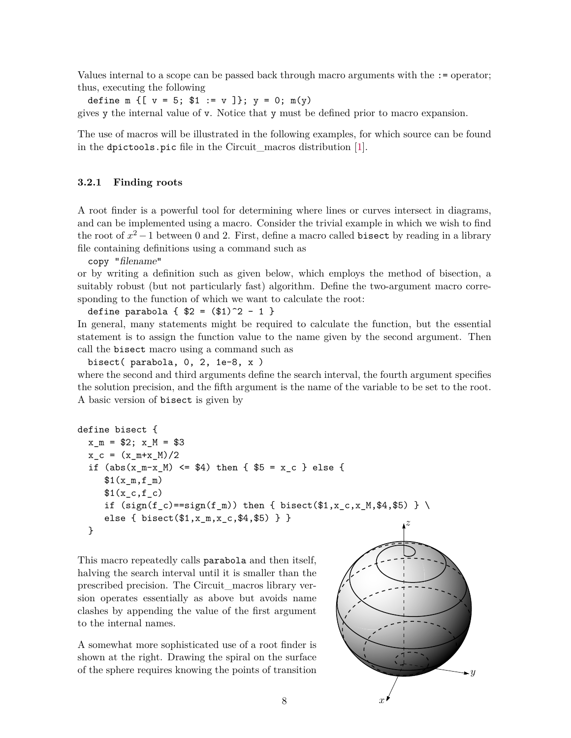Values internal to a scope can be passed back through macro arguments with the `:=` operator; thus, executing the following

```
define m {[ v = 5; $1 := v ]}; y = 0; m(y)
```

gives `y` the internal value of `v`. Notice that `y` must be defined prior to macro expansion.

The use of macros will be illustrated in the following examples, for which source can be found in the `dpictools.pic` file in the Circuit_macros distribution [1].

### 3.2.1 Finding roots

A root finder is a powerful tool for determining where lines or curves intersect in diagrams, and can be implemented using a macro. Consider the trivial example in which we wish to find the root of $x^2 - 1$ between 0 and 2. First, define a macro called `bisect` by reading in a library file containing definitions using a command such as

```
copy "filename"
```

or by writing a definition such as given below, which employs the method of bisection, a suitably robust (but not particularly fast) algorithm. Define the two-argument macro corresponding to the function of which we want to calculate the root:

```
define parabola { $2 = ($1)^2 - 1 }
```

In general, many statements might be required to calculate the function, but the essential statement is to assign the function value to the name given by the second argument. Then call the `bisect` macro using a command such as

```
bisect( parabola, 0, 2, 1e-8, x )
```

where the second and third arguments define the search interval, the fourth argument specifies the solution precision, and the fifth argument is the name of the variable to be set to the root. A basic version of `bisect` is given by

```
define bisect {
  x_m = $2; x_M = $3
  x_c = (x_m+x_M)/2
  if (abs(x_m-x_M) <= $4) then { $5 = x_c } else {
     $1(x_m,f_m)
     $1(x_c,f_c)
     if (sign(f_c)==sign(f_m)) then { bisect($1,x_c,x_M,$4,$5) } \
     else { bisect($1,x_m,x_c,$4,$5) } }
  }
```

This macro repeatedly calls `parabola` and then itself, halving the search interval until it is smaller than the prescribed precision. The Circuit_macros library version operates essentially as above but avoids name clashes by appending the value of the first argument to the internal names.

A somewhat more sophisticated use of a root finder is shown at the right. Drawing the spiral on the surface of the sphere requires knowing the points of transition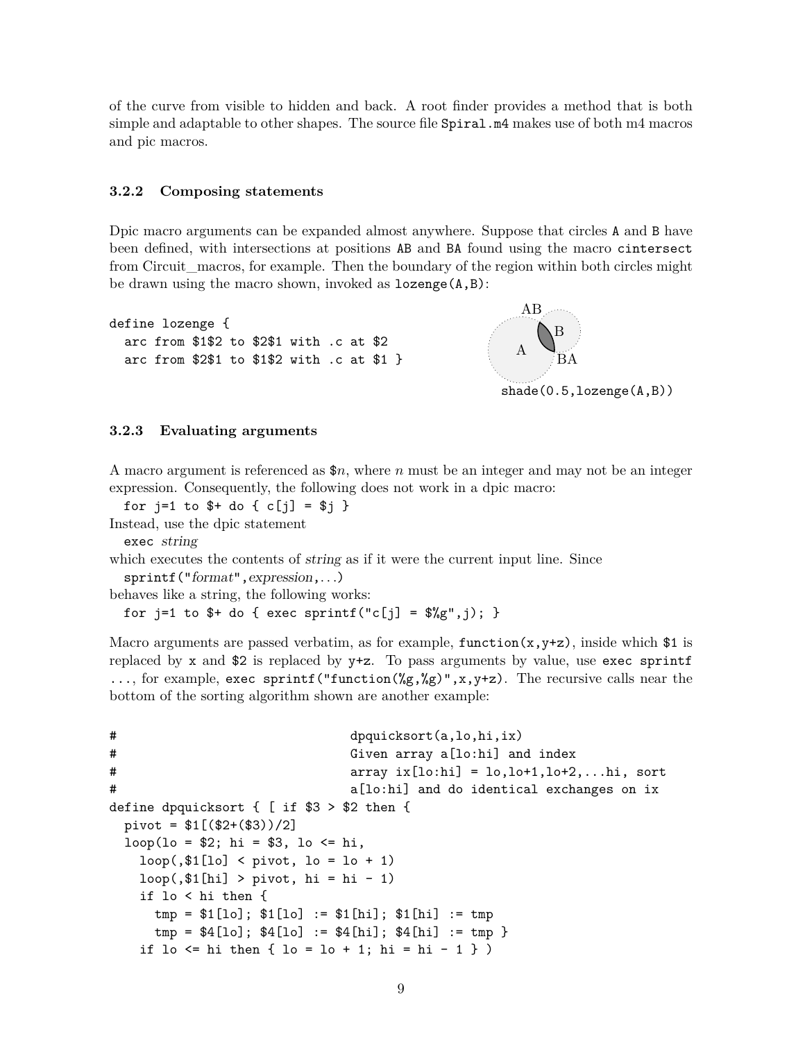of the curve from visible to hidden and back. A root finder provides a method that is both simple and adaptable to other shapes. The source file `Spiral.m4` makes use of both m4 macros and pic macros.

### 3.2.2 Composing statements

Dpic macro arguments can be expanded almost anywhere. Suppose that circles `A` and `B` have been defined, with intersections at positions `AB` and `BA` found using the macro `cintersect` from Circuit_macros, for example. Then the boundary of the region within both circles might be drawn using the macro shown, invoked as `lozenge(A,B)`:

```
define lozenge {
  arc from $1$2 to $2$1 with .c at $2
  arc from $2$1 to $1$2 with .c at $1 }
```

`shade(0.5,lozenge(A,B))`

### 3.2.3 Evaluating arguments

A macro argument is referenced as `$`*n*, where *n* must be an integer and may not be an integer expression. Consequently, the following does not work in a dpic macro:

```
for j=1 to $+ do { c[j] = $j }
```

Instead, use the dpic statement

`exec` *string*

which executes the contents of *string* as if it were the current input line. Since

`sprintf("`*format*`",`*expression*`,...)`

behaves like a string, the following works:

```
for j=1 to $+ do { exec sprintf("c[j] = $%g",j); }
```

Macro arguments are passed verbatim, as for example, `function(x,y+z)`, inside which `$1` is replaced by `x` and `$2` is replaced by `y+z`. To pass arguments by value, use `exec sprintf ...`, for example, `exec sprintf("function(%g,%g)",x,y+z)`. The recursive calls near the bottom of the sorting algorithm shown are another example:

```
#                              dpquicksort(a,lo,hi,ix)
#                              Given array a[lo:hi] and index
#                              array ix[lo:hi] = lo,lo+1,lo+2,...hi, sort
#                              a[lo:hi] and do identical exchanges on ix
define dpquicksort { [ if $3 > $2 then {
  pivot = $1[($2+($3))/2]
  loop(lo = $2; hi = $3, lo <= hi,
    loop(,$1[lo] < pivot, lo = lo + 1)
    loop(,$1[hi] > pivot, hi = hi - 1)
    if lo < hi then {
      tmp = $1[lo]; $1[lo] := $1[hi]; $1[hi] := tmp
      tmp = $4[lo]; $4[lo] := $4[hi]; $4[hi] := tmp }
    if lo <= hi then { lo = lo + 1; hi = hi - 1 } )
```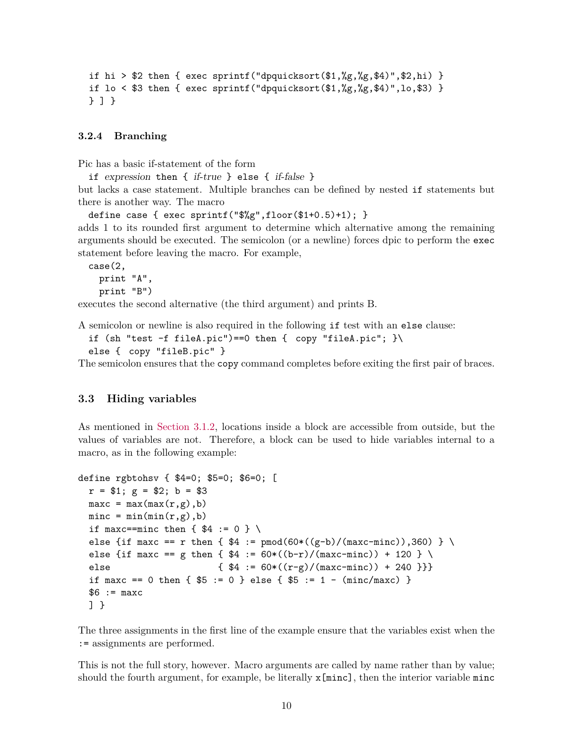```
if hi > $2 then { exec sprintf("dpquicksort($1,%g,%g,$4)",$2,hi) }
if lo < $3 then { exec sprintf("dpquicksort($1,%g,%g,$4)",lo,$3) }
} ] }
```

### 3.2.4 Branching

Pic has a basic if-statement of the form

`if` *expression* `then {` *if-true* `} else {` *if-false* `}`

but lacks a case statement. Multiple branches can be defined by nested `if` statements but there is another way. The macro

```
define case { exec sprintf("$%g",floor($1+0.5)+1); }
```

adds 1 to its rounded first argument to determine which alternative among the remaining arguments should be executed. The semicolon (or a newline) forces dpic to perform the `exec` statement before leaving the macro. For example,

```
case(2,
  print "A",
  print "B")
```

executes the second alternative (the third argument) and prints B.

A semicolon or newline is also required in the following `if` test with an `else` clause:

```
if (sh "test -f fileA.pic")==0 then {  copy "fileA.pic"; }\
else {  copy "fileB.pic" }
```

The semicolon ensures that the `copy` command completes before exiting the first pair of braces.

## 3.3 Hiding variables

As mentioned in Section 3.1.2, locations inside a block are accessible from outside, but the values of variables are not. Therefore, a block can be used to hide variables internal to a macro, as in the following example:

```
define rgbtohsv { $4=0; $5=0; $6=0; [
  r = $1; g = $2; b = $3
  maxc = max(max(r,g),b)
  minc = min(min(r,g),b)
  if maxc==minc then { $4 := 0 } \
  else {if maxc == r then { $4 := pmod(60*((g-b)/(maxc-minc)),360) } \
  else {if maxc == g then { $4 := 60*((b-r)/(maxc-minc)) + 120 } \
  else                    { $4 := 60*((r-g)/(maxc-minc)) + 240 }}}
  if maxc == 0 then { $5 := 0 } else { $5 := 1 - (minc/maxc) }
  $6 := maxc
  ] }
```

The three assignments in the first line of the example ensure that the variables exist when the `:=` assignments are performed.

This is not the full story, however. Macro arguments are called by name rather than by value; should the fourth argument, for example, be literally `x[minc]`, then the interior variable `minc`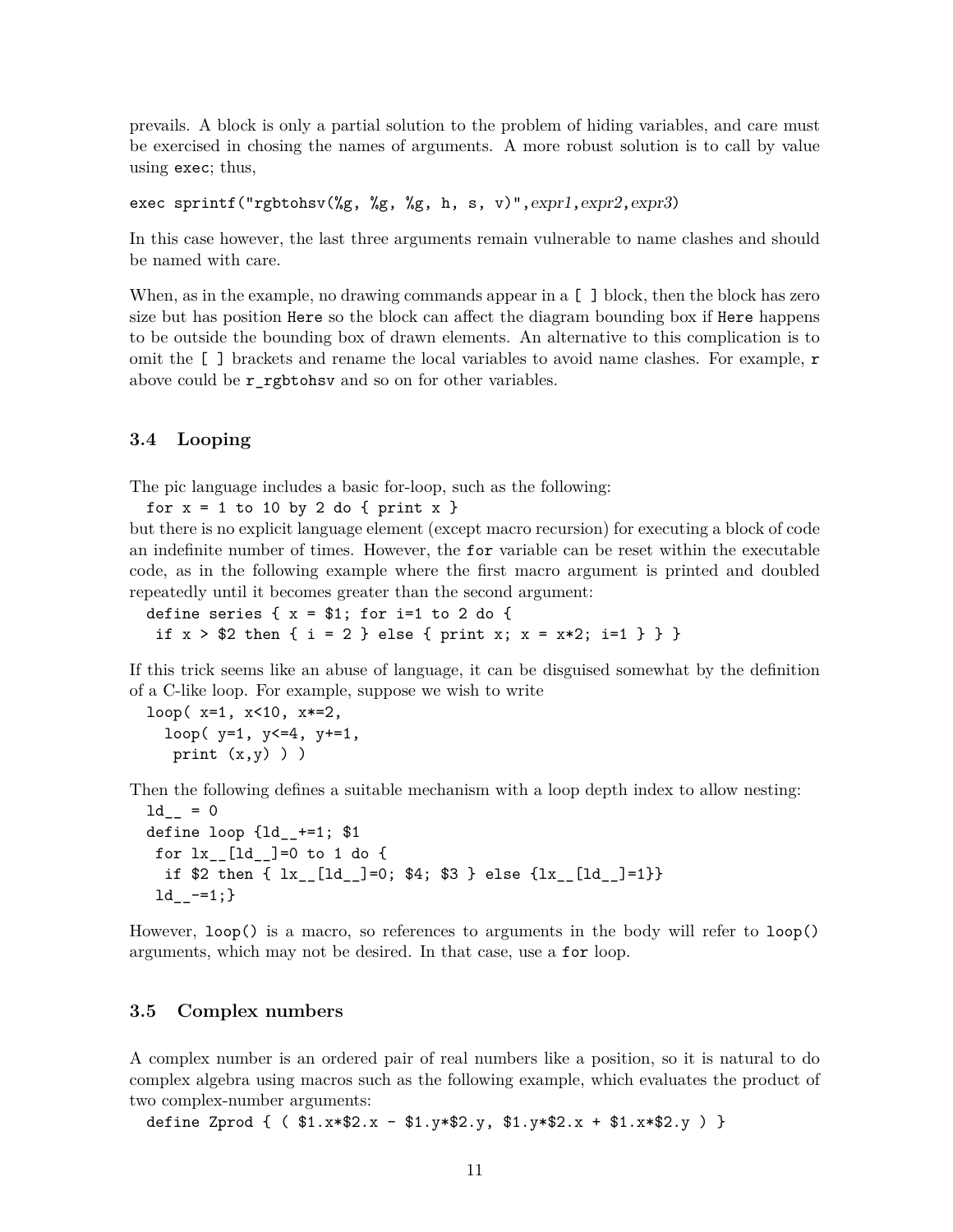prevails. A block is only a partial solution to the problem of hiding variables, and care must be exercised in chosing the names of arguments. A more robust solution is to call by value using `exec`; thus,

```
exec sprintf("rgbtohsv(%g, %g, %g, h, s, v)",expr1,expr2,expr3)
```

In this case however, the last three arguments remain vulnerable to name clashes and should be named with care.

When, as in the example, no drawing commands appear in a `[ ]` block, then the block has zero size but has position `Here` so the block can affect the diagram bounding box if `Here` happens to be outside the bounding box of drawn elements. An alternative to this complication is to omit the `[ ]` brackets and rename the local variables to avoid name clashes. For example, `r` above could be `r_rgbtohsv` and so on for other variables.

### 3.4 Looping

The pic language includes a basic for-loop, such as the following:

```
for x = 1 to 10 by 2 do { print x }
```

but there is no explicit language element (except macro recursion) for executing a block of code an indefinite number of times. However, the `for` variable can be reset within the executable code, as in the following example where the first macro argument is printed and doubled repeatedly until it becomes greater than the second argument:

```
define series { x = $1; for i=1 to 2 do {
 if x > $2 then { i = 2 } else { print x; x = x*2; i=1 } } }
```

If this trick seems like an abuse of language, it can be disguised somewhat by the definition of a C-like loop. For example, suppose we wish to write

```
loop( x=1, x<10, x*=2,
  loop( y=1, y<=4, y+=1,
   print (x,y) ) )
```

Then the following defines a suitable mechanism with a loop depth index to allow nesting:

```
ld__ = 0
define loop {ld__+=1; $1
 for lx__[ld__]=0 to 1 do {
  if $2 then { lx__[ld__]=0; $4; $3 } else {lx__[ld__]=1}}
 ld__-=1;}
```

However, `loop()` is a macro, so references to arguments in the body will refer to `loop()` arguments, which may not be desired. In that case, use a `for` loop.

### 3.5 Complex numbers

A complex number is an ordered pair of real numbers like a position, so it is natural to do complex algebra using macros such as the following example, which evaluates the product of two complex-number arguments:

```
define Zprod { ( $1.x*$2.x - $1.y*$2.y, $1.y*$2.x + $1.x*$2.y ) }
```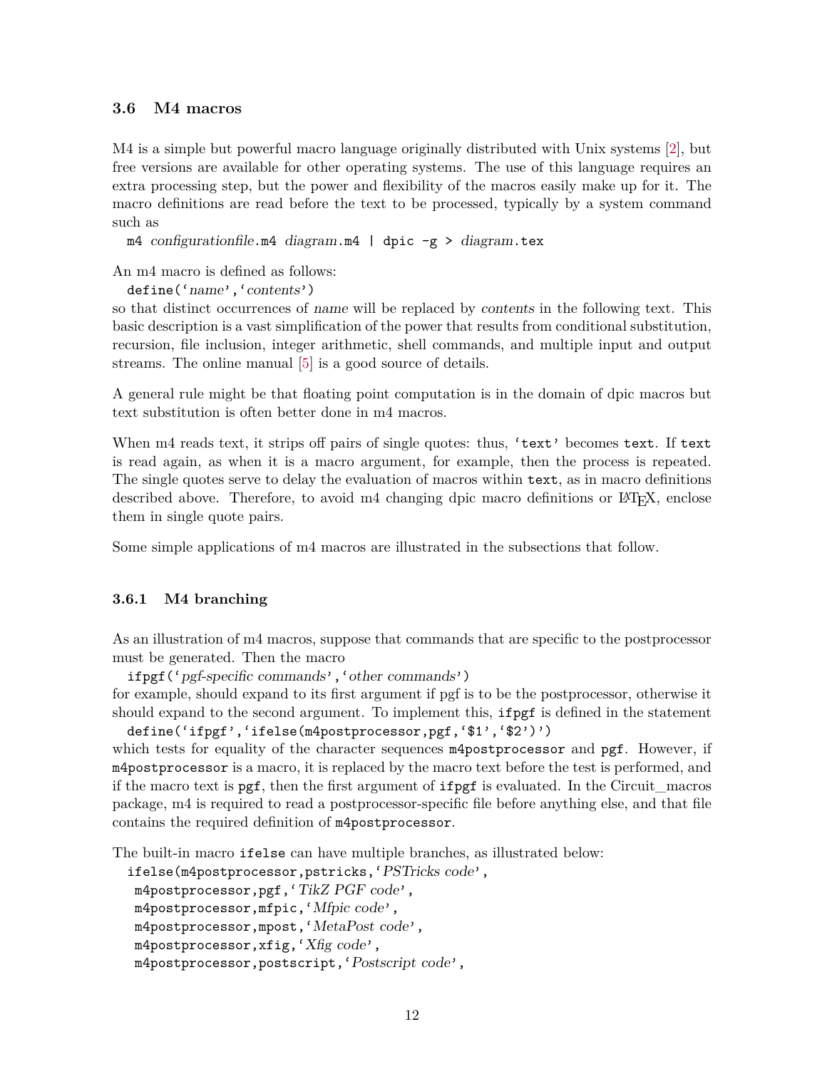### 3.6 M4 macros

M4 is a simple but powerful macro language originally distributed with Unix systems [2], but free versions are available for other operating systems. The use of this language requires an extra processing step, but the power and flexibility of the macros easily make up for it. The macro definitions are read before the text to be processed, typically by a system command such as

`m4` *configurationfile*`.m4` *diagram*`.m4 | dpic -g >` *diagram*`.tex`

An m4 macro is defined as follows:

`define(‘`*name*`’,‘`*contents*`’)`

so that distinct occurrences of *name* will be replaced by *contents* in the following text. This basic description is a vast simplification of the power that results from conditional substitution, recursion, file inclusion, integer arithmetic, shell commands, and multiple input and output streams. The online manual [5] is a good source of details.

A general rule might be that floating point computation is in the domain of dpic macros but text substitution is often better done in m4 macros.

When m4 reads text, it strips off pairs of single quotes: thus, `‘text’` becomes `text`. If `text` is read again, as when it is a macro argument, for example, then the process is repeated. The single quotes serve to delay the evaluation of macros within `text`, as in macro definitions described above. Therefore, to avoid m4 changing dpic macro definitions or LaTeX, enclose them in single quote pairs.

Some simple applications of m4 macros are illustrated in the subsections that follow.

#### 3.6.1 M4 branching

As an illustration of m4 macros, suppose that commands that are specific to the postprocessor must be generated. Then the macro

`ifpgf(‘`*pgf-specific commands*`’,‘`*other commands*`’)`

for example, should expand to its first argument if pgf is to be the postprocessor, otherwise it should expand to the second argument. To implement this, `ifpgf` is defined in the statement

```
define(‘ifpgf’,‘ifelse(m4postprocessor,pgf,‘$1’,‘$2’)’)
```

which tests for equality of the character sequences `m4postprocessor` and `pgf`. However, if `m4postprocessor` is a macro, it is replaced by the macro text before the test is performed, and if the macro text is `pgf`, then the first argument of `ifpgf` is evaluated. In the Circuit_macros package, m4 is required to read a postprocessor-specific file before anything else, and that file contains the required definition of `m4postprocessor`.

The built-in macro `ifelse` can have multiple branches, as illustrated below:

```
ifelse(m4postprocessor,pstricks,‘PSTricks code’,
 m4postprocessor,pgf,‘TikZ PGF code’,
 m4postprocessor,mfpic,‘Mfpic code’,
 m4postprocessor,mpost,‘MetaPost code’,
 m4postprocessor,xfig,‘Xfig code’,
 m4postprocessor,postscript,‘Postscript code’,
```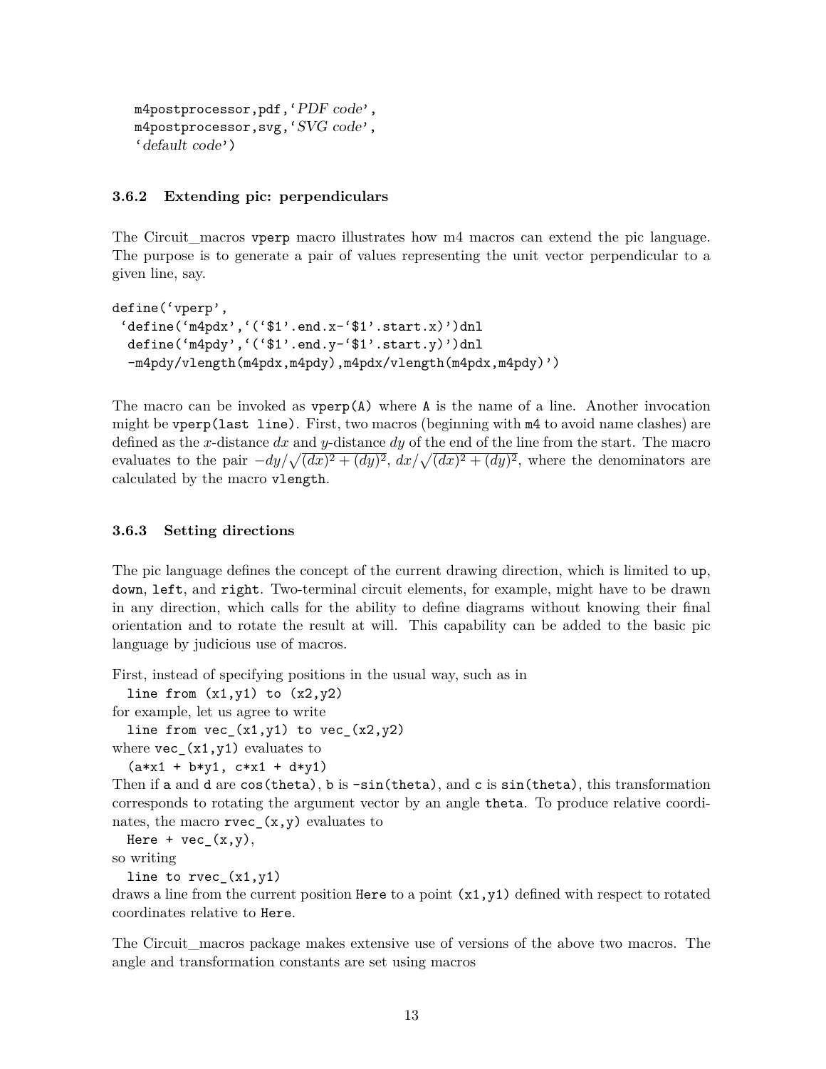```
  m4postprocessor,pdf,`PDF code',
  m4postprocessor,svg,`SVG code',
  `default code')
```

### 3.6.2 Extending pic: perpendiculars

The Circuit_macros `vperp` macro illustrates how m4 macros can extend the pic language. The purpose is to generate a pair of values representing the unit vector perpendicular to a given line, say.

```
define(`vperp',
 `define(`m4pdx',`(`$1'.end.x-`$1'.start.x)')dnl
  define(`m4pdy',`(`$1'.end.y-`$1'.start.y)')dnl
  -m4pdy/vlength(m4pdx,m4pdy),m4pdx/vlength(m4pdx,m4pdy)')
```

The macro can be invoked as `vperp(A)` where `A` is the name of a line. Another invocation might be `vperp(last line)`. First, two macros (beginning with `m4` to avoid name clashes) are defined as the $x$-distance $dx$ and $y$-distance $dy$ of the end of the line from the start. The macro evaluates to the pair $-dy/\sqrt{(dx)^2+(dy)^2}$, $dx/\sqrt{(dx)^2+(dy)^2}$, where the denominators are calculated by the macro `vlength`.

### 3.6.3 Setting directions

The pic language defines the concept of the current drawing direction, which is limited to `up`, `down`, `left`, and `right`. Two-terminal circuit elements, for example, might have to be drawn in any direction, which calls for the ability to define diagrams without knowing their final orientation and to rotate the result at will. This capability can be added to the basic pic language by judicious use of macros.

First, instead of specifying positions in the usual way, such as in

```
  line from (x1,y1) to (x2,y2)
```

for example, let us agree to write

```
  line from vec_(x1,y1) to vec_(x2,y2)
```

where `vec_(x1,y1)` evaluates to

```
  (a*x1 + b*y1, c*x1 + d*y1)
```

Then if `a` and `d` are `cos(theta)`, `b` is `-sin(theta)`, and `c` is `sin(theta)`, this transformation corresponds to rotating the argument vector by an angle `theta`. To produce relative coordinates, the macro `rvec_(x,y)` evaluates to

```
  Here + vec_(x,y),
```

so writing

```
  line to rvec_(x1,y1)
```

draws a line from the current position `Here` to a point `(x1,y1)` defined with respect to rotated coordinates relative to `Here`.

The Circuit_macros package makes extensive use of versions of the above two macros. The angle and transformation constants are set using macros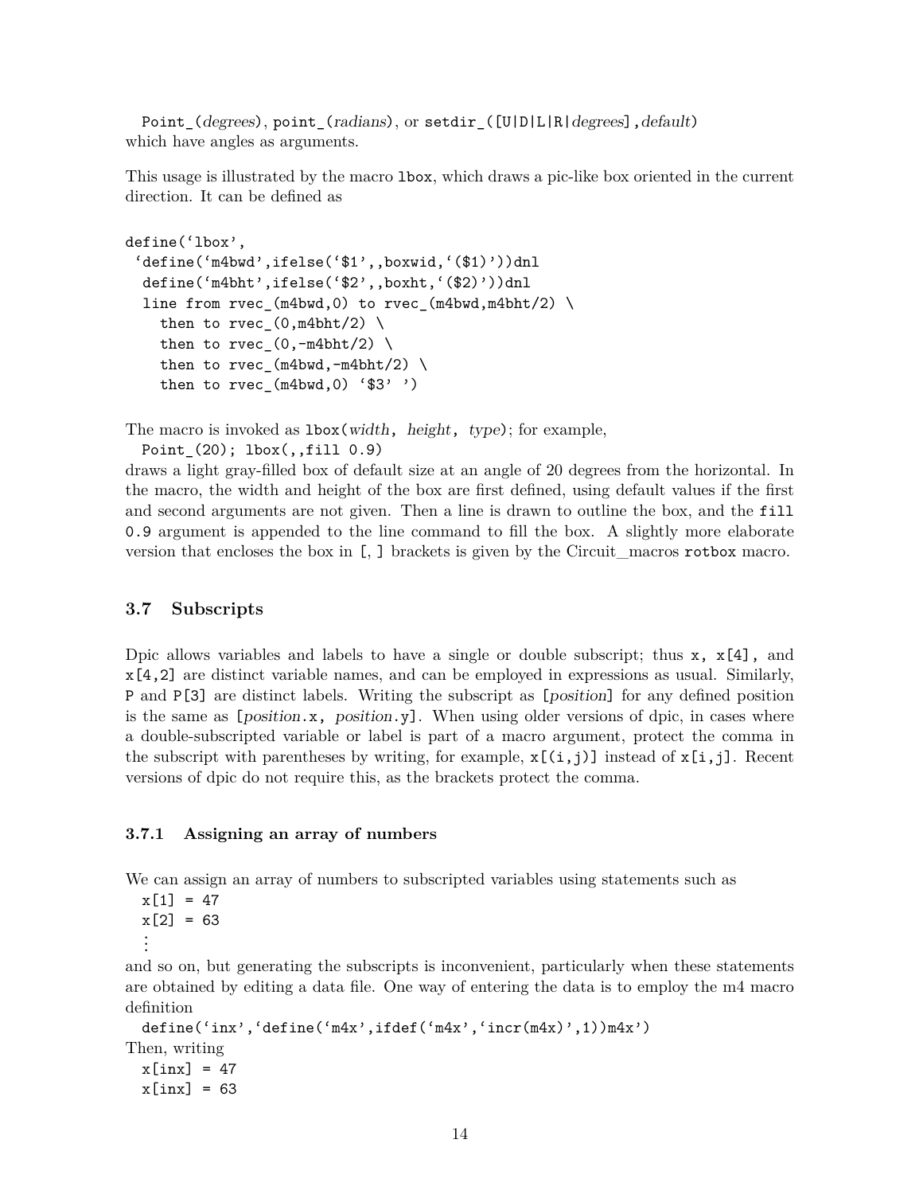`Point_(degrees)`, `point_(radians)`, or `setdir_([U|D|L|R|degrees],default)` which have angles as arguments.

This usage is illustrated by the macro `lbox`, which draws a pic-like box oriented in the current direction. It can be defined as

```
define(`lbox',
 `define(`m4bwd',ifelse(`$1',,boxwid,`($1)'))dnl
  define(`m4bht',ifelse(`$2',,boxht,`($2)'))dnl
  line from rvec_(m4bwd,0) to rvec_(m4bwd,m4bht/2) \
    then to rvec_(0,m4bht/2) \
    then to rvec_(0,-m4bht/2) \
    then to rvec_(m4bwd,-m4bht/2) \
    then to rvec_(m4bwd,0) `$3' ')
```

The macro is invoked as `lbox(width, height, type)`; for example,
  `Point_(20); lbox(,,fill 0.9)`
draws a light gray-filled box of default size at an angle of 20 degrees from the horizontal. In the macro, the width and height of the box are first defined, using default values if the first and second arguments are not given. Then a line is drawn to outline the box, and the `fill 0.9` argument is appended to the line command to fill the box. A slightly more elaborate version that encloses the box in `[, ]` brackets is given by the Circuit_macros `rotbox` macro.

## 3.7 Subscripts

Dpic allows variables and labels to have a single or double subscript; thus `x, x[4],` and `x[4,2]` are distinct variable names, and can be employed in expressions as usual. Similarly, `P` and `P[3]` are distinct labels. Writing the subscript as `[position]` for any defined position is the same as `[position.x, position.y]`. When using older versions of dpic, in cases where a double-subscripted variable or label is part of a macro argument, protect the comma in the subscript with parentheses by writing, for example, `x[(i,j)]` instead of `x[i,j]`. Recent versions of dpic do not require this, as the brackets protect the comma.

### 3.7.1 Assigning an array of numbers

We can assign an array of numbers to subscripted variables using statements such as

```
x[1] = 47
x[2] = 63
⋮
```

and so on, but generating the subscripts is inconvenient, particularly when these statements are obtained by editing a data file. One way of entering the data is to employ the m4 macro definition

```
define(`inx',`define(`m4x',ifdef(`m4x',`incr(m4x)',1))m4x')
```

Then, writing

```
x[inx] = 47
x[inx] = 63
```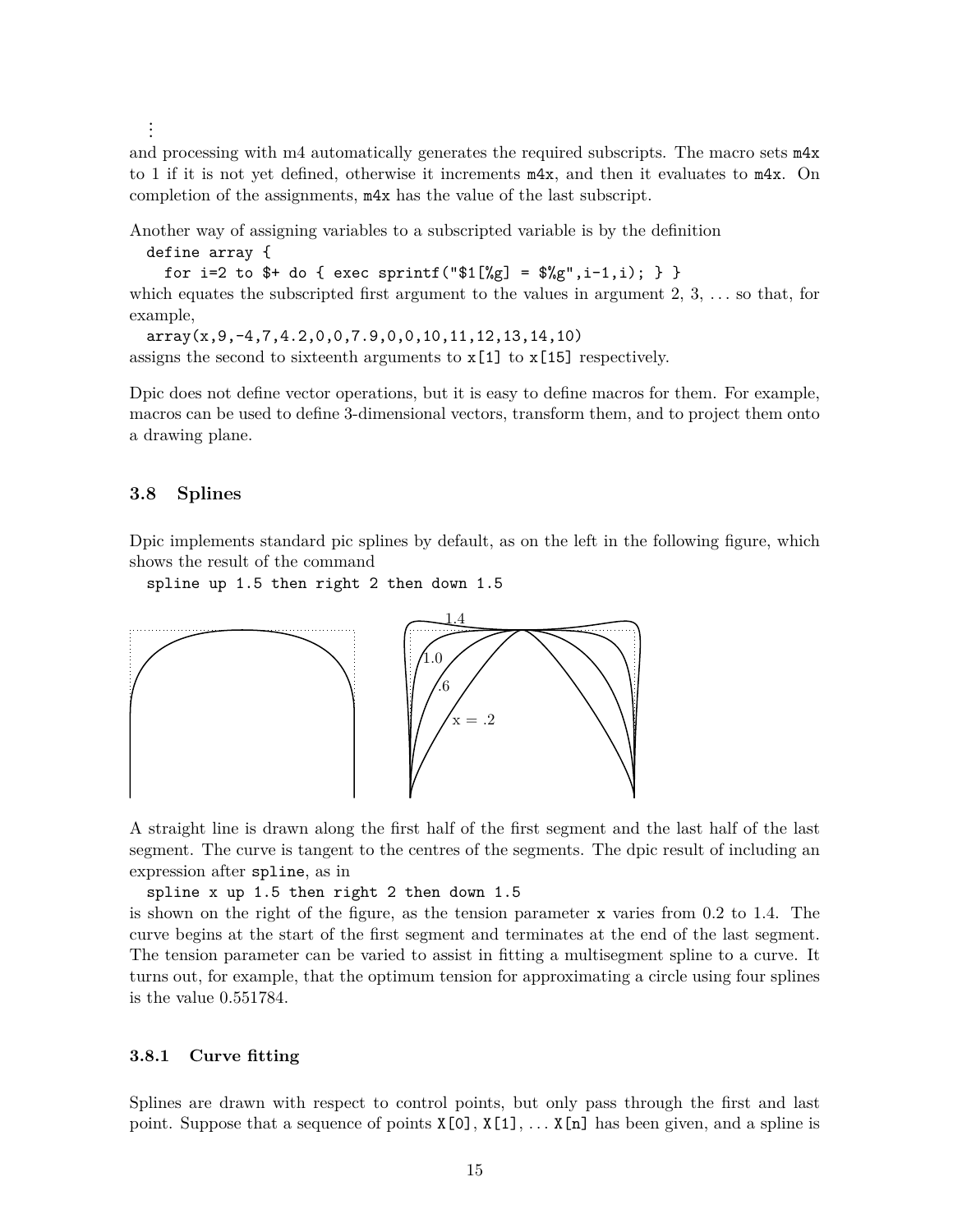⋮

and processing with m4 automatically generates the required subscripts. The macro sets `m4x` to 1 if it is not yet defined, otherwise it increments `m4x`, and then it evaluates to `m4x`. On completion of the assignments, `m4x` has the value of the last subscript.

Another way of assigning variables to a subscripted variable is by the definition

```
define array {
  for i=2 to $+ do { exec sprintf("$1[%g] = $%g",i-1,i); } }
```

which equates the subscripted first argument to the values in argument 2, 3, . . . so that, for example,

```
array(x,9,-4,7,4.2,0,0,7.9,0,0,10,11,12,13,14,10)
```

assigns the second to sixteenth arguments to `x[1]` to `x[15]` respectively.

Dpic does not define vector operations, but it is easy to define macros for them. For example, macros can be used to define 3-dimensional vectors, transform them, and to project them onto a drawing plane.

## 3.8 Splines

Dpic implements standard pic splines by default, as on the left in the following figure, which shows the result of the command

```
spline up 1.5 then right 2 then down 1.5
```

A straight line is drawn along the first half of the first segment and the last half of the last segment. The curve is tangent to the centres of the segments. The dpic result of including an expression after `spline`, as in

```
spline x up 1.5 then right 2 then down 1.5
```

is shown on the right of the figure, as the tension parameter `x` varies from 0.2 to 1.4. The curve begins at the start of the first segment and terminates at the end of the last segment. The tension parameter can be varied to assist in fitting a multisegment spline to a curve. It turns out, for example, that the optimum tension for approximating a circle using four splines is the value 0.551784.

### 3.8.1 Curve fitting

Splines are drawn with respect to control points, but only pass through the first and last point. Suppose that a sequence of points `X[0]`, `X[1]`, . . . `X[n]` has been given, and a spline is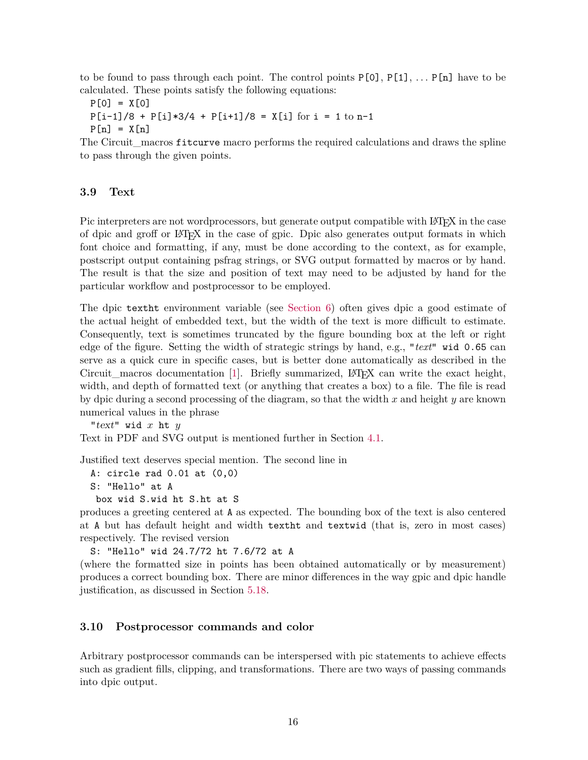to be found to pass through each point. The control points `P[0]`, `P[1]`, ... `P[n]` have to be calculated. These points satisfy the following equations:

```
P[0] = X[0]
P[i-1]/8 + P[i]*3/4 + P[i+1]/8 = X[i] for i = 1 to n-1
P[n] = X[n]
```

The Circuit_macros `fitcurve` macro performs the required calculations and draws the spline to pass through the given points.

### 3.9 Text

Pic interpreters are not wordprocessors, but generate output compatible with LaTeX in the case of dpic and groff or LaTeX in the case of gpic. Dpic also generates output formats in which font choice and formatting, if any, must be done according to the context, as for example, postscript output containing psfrag strings, or SVG output formatted by macros or by hand. The result is that the size and position of text may need to be adjusted by hand for the particular workflow and postprocessor to be employed.

The dpic `textht` environment variable (see Section 6) often gives dpic a good estimate of the actual height of embedded text, but the width of the text is more difficult to estimate. Consequently, text is sometimes truncated by the figure bounding box at the left or right edge of the figure. Setting the width of strategic strings by hand, e.g., `"`*text*`" wid 0.65` can serve as a quick cure in specific cases, but is better done automatically as described in the Circuit_macros documentation [1]. Briefly summarized, LaTeX can write the exact height, width, and depth of formatted text (or anything that creates a box) to a file. The file is read by dpic during a second processing of the diagram, so that the width $x$ and height $y$ are known numerical values in the phrase

`"`*text*`" wid` $x$ `ht` $y$

Text in PDF and SVG output is mentioned further in Section 4.1.

Justified text deserves special mention. The second line in

```
A: circle rad 0.01 at (0,0)
S: "Hello" at A
 box wid S.wid ht S.ht at S
```

produces a greeting centered at `A` as expected. The bounding box of the text is also centered at `A` but has default height and width `textht` and `textwid` (that is, zero in most cases) respectively. The revised version

```
S: "Hello" wid 24.7/72 ht 7.6/72 at A
```

(where the formatted size in points has been obtained automatically or by measurement) produces a correct bounding box. There are minor differences in the way gpic and dpic handle justification, as discussed in Section 5.18.

### 3.10 Postprocessor commands and color

Arbitrary postprocessor commands can be interspersed with pic statements to achieve effects such as gradient fills, clipping, and transformations. There are two ways of passing commands into dpic output.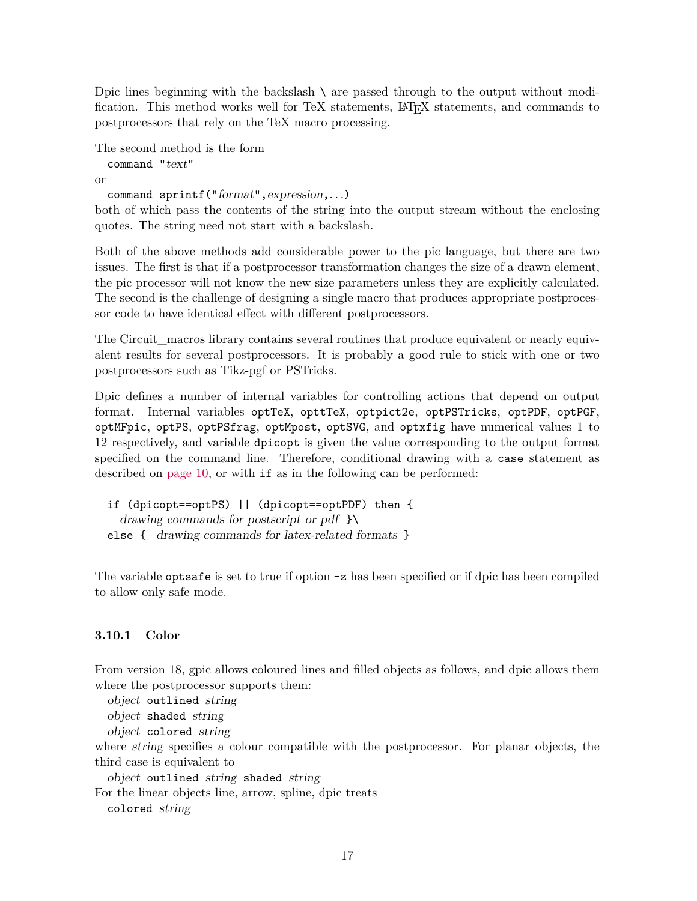Dpic lines beginning with the backslash \ are passed through to the output without modification. This method works well for TeX statements, LaTeX statements, and commands to postprocessors that rely on the TeX macro processing.

The second method is the form

`command "`*text*`"`

or

`command sprintf("`*format*`",`*expression*`,`...`)`

both of which pass the contents of the string into the output stream without the enclosing quotes. The string need not start with a backslash.

Both of the above methods add considerable power to the pic language, but there are two issues. The first is that if a postprocessor transformation changes the size of a drawn element, the pic processor will not know the new size parameters unless they are explicitly calculated. The second is the challenge of designing a single macro that produces appropriate postprocessor code to have identical effect with different postprocessors.

The Circuit_macros library contains several routines that produce equivalent or nearly equivalent results for several postprocessors. It is probably a good rule to stick with one or two postprocessors such as Tikz-pgf or PSTricks.

Dpic defines a number of internal variables for controlling actions that depend on output format. Internal variables `optTeX`, `opttTeX`, `optpict2e`, `optPSTricks`, `optPDF`, `optPGF`, `optMFpic`, `optPS`, `optPSfrag`, `optMpost`, `optSVG`, and `optxfig` have numerical values 1 to 12 respectively, and variable `dpicopt` is given the value corresponding to the output format specified on the command line. Therefore, conditional drawing with a `case` statement as described on page 10, or with `if` as in the following can be performed:

```
if (dpicopt==optPS) || (dpicopt==optPDF) then {
  drawing commands for postscript or pdf }\
else {  drawing commands for latex-related formats }
```

The variable `optsafe` is set to true if option `-z` has been specified or if dpic has been compiled to allow only safe mode.

### 3.10.1 Color

From version 18, gpic allows coloured lines and filled objects as follows, and dpic allows them where the postprocessor supports them:

*object* `outlined` *string*
*object* `shaded` *string*
*object* `colored` *string*

where *string* specifies a colour compatible with the postprocessor. For planar objects, the third case is equivalent to

*object* `outlined` *string* `shaded` *string*

For the linear objects line, arrow, spline, dpic treats

`colored` *string*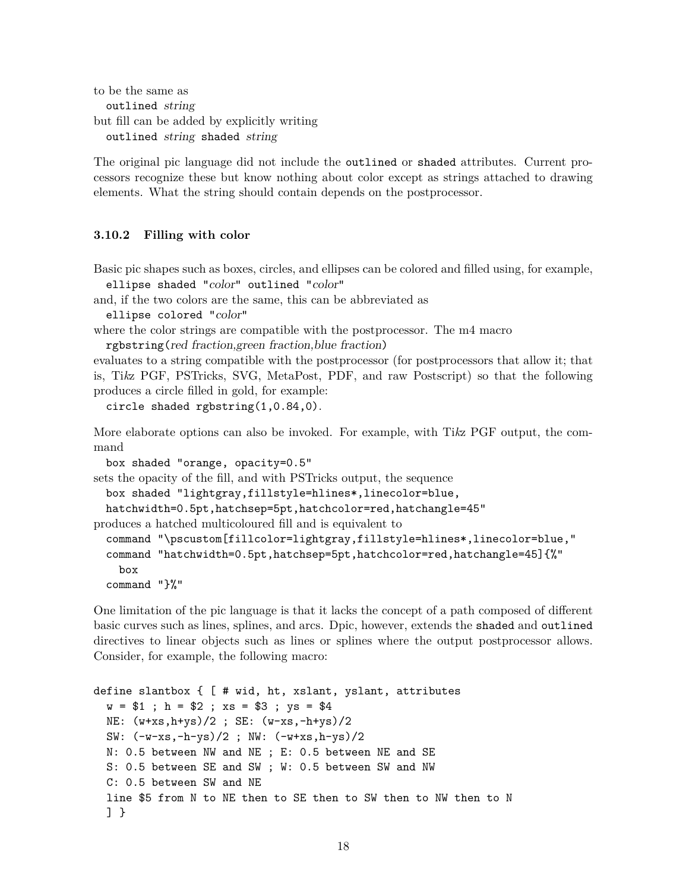to be the same as

`outlined` *string*

but fill can be added by explicitly writing

`outlined` *string* `shaded` *string*

The original pic language did not include the `outlined` or `shaded` attributes. Current processors recognize these but know nothing about color except as strings attached to drawing elements. What the string should contain depends on the postprocessor.

### 3.10.2 Filling with color

Basic pic shapes such as boxes, circles, and ellipses can be colored and filled using, for example,

`ellipse shaded "`*color*`" outlined "`*color*`"`

and, if the two colors are the same, this can be abbreviated as

`ellipse colored "`*color*`"`

where the color strings are compatible with the postprocessor. The m4 macro

`rgbstring(`*red fraction*,*green fraction*,*blue fraction*`)`

evaluates to a string compatible with the postprocessor (for postprocessors that allow it; that is, Tikz PGF, PSTricks, SVG, MetaPost, PDF, and raw Postscript) so that the following produces a circle filled in gold, for example:

`circle shaded rgbstring(1,0.84,0)`.

More elaborate options can also be invoked. For example, with Tikz PGF output, the command

`box shaded "orange, opacity=0.5"`

sets the opacity of the fill, and with PSTricks output, the sequence

```
box shaded "lightgray,fillstyle=hlines*,linecolor=blue,
hatchwidth=0.5pt,hatchsep=5pt,hatchcolor=red,hatchangle=45"
```

produces a hatched multicoloured fill and is equivalent to

```
command "\pscustom[fillcolor=lightgray,fillstyle=hlines*,linecolor=blue,"
command "hatchwidth=0.5pt,hatchsep=5pt,hatchcolor=red,hatchangle=45]{%"
  box
command "}%"
```

One limitation of the pic language is that it lacks the concept of a path composed of different basic curves such as lines, splines, and arcs. Dpic, however, extends the `shaded` and `outlined` directives to linear objects such as lines or splines where the output postprocessor allows. Consider, for example, the following macro:

```
define slantbox { [ # wid, ht, xslant, yslant, attributes
  w = $1 ; h = $2 ; xs = $3 ; ys = $4
  NE: (w+xs,h+ys)/2 ; SE: (w-xs,-h+ys)/2
  SW: (-w-xs,-h-ys)/2 ; NW: (-w+xs,h-ys)/2
  N: 0.5 between NW and NE ; E: 0.5 between NE and SE
  S: 0.5 between SE and SW ; W: 0.5 between SW and NW
  C: 0.5 between SW and NE
  line $5 from N to NE then to SE then to SW then to NW then to N
  ] }
```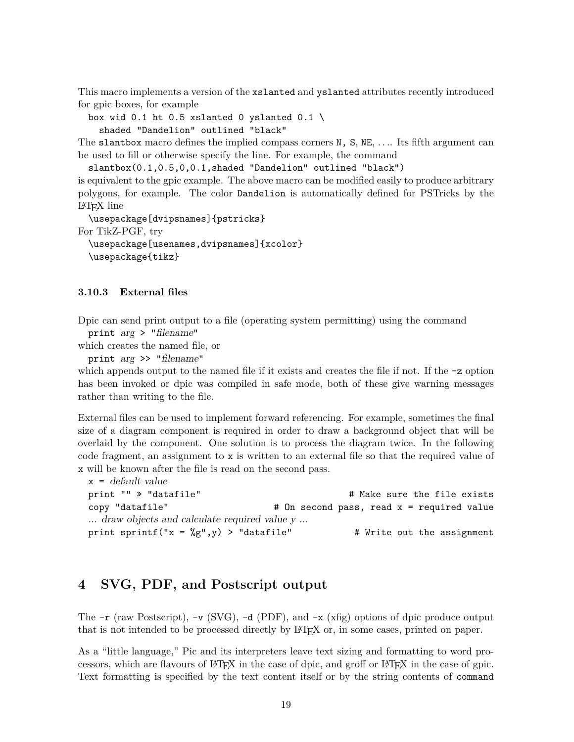This macro implements a version of the `xslanted` and `yslanted` attributes recently introduced for gpic boxes, for example

```
box wid 0.1 ht 0.5 xslanted 0 yslanted 0.1 \
  shaded "Dandelion" outlined "black"
```

The `slantbox` macro defines the implied compass corners `N`, `S`, `NE`, .... Its fifth argument can be used to fill or otherwise specify the line. For example, the command

```
slantbox(0.1,0.5,0,0.1,shaded "Dandelion" outlined "black")
```

is equivalent to the gpic example. The above macro can be modified easily to produce arbitrary polygons, for example. The color `Dandelion` is automatically defined for PSTricks by the LaTeX line

```
\usepackage[dvipsnames]{pstricks}
```

For TikZ-PGF, try

```
\usepackage[usenames,dvipsnames]{xcolor}
\usepackage{tikz}
```

### 3.10.3 External files

Dpic can send print output to a file (operating system permitting) using the command

`print` *arg* `> "`*filename*`"`

which creates the named file, or

`print` *arg* `>> "`*filename*`"`

which appends output to the named file if it exists and creates the file if not. If the `-z` option has been invoked or dpic was compiled in safe mode, both of these give warning messages rather than writing to the file.

External files can be used to implement forward referencing. For example, sometimes the final size of a diagram component is required in order to draw a background object that will be overlaid by the component. One solution is to process the diagram twice. In the following code fragment, an assignment to `x` is written to an external file so that the required value of `x` will be known after the file is read on the second pass.

```
x = default value
print "" >> "datafile"                              # Make sure the file exists
copy "datafile"                     # On second pass, read x = required value
... draw objects and calculate required value y ...
print sprintf("x = %g",y) > "datafile"             # Write out the assignment
```

## 4 SVG, PDF, and Postscript output

The `-r` (raw Postscript), `-v` (SVG), `-d` (PDF), and `-x` (xfig) options of dpic produce output that is not intended to be processed directly by LaTeX or, in some cases, printed on paper.

As a "little language," Pic and its interpreters leave text sizing and formatting to word processors, which are flavours of LaTeX in the case of dpic, and groff or LaTeX in the case of gpic. Text formatting is specified by the text content itself or by the string contents of `command`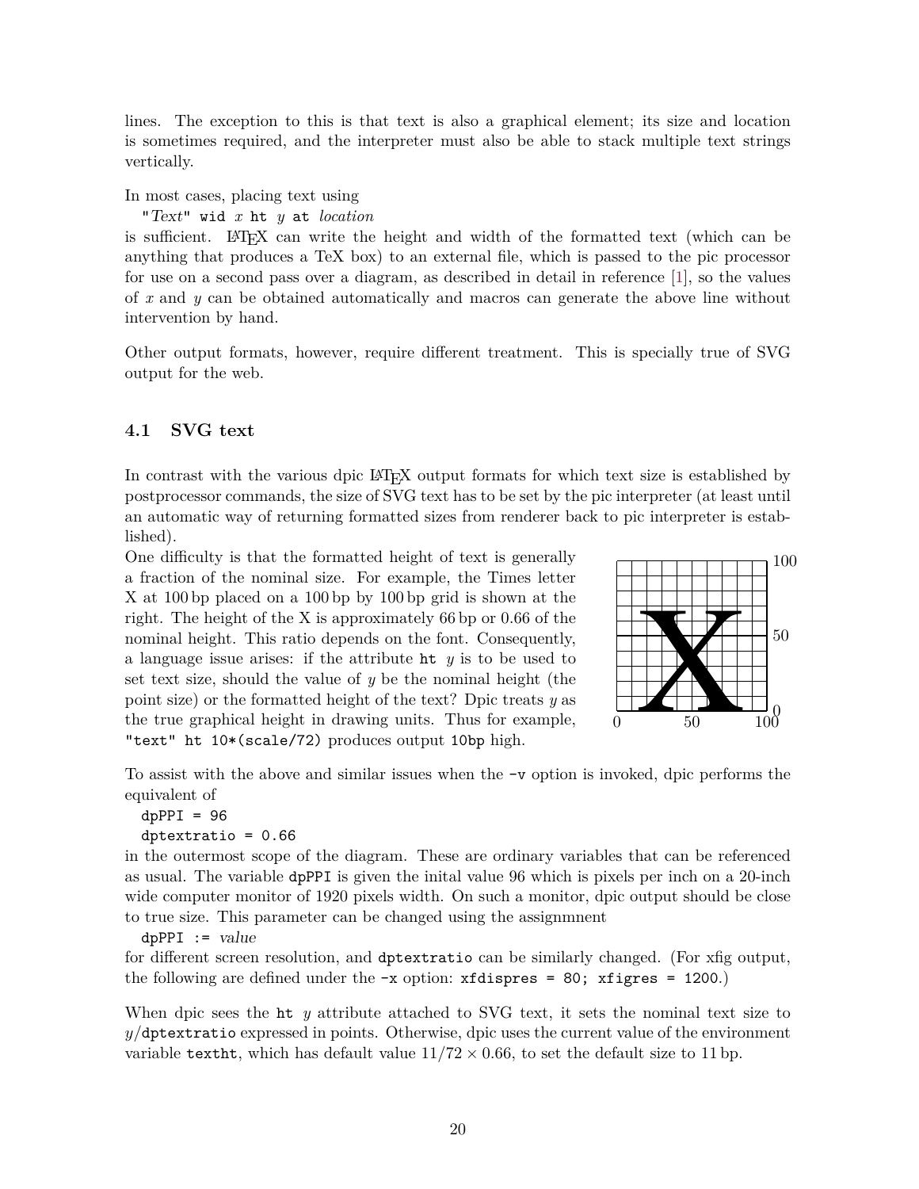lines. The exception to this is that text is also a graphical element; its size and location is sometimes required, and the interpreter must also be able to stack multiple text strings vertically.

In most cases, placing text using

`"`*Text*`" wid` *x* `ht` *y* `at` *location*

is sufficient. LaTeX can write the height and width of the formatted text (which can be anything that produces a TeX box) to an external file, which is passed to the pic processor for use on a second pass over a diagram, as described in detail in reference [1], so the values of $x$ and $y$ can be obtained automatically and macros can generate the above line without intervention by hand.

Other output formats, however, require different treatment. This is specially true of SVG output for the web.

### 4.1 SVG text

In contrast with the various dpic LaTeX output formats for which text size is established by postprocessor commands, the size of SVG text has to be set by the pic interpreter (at least until an automatic way of returning formatted sizes from renderer back to pic interpreter is established).

One difficulty is that the formatted height of text is generally a fraction of the nominal size. For example, the Times letter X at 100 bp placed on a 100 bp by 100 bp grid is shown at the right. The height of the X is approximately 66 bp or 0.66 of the nominal height. This ratio depends on the font. Consequently, a language issue arises: if the attribute `ht` $y$ is to be used to set text size, should the value of $y$ be the nominal height (the point size) or the formatted height of the text? Dpic treats $y$ as the true graphical height in drawing units. Thus for example, `"text" ht 10*(scale/72)` produces output `10bp` high.

To assist with the above and similar issues when the `-v` option is invoked, dpic performs the equivalent of

```
dpPPI = 96
dptextratio = 0.66
```

in the outermost scope of the diagram. These are ordinary variables that can be referenced as usual. The variable `dpPPI` is given the inital value 96 which is pixels per inch on a 20-inch wide computer monitor of 1920 pixels width. On such a monitor, dpic output should be close to true size. This parameter can be changed using the assignmnent

`dpPPI :=` *value*

for different screen resolution, and `dptextratio` can be similarly changed. (For xfig output, the following are defined under the `-x` option: `xfdispres = 80; xfigres = 1200`.)

When dpic sees the `ht` $y$ attribute attached to SVG text, it sets the nominal text size to $y$/`dptextratio` expressed in points. Otherwise, dpic uses the current value of the environment variable `textht`, which has default value $11/72 \times 0.66$, to set the default size to 11 bp.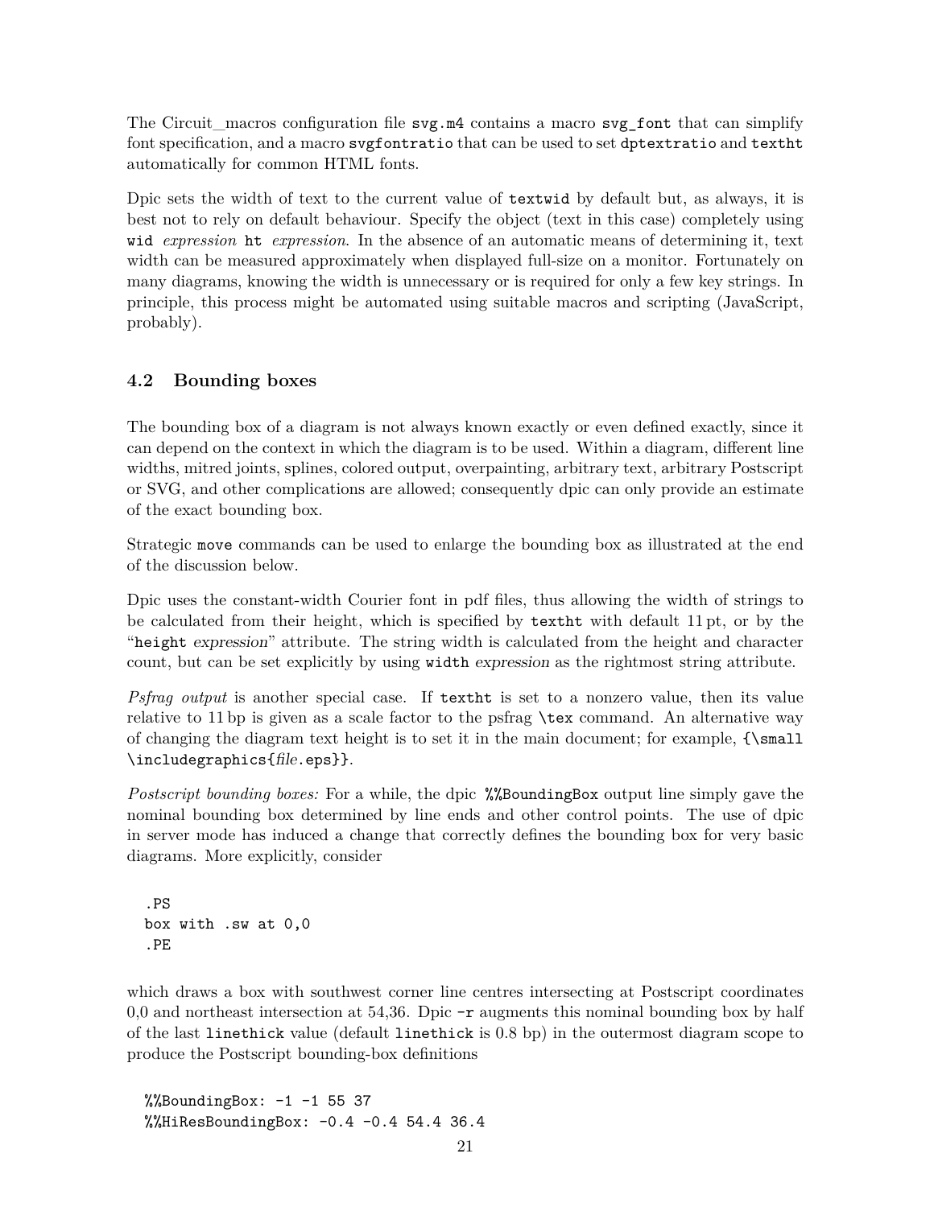The Circuit_macros configuration file `svg.m4` contains a macro `svg_font` that can simplify font specification, and a macro `svgfontratio` that can be used to set `dptextratio` and `textht` automatically for common HTML fonts.

Dpic sets the width of text to the current value of `textwid` by default but, as always, it is best not to rely on default behaviour. Specify the object (text in this case) completely using `wid` *expression* `ht` *expression*. In the absence of an automatic means of determining it, text width can be measured approximately when displayed full-size on a monitor. Fortunately on many diagrams, knowing the width is unnecessary or is required for only a few key strings. In principle, this process might be automated using suitable macros and scripting (JavaScript, probably).

### 4.2 Bounding boxes

The bounding box of a diagram is not always known exactly or even defined exactly, since it can depend on the context in which the diagram is to be used. Within a diagram, different line widths, mitred joints, splines, colored output, overpainting, arbitrary text, arbitrary Postscript or SVG, and other complications are allowed; consequently dpic can only provide an estimate of the exact bounding box.

Strategic `move` commands can be used to enlarge the bounding box as illustrated at the end of the discussion below.

Dpic uses the constant-width Courier font in pdf files, thus allowing the width of strings to be calculated from their height, which is specified by `textht` with default 11 pt, or by the "`height` *expression*" attribute. The string width is calculated from the height and character count, but can be set explicitly by using `width` *expression* as the rightmost string attribute.

*Psfrag output* is another special case. If `textht` is set to a nonzero value, then its value relative to 11 bp is given as a scale factor to the psfrag `\tex` command. An alternative way of changing the diagram text height is to set it in the main document; for example, `{\small \includegraphics{`*file*`.eps}}`.

*Postscript bounding boxes:* For a while, the dpic `%%BoundingBox` output line simply gave the nominal bounding box determined by line ends and other control points. The use of dpic in server mode has induced a change that correctly defines the bounding box for very basic diagrams. More explicitly, consider

```
.PS
box with .sw at 0,0
.PE
```

which draws a box with southwest corner line centres intersecting at Postscript coordinates 0,0 and northeast intersection at 54,36. Dpic `-r` augments this nominal bounding box by half of the last `linethick` value (default `linethick` is 0.8 bp) in the outermost diagram scope to produce the Postscript bounding-box definitions

```
%%BoundingBox: -1 -1 55 37
%%HiResBoundingBox: -0.4 -0.4 54.4 36.4
```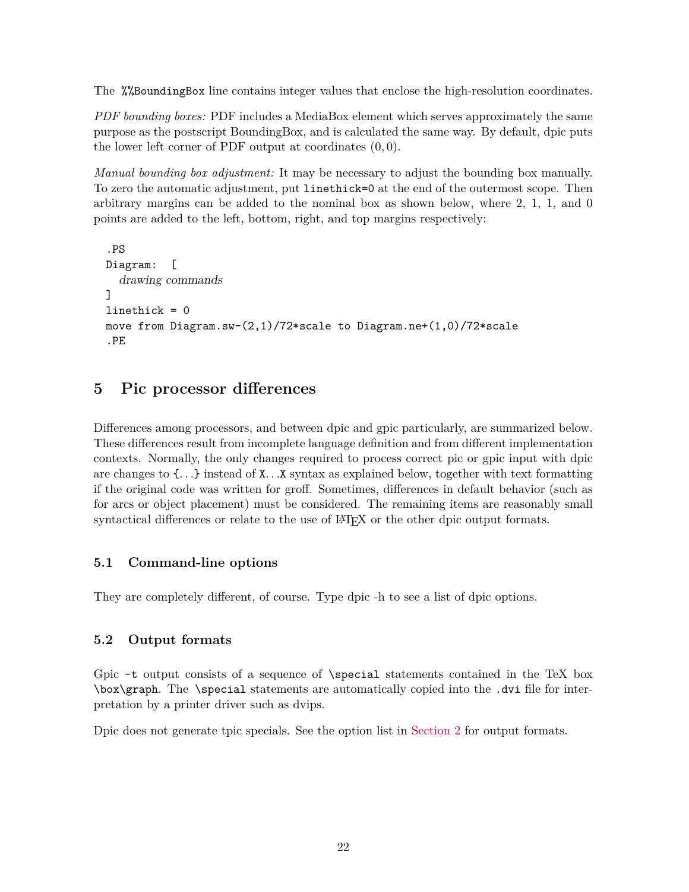The `%%BoundingBox` line contains integer values that enclose the high-resolution coordinates.

*PDF bounding boxes:* PDF includes a MediaBox element which serves approximately the same purpose as the postscript BoundingBox, and is calculated the same way. By default, dpic puts the lower left corner of PDF output at coordinates $(0, 0)$.

*Manual bounding box adjustment:* It may be necessary to adjust the bounding box manually. To zero the automatic adjustment, put `linethick=0` at the end of the outermost scope. Then arbitrary margins can be added to the nominal box as shown below, where 2, 1, 1, and 0 points are added to the left, bottom, right, and top margins respectively:

```
.PS
Diagram:  [
  drawing commands
]
linethick = 0
move from Diagram.sw-(2,1)/72*scale to Diagram.ne+(1,0)/72*scale
.PE
```

## 5 Pic processor differences

Differences among processors, and between dpic and gpic particularly, are summarized below. These differences result from incomplete language definition and from different implementation contexts. Normally, the only changes required to process correct pic or gpic input with dpic are changes to `{...}` instead of `X...X` syntax as explained below, together with text formatting if the original code was written for groff. Sometimes, differences in default behavior (such as for arcs or object placement) must be considered. The remaining items are reasonably small syntactical differences or relate to the use of LaTeX or the other dpic output formats.

### 5.1 Command-line options

They are completely different, of course. Type dpic -h to see a list of dpic options.

### 5.2 Output formats

Gpic `-t` output consists of a sequence of `\special` statements contained in the TeX box `\box\graph`. The `\special` statements are automatically copied into the `.dvi` file for interpretation by a printer driver such as dvips.

Dpic does not generate tpic specials. See the option list in Section 2 for output formats.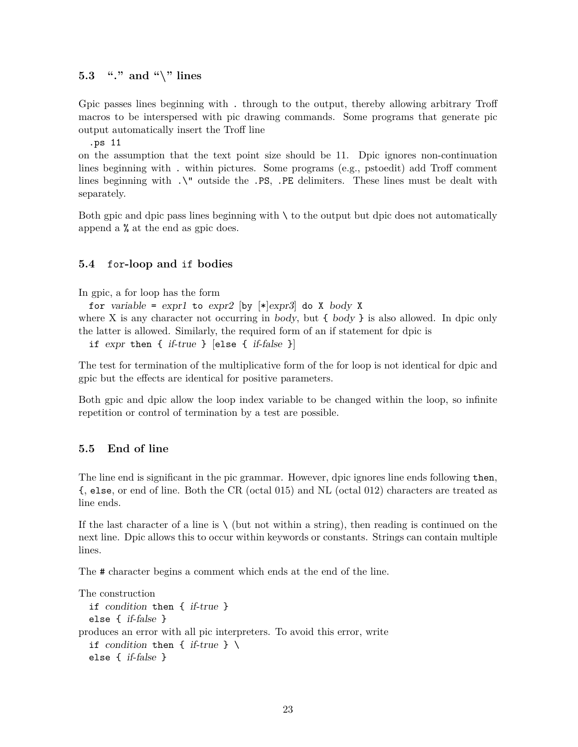### 5.3 "." and "\" lines

Gpic passes lines beginning with `.` through to the output, thereby allowing arbitrary Troff macros to be interspersed with pic drawing commands. Some programs that generate pic output automatically insert the Troff line

```
.ps 11
```

on the assumption that the text point size should be 11. Dpic ignores non-continuation lines beginning with `.` within pictures. Some programs (e.g., pstoedit) add Troff comment lines beginning with `.\"` outside the `.PS`, `.PE` delimiters. These lines must be dealt with separately.

Both gpic and dpic pass lines beginning with `\` to the output but dpic does not automatically append a `%` at the end as gpic does.

### 5.4 `for`-loop and `if` bodies

In gpic, a for loop has the form

`for` *variable* `=` *expr1* `to` *expr2* [`by` [`*`]*expr3*] `do X` *body* `X`

where X is any character not occurring in *body*, but `{` *body* `}` is also allowed. In dpic only the latter is allowed. Similarly, the required form of an if statement for dpic is

`if` *expr* `then {` *if-true* `}` [`else {` *if-false* `}`]

The test for termination of the multiplicative form of the for loop is not identical for dpic and gpic but the effects are identical for positive parameters.

Both gpic and dpic allow the loop index variable to be changed within the loop, so infinite repetition or control of termination by a test are possible.

### 5.5 End of line

The line end is significant in the pic grammar. However, dpic ignores line ends following `then`, `{`, `else`, or end of line. Both the CR (octal 015) and NL (octal 012) characters are treated as line ends.

If the last character of a line is `\` (but not within a string), then reading is continued on the next line. Dpic allows this to occur within keywords or constants. Strings can contain multiple lines.

The `#` character begins a comment which ends at the end of the line.

The construction

```
if condition then { if-true }
else { if-false }
```

produces an error with all pic interpreters. To avoid this error, write

```
if condition then { if-true } \
else { if-false }
```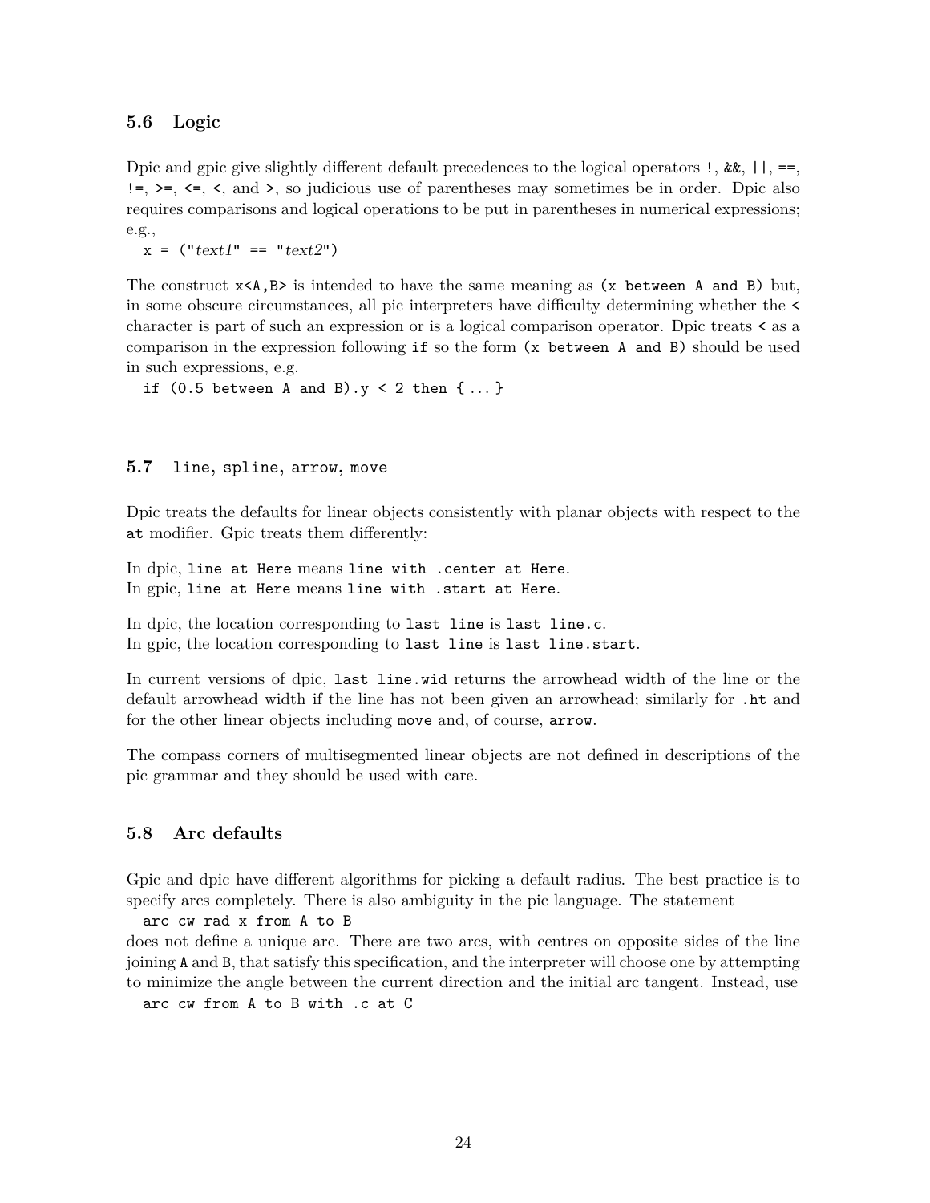### 5.6 Logic

Dpic and gpic give slightly different default precedences to the logical operators `!`, `&&`, `||`, `==`, `!=`, `>=`, `<=`, `<`, and `>`, so judicious use of parentheses may sometimes be in order. Dpic also requires comparisons and logical operations to be put in parentheses in numerical expressions; e.g.,

```
x = ("text1" == "text2")
```

The construct `x<A,B>` is intended to have the same meaning as `(x between A and B)` but, in some obscure circumstances, all pic interpreters have difficulty determining whether the `<` character is part of such an expression or is a logical comparison operator. Dpic treats `<` as a comparison in the expression following `if` so the form `(x between A and B)` should be used in such expressions, e.g.

```
if (0.5 between A and B).y < 2 then { ... }
```

### 5.7 `line`, `spline`, `arrow`, `move`

Dpic treats the defaults for linear objects consistently with planar objects with respect to the `at` modifier. Gpic treats them differently:

In dpic, `line at Here` means `line with .center at Here`.
In gpic, `line at Here` means `line with .start at Here`.

In dpic, the location corresponding to `last line` is `last line.c`.
In gpic, the location corresponding to `last line` is `last line.start`.

In current versions of dpic, `last line.wid` returns the arrowhead width of the line or the default arrowhead width if the line has not been given an arrowhead; similarly for `.ht` and for the other linear objects including `move` and, of course, `arrow`.

The compass corners of multisegmented linear objects are not defined in descriptions of the pic grammar and they should be used with care.

### 5.8 Arc defaults

Gpic and dpic have different algorithms for picking a default radius. The best practice is to specify arcs completely. There is also ambiguity in the pic language. The statement

```
arc cw rad x from A to B
```

does not define a unique arc. There are two arcs, with centres on opposite sides of the line joining `A` and `B`, that satisfy this specification, and the interpreter will choose one by attempting to minimize the angle between the current direction and the initial arc tangent. Instead, use

```
arc cw from A to B with .c at C
```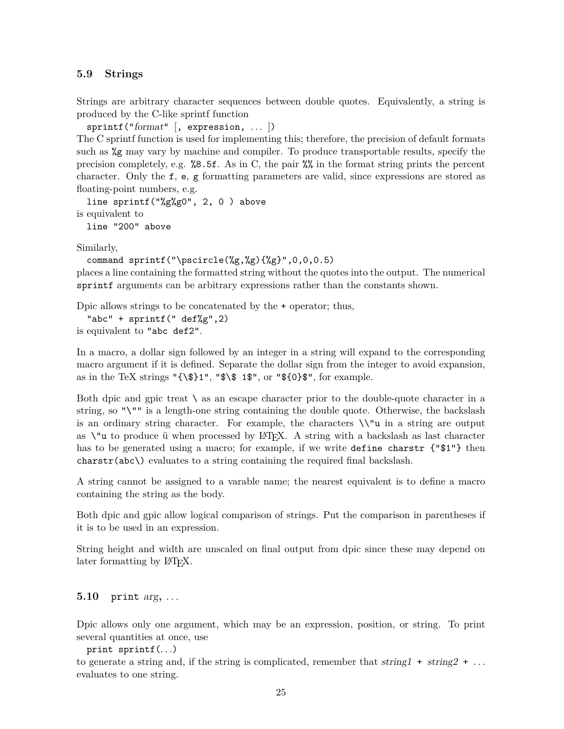### 5.9 Strings

Strings are arbitrary character sequences between double quotes. Equivalently, a string is produced by the C-like sprintf function

```
sprintf("format" [, expression, ... ])
```

The C sprintf function is used for implementing this; therefore, the precision of default formats such as `%g` may vary by machine and compiler. To produce transportable results, specify the precision completely, e.g. `%8.5f`. As in C, the pair `%%` in the format string prints the percent character. Only the `f`, `e`, `g` formatting parameters are valid, since expressions are stored as floating-point numbers, e.g.

```
line sprintf("%g%g0", 2, 0 ) above
```

is equivalent to

```
line "200" above
```

Similarly,

```
command sprintf("\pscircle(%g,%g){%g}",0,0,0.5)
```

places a line containing the formatted string without the quotes into the output. The numerical `sprintf` arguments can be arbitrary expressions rather than the constants shown.

Dpic allows strings to be concatenated by the `+` operator; thus,

```
"abc" + sprintf(" def%g",2)
```

is equivalent to `"abc def2"`.

In a macro, a dollar sign followed by an integer in a string will expand to the corresponding macro argument if it is defined. Separate the dollar sign from the integer to avoid expansion, as in the TeX strings `"{\$}1"`, `"$\$ 1$"`, or `"${0}$"`, for example.

Both dpic and gpic treat `\` as an escape character prior to the double-quote character in a string, so `"\""` is a length-one string containing the double quote. Otherwise, the backslash is an ordinary string character. For example, the characters `\\"u` in a string are output as `\"u` to produce ü when processed by LaTeX. A string with a backslash as last character has to be generated using a macro; for example, if we write `define charstr {"$1"}` then `charstr(abc\)` evaluates to a string containing the required final backslash.

A string cannot be assigned to a varable name; the nearest equivalent is to define a macro containing the string as the body.

Both dpic and gpic allow logical comparison of strings. Put the comparison in parentheses if it is to be used in an expression.

String height and width are unscaled on final output from dpic since these may depend on later formatting by LaTeX.

### 5.10 `print` *arg*, ...

Dpic allows only one argument, which may be an expression, position, or string. To print several quantities at once, use

```
print sprintf(...)
```

to generate a string and, if the string is complicated, remember that *string1* `+` *string2* `+` ... evaluates to one string.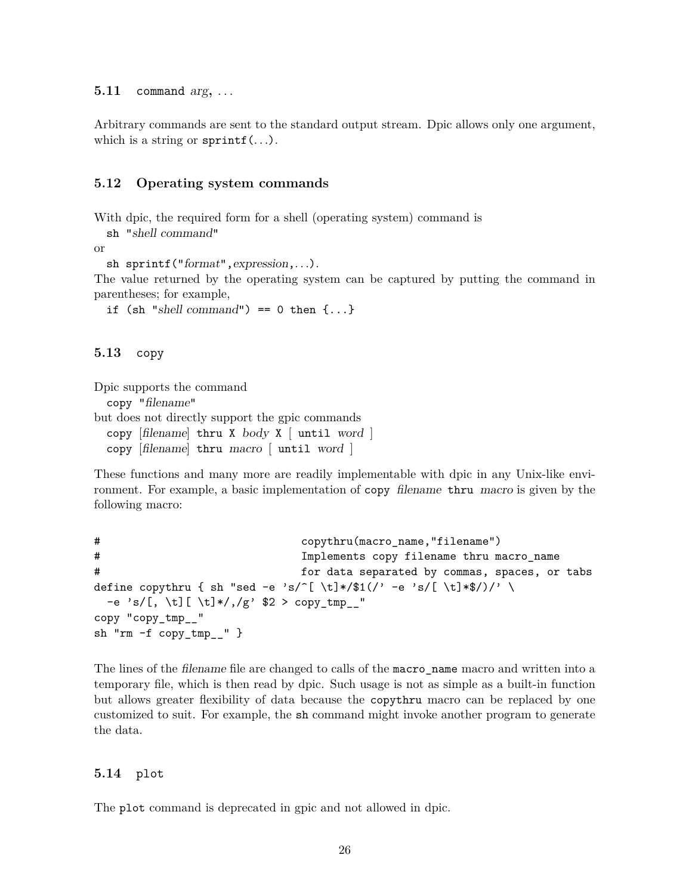### 5.11 `command` *arg*, ...

Arbitrary commands are sent to the standard output stream. Dpic allows only one argument, which is a string or `sprintf(`...`)`.

### 5.12 Operating system commands

With dpic, the required form for a shell (operating system) command is

  `sh "`*shell command*`"`

or

  `sh sprintf("`*format*`",`*expression*`,`...`)`.

The value returned by the operating system can be captured by putting the command in parentheses; for example,

  `if (sh "`*shell command*`") == 0 then {...}`

### 5.13 `copy`

Dpic supports the command

  `copy "`*filename*`"`

but does not directly support the gpic commands

  `copy` [*filename*] `thru X` *body* `X` [ `until` *word* ]

  `copy` [*filename*] `thru` *macro* [ `until` *word* ]

These functions and many more are readily implementable with dpic in any Unix-like environment. For example, a basic implementation of `copy` *filename* `thru` *macro* is given by the following macro:

```
#                                copythru(macro_name,"filename")
#                                Implements copy filename thru macro_name
#                                for data separated by commas, spaces, or tabs
define copythru { sh "sed -e 's/^[ \t]*/$1(/' -e 's/[ \t]*$/)/' \
  -e 's/[, \t][ \t]*/,/g' $2 > copy_tmp__"
copy "copy_tmp__"
sh "rm -f copy_tmp__" }
```

The lines of the *filename* file are changed to calls of the `macro_name` macro and written into a temporary file, which is then read by dpic. Such usage is not as simple as a built-in function but allows greater flexibility of data because the `copythru` macro can be replaced by one customized to suit. For example, the `sh` command might invoke another program to generate the data.

### 5.14 `plot`

The `plot` command is deprecated in gpic and not allowed in dpic.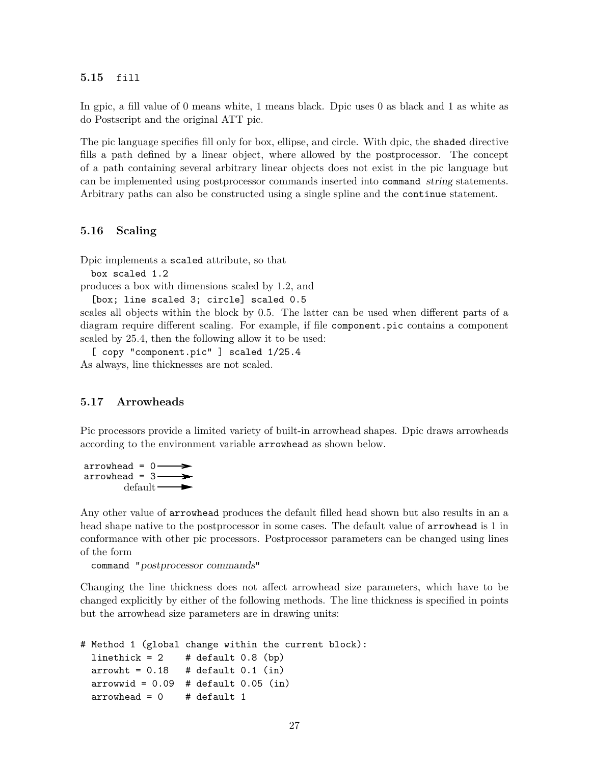### 5.15 `fill`

In gpic, a fill value of 0 means white, 1 means black. Dpic uses 0 as black and 1 as white as do Postscript and the original ATT pic.

The pic language specifies fill only for box, ellipse, and circle. With dpic, the `shaded` directive fills a path defined by a linear object, where allowed by the postprocessor. The concept of a path containing several arbitrary linear objects does not exist in the pic language but can be implemented using postprocessor commands inserted into `command` *string* statements. Arbitrary paths can also be constructed using a single spline and the `continue` statement.

### 5.16 Scaling

Dpic implements a `scaled` attribute, so that

```
box scaled 1.2
```

produces a box with dimensions scaled by 1.2, and

```
[box; line scaled 3; circle] scaled 0.5
```

scales all objects within the block by 0.5. The latter can be used when different parts of a diagram require different scaling. For example, if file `component.pic` contains a component scaled by 25.4, then the following allow it to be used:

```
[ copy "component.pic" ] scaled 1/25.4
```

As always, line thicknesses are not scaled.

### 5.17 Arrowheads

Pic processors provide a limited variety of built-in arrowhead shapes. Dpic draws arrowheads according to the environment variable `arrowhead` as shown below.

```
arrowhead = 0 ──────>
arrowhead = 3 ──────>
      default ──────>
```

Any other value of `arrowhead` produces the default filled head shown but also results in an a head shape native to the postprocessor in some cases. The default value of `arrowhead` is 1 in conformance with other pic processors. Postprocessor parameters can be changed using lines of the form

```
command "postprocessor commands"
```

Changing the line thickness does not affect arrowhead size parameters, which have to be changed explicitly by either of the following methods. The line thickness is specified in points but the arrowhead size parameters are in drawing units:

```
# Method 1 (global change within the current block):
  linethick = 2    # default 0.8 (bp)
  arrowht = 0.18   # default 0.1 (in)
  arrowwid = 0.09  # default 0.05 (in)
  arrowhead = 0    # default 1
```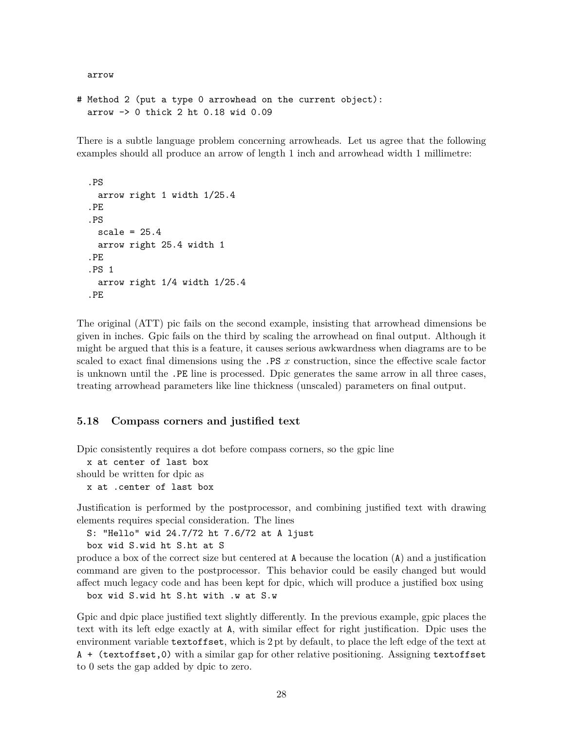```
  arrow

# Method 2 (put a type 0 arrowhead on the current object):
  arrow -> 0 thick 2 ht 0.18 wid 0.09
```

There is a subtle language problem concerning arrowheads. Let us agree that the following examples should all produce an arrow of length 1 inch and arrowhead width 1 millimetre:

```
.PS
  arrow right 1 width 1/25.4
.PE
.PS
  scale = 25.4
  arrow right 25.4 width 1
.PE
.PS 1
  arrow right 1/4 width 1/25.4
.PE
```

The original (ATT) pic fails on the second example, insisting that arrowhead dimensions be given in inches. Gpic fails on the third by scaling the arrowhead on final output. Although it might be argued that this is a feature, it causes serious awkwardness when diagrams are to be scaled to exact final dimensions using the `.PS` *x* construction, since the effective scale factor is unknown until the `.PE` line is processed. Dpic generates the same arrow in all three cases, treating arrowhead parameters like line thickness (unscaled) parameters on final output.

### 5.18 Compass corners and justified text

Dpic consistently requires a dot before compass corners, so the gpic line

```
x at center of last box
```

should be written for dpic as

```
x at .center of last box
```

Justification is performed by the postprocessor, and combining justified text with drawing elements requires special consideration. The lines

```
S: "Hello" wid 24.7/72 ht 7.6/72 at A ljust
box wid S.wid ht S.ht at S
```

produce a box of the correct size but centered at `A` because the location (`A`) and a justification command are given to the postprocessor. This behavior could be easily changed but would affect much legacy code and has been kept for dpic, which will produce a justified box using

```
box wid S.wid ht S.ht with .w at S.w
```

Gpic and dpic place justified text slightly differently. In the previous example, gpic places the text with its left edge exactly at `A`, with similar effect for right justification. Dpic uses the environment variable `textoffset`, which is 2 pt by default, to place the left edge of the text at `A + (textoffset,0)` with a similar gap for other relative positioning. Assigning `textoffset` to 0 sets the gap added by dpic to zero.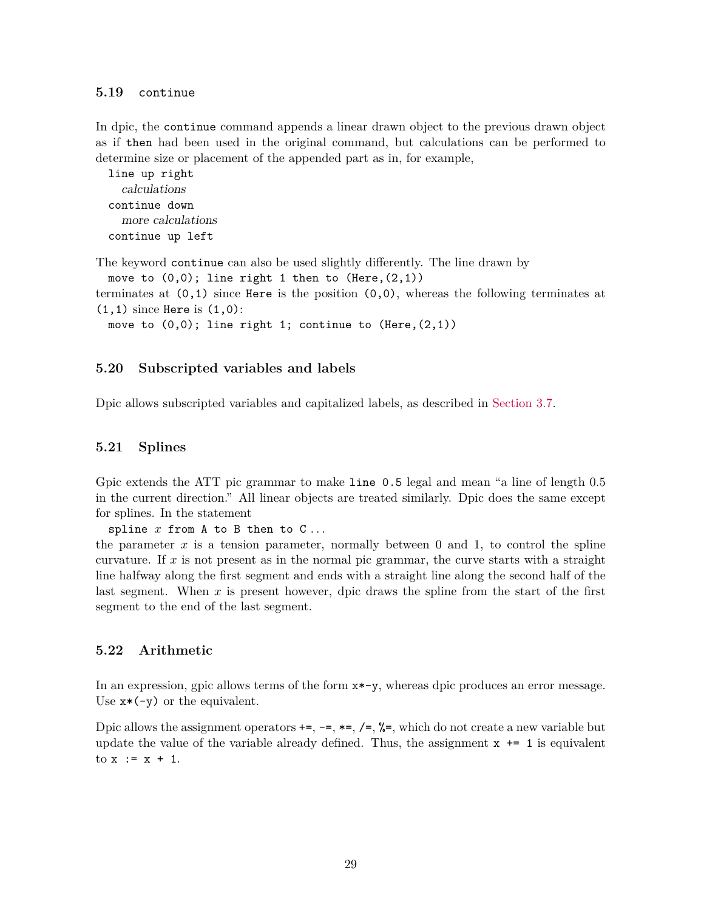### 5.19 `continue`

In dpic, the `continue` command appends a linear drawn object to the previous drawn object as if `then` had been used in the original command, but calculations can be performed to determine size or placement of the appended part as in, for example,

```
line up right
  calculations
continue down
  more calculations
continue up left
```

The keyword `continue` can also be used slightly differently. The line drawn by

```
move to (0,0); line right 1 then to (Here,(2,1))
```

terminates at `(0,1)` since `Here` is the position `(0,0)`, whereas the following terminates at `(1,1)` since `Here` is `(1,0)`:

```
move to (0,0); line right 1; continue to (Here,(2,1))
```

### 5.20 Subscripted variables and labels

Dpic allows subscripted variables and capitalized labels, as described in Section 3.7.

### 5.21 Splines

Gpic extends the ATT pic grammar to make `line 0.5` legal and mean "a line of length 0.5 in the current direction." All linear objects are treated similarly. Dpic does the same except for splines. In the statement

`spline` $x$ `from A to B then to C` ...

the parameter $x$ is a tension parameter, normally between 0 and 1, to control the spline curvature. If $x$ is not present as in the normal pic grammar, the curve starts with a straight line halfway along the first segment and ends with a straight line along the second half of the last segment. When $x$ is present however, dpic draws the spline from the start of the first segment to the end of the last segment.

### 5.22 Arithmetic

In an expression, gpic allows terms of the form `x*-y`, whereas dpic produces an error message. Use `x*(-y)` or the equivalent.

Dpic allows the assignment operators `+=`, `-=`, `*=`, `/=`, `%=`, which do not create a new variable but update the value of the variable already defined. Thus, the assignment `x += 1` is equivalent to `x := x + 1`.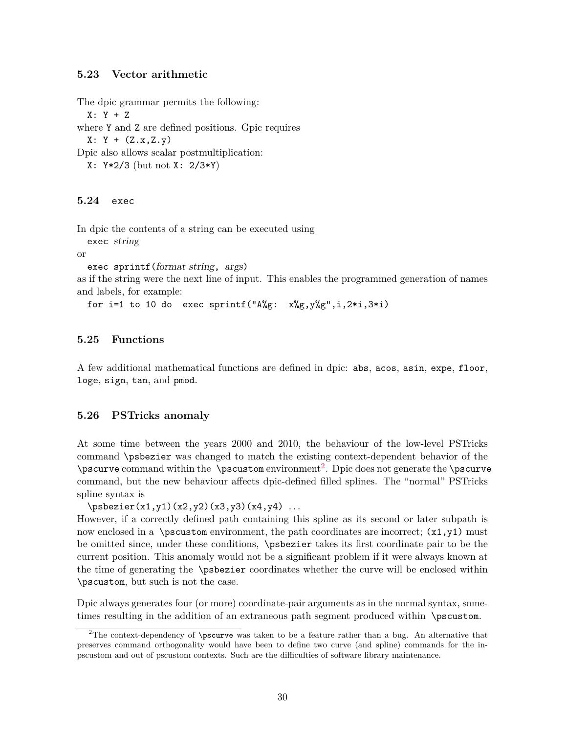### 5.23 Vector arithmetic

The dpic grammar permits the following:

```
X: Y + Z
```

where `Y` and `Z` are defined positions. Gpic requires

```
X: Y + (Z.x,Z.y)
```

Dpic also allows scalar postmultiplication:

`X: Y*2/3` (but not `X: 2/3*Y`)

### 5.24 `exec`

In dpic the contents of a string can be executed using

`exec` *string*

or

`exec sprintf(`*format string*`,` *args*`)`

as if the string were the next line of input. This enables the programmed generation of names and labels, for example:

```
for i=1 to 10 do  exec sprintf("A%g:  x%g,y%g",i,2*i,3*i)
```

### 5.25 Functions

A few additional mathematical functions are defined in dpic: `abs`, `acos`, `asin`, `expe`, `floor`, `loge`, `sign`, `tan`, and `pmod`.

### 5.26 PSTricks anomaly

At some time between the years 2000 and 2010, the behaviour of the low-level PSTricks command `\psbezier` was changed to match the existing context-dependent behavior of the `\pscurve` command within the `\pscustom` environment[2]. Dpic does not generate the `\pscurve` command, but the new behaviour affects dpic-defined filled splines. The "normal" PSTricks spline syntax is

`\psbezier(x1,y1)(x2,y2)(x3,y3)(x4,y4)` ...

However, if a correctly defined path containing this spline as its second or later subpath is now enclosed in a `\pscustom` environment, the path coordinates are incorrect; `(x1,y1)` must be omitted since, under these conditions, `\psbezier` takes its first coordinate pair to be the current position. This anomaly would not be a significant problem if it were always known at the time of generating the `\psbezier` coordinates whether the curve will be enclosed within `\pscustom`, but such is not the case.

Dpic always generates four (or more) coordinate-pair arguments as in the normal syntax, sometimes resulting in the addition of an extraneous path segment produced within `\pscustom`.

---

[2] The context-dependency of `\pscurve` was taken to be a feature rather than a bug. An alternative that preserves command orthogonality would have been to define two curve (and spline) commands for the in-pscustom and out of pscustom contexts. Such are the difficulties of software library maintenance.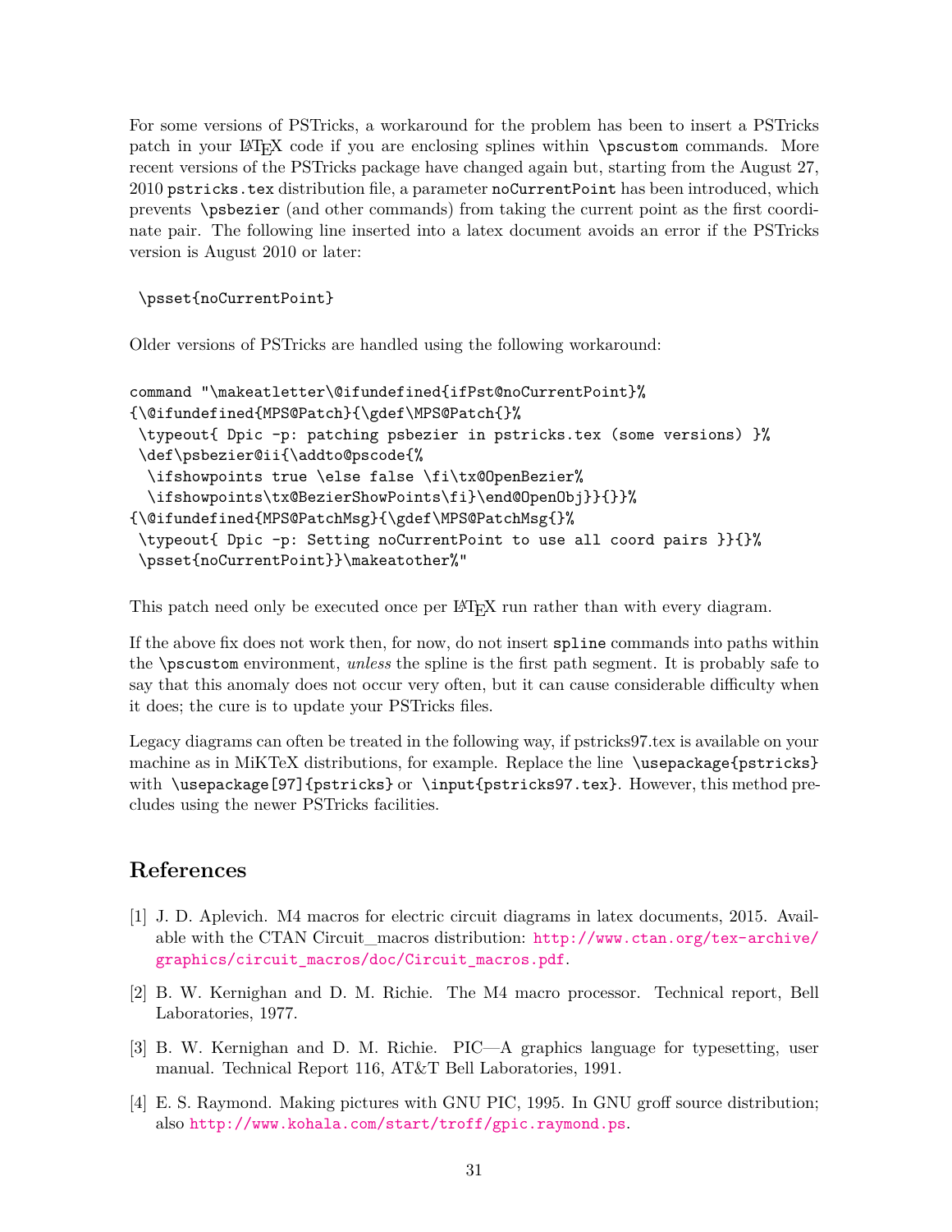For some versions of PSTricks, a workaround for the problem has been to insert a PSTricks patch in your LaTeX code if you are enclosing splines within `\pscustom` commands. More recent versions of the PSTricks package have changed again but, starting from the August 27, 2010 `pstricks.tex` distribution file, a parameter `noCurrentPoint` has been introduced, which prevents `\psbezier` (and other commands) from taking the current point as the first coordinate pair. The following line inserted into a latex document avoids an error if the PSTricks version is August 2010 or later:

```
\psset{noCurrentPoint}
```

Older versions of PSTricks are handled using the following workaround:

```
command "\makeatletter\@ifundefined{ifPst@noCurrentPoint}%
{\@ifundefined{MPS@Patch}{\gdef\MPS@Patch{}%
 \typeout{ Dpic -p: patching psbezier in pstricks.tex (some versions) }%
 \def\psbezier@ii{\addto@pscode{%
  \ifshowpoints true \else false \fi\tx@OpenBezier%
  \ifshowpoints\tx@BezierShowPoints\fi}\end@OpenObj}}{}}%
{\@ifundefined{MPS@PatchMsg}{\gdef\MPS@PatchMsg{}%
 \typeout{ Dpic -p: Setting noCurrentPoint to use all coord pairs }}{}%
 \psset{noCurrentPoint}}\makeatother%"
```

This patch need only be executed once per LaTeX run rather than with every diagram.

If the above fix does not work then, for now, do not insert `spline` commands into paths within the `\pscustom` environment, *unless* the spline is the first path segment. It is probably safe to say that this anomaly does not occur very often, but it can cause considerable difficulty when it does; the cure is to update your PSTricks files.

Legacy diagrams can often be treated in the following way, if pstricks97.tex is available on your machine as in MiKTeX distributions, for example. Replace the line `\usepackage{pstricks}` with `\usepackage[97]{pstricks}` or `\input{pstricks97.tex}`. However, this method precludes using the newer PSTricks facilities.

# References

[1] J. D. Aplevich. M4 macros for electric circuit diagrams in latex documents, 2015. Available with the CTAN Circuit_macros distribution: http://www.ctan.org/tex-archive/graphics/circuit_macros/doc/Circuit_macros.pdf.

[2] B. W. Kernighan and D. M. Richie. The M4 macro processor. Technical report, Bell Laboratories, 1977.

[3] B. W. Kernighan and D. M. Richie. PIC—A graphics language for typesetting, user manual. Technical Report 116, AT&T Bell Laboratories, 1991.

[4] E. S. Raymond. Making pictures with GNU PIC, 1995. In GNU groff source distribution; also http://www.kohala.com/start/troff/gpic.raymond.ps.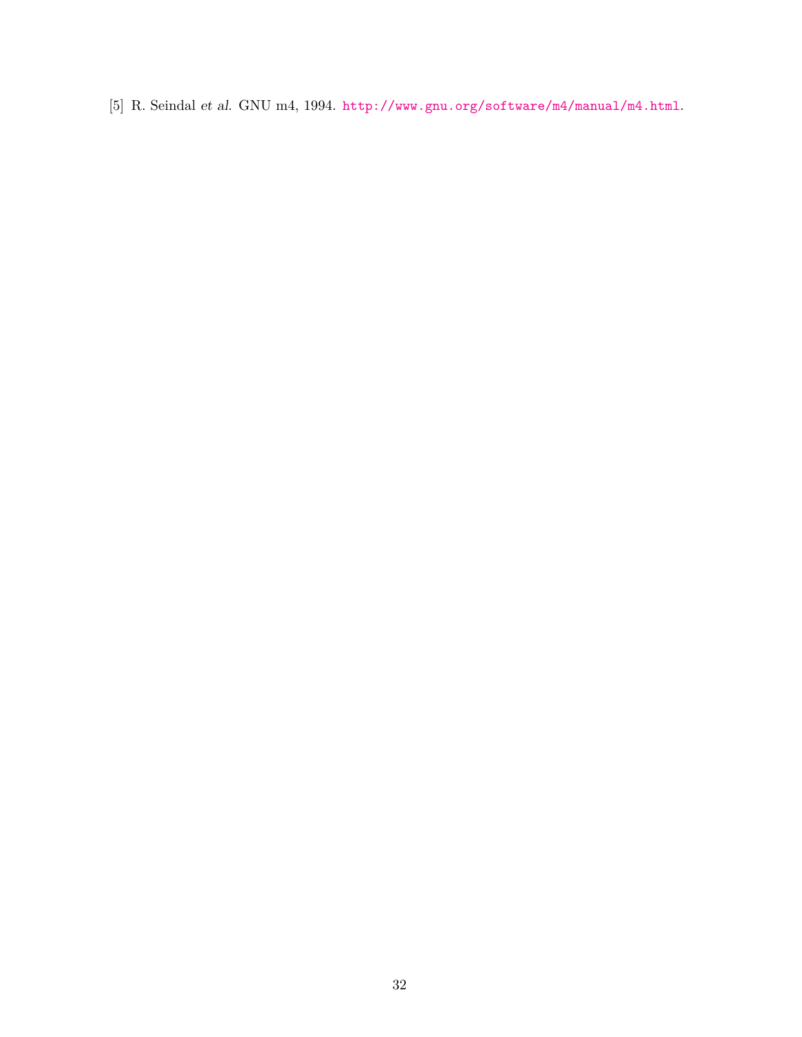[5] R. Seindal *et al.* GNU m4, 1994. http://www.gnu.org/software/m4/manual/m4.html.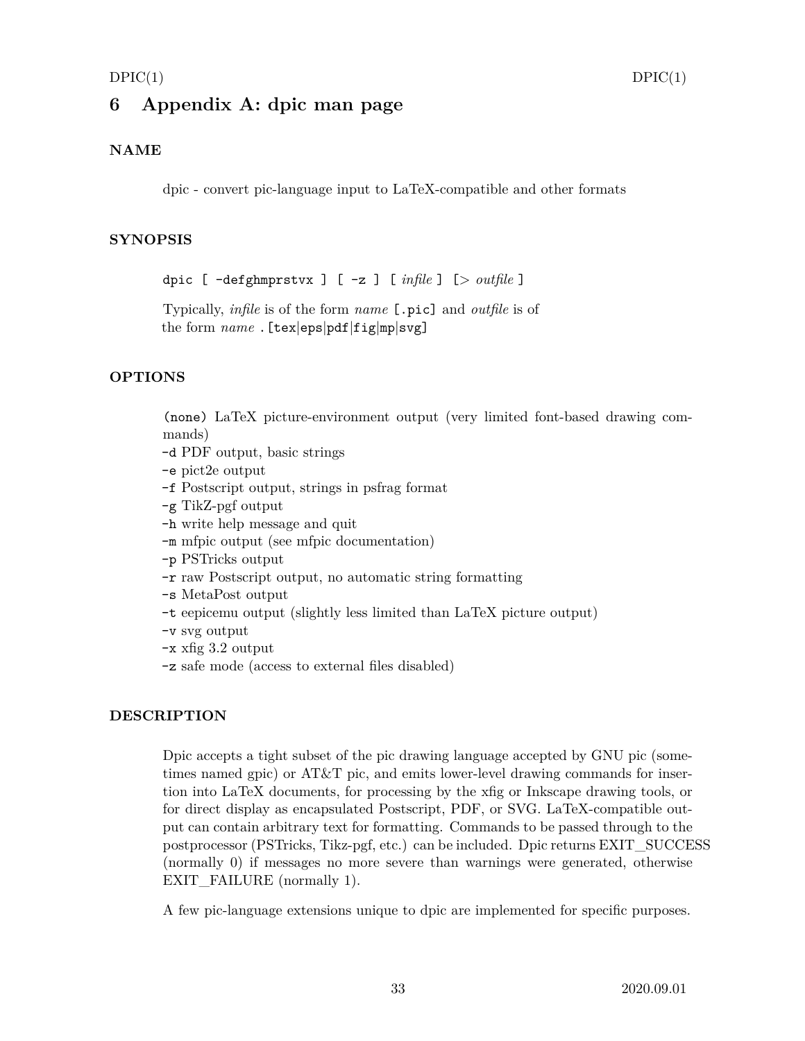# 6 Appendix A: dpic man page

## NAME

dpic - convert pic-language input to LaTeX-compatible and other formats

## SYNOPSIS

`dpic [ -defghmprstvx ] [ -z ] [` *infile* `] [>` *outfile* `]`

Typically, *infile* is of the form *name* `[.pic]` and *outfile* is of the form *name* `.[tex|eps|pdf|fig|mp|svg]`

## OPTIONS

`(none)` LaTeX picture-environment output (very limited font-based drawing commands)
`-d` PDF output, basic strings
`-e` pict2e output
`-f` Postscript output, strings in psfrag format
`-g` TikZ-pgf output
`-h` write help message and quit
`-m` mfpic output (see mfpic documentation)
`-p` PSTricks output
`-r` raw Postscript output, no automatic string formatting
`-s` MetaPost output
`-t` eepicemu output (slightly less limited than LaTeX picture output)
`-v` svg output
`-x` xfig 3.2 output
`-z` safe mode (access to external files disabled)

## DESCRIPTION

Dpic accepts a tight subset of the pic drawing language accepted by GNU pic (sometimes named gpic) or AT&T pic, and emits lower-level drawing commands for insertion into LaTeX documents, for processing by the xfig or Inkscape drawing tools, or for direct display as encapsulated Postscript, PDF, or SVG. LaTeX-compatible output can contain arbitrary text for formatting. Commands to be passed through to the postprocessor (PSTricks, Tikz-pgf, etc.) can be included. Dpic returns EXIT_SUCCESS (normally 0) if messages no more severe than warnings were generated, otherwise EXIT_FAILURE (normally 1).

A few pic-language extensions unique to dpic are implemented for specific purposes.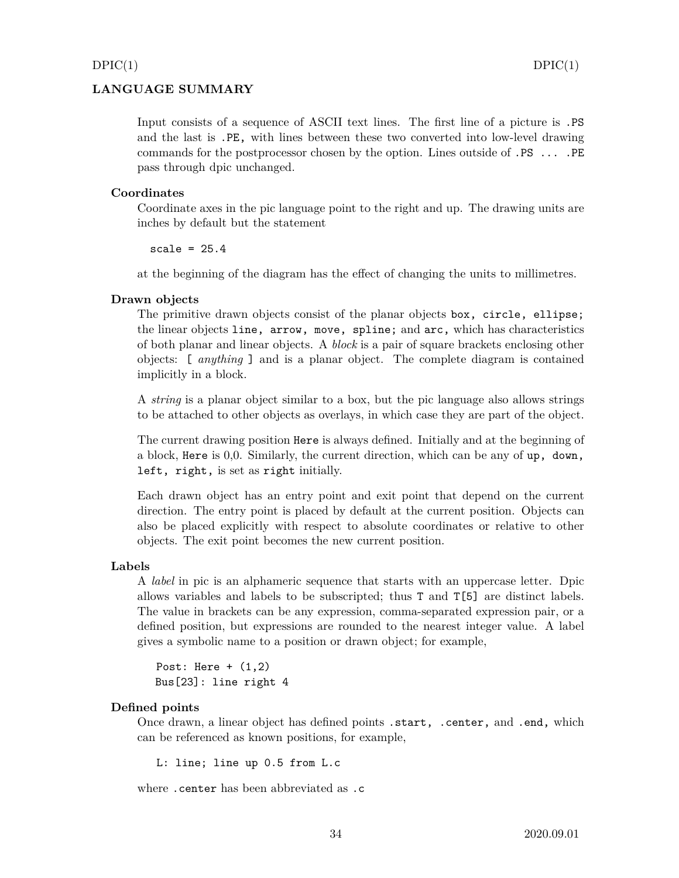## LANGUAGE SUMMARY

Input consists of a sequence of ASCII text lines. The first line of a picture is `.PS` and the last is `.PE,` with lines between these two converted into low-level drawing commands for the postprocessor chosen by the option. Lines outside of `.PS ... .PE` pass through dpic unchanged.

### Coordinates

Coordinate axes in the pic language point to the right and up. The drawing units are inches by default but the statement

```
scale = 25.4
```

at the beginning of the diagram has the effect of changing the units to millimetres.

### Drawn objects

The primitive drawn objects consist of the planar objects `box, circle, ellipse;` the linear objects `line, arrow, move, spline;` and `arc,` which has characteristics of both planar and linear objects. A *block* is a pair of square brackets enclosing other objects: `[` *anything* `]` and is a planar object. The complete diagram is contained implicitly in a block.

A *string* is a planar object similar to a box, but the pic language also allows strings to be attached to other objects as overlays, in which case they are part of the object.

The current drawing position `Here` is always defined. Initially and at the beginning of a block, `Here` is 0,0. Similarly, the current direction, which can be any of `up, down, left, right,` is set as `right` initially.

Each drawn object has an entry point and exit point that depend on the current direction. The entry point is placed by default at the current position. Objects can also be placed explicitly with respect to absolute coordinates or relative to other objects. The exit point becomes the new current position.

### Labels

A *label* in pic is an alphameric sequence that starts with an uppercase letter. Dpic allows variables and labels to be subscripted; thus `T` and `T[5]` are distinct labels. The value in brackets can be any expression, comma-separated expression pair, or a defined position, but expressions are rounded to the nearest integer value. A label gives a symbolic name to a position or drawn object; for example,

```
Post: Here + (1,2)
Bus[23]: line right 4
```

### Defined points

Once drawn, a linear object has defined points `.start, .center,` and `.end,` which can be referenced as known positions, for example,

```
L: line; line up 0.5 from L.c
```

where `.center` has been abbreviated as `.c`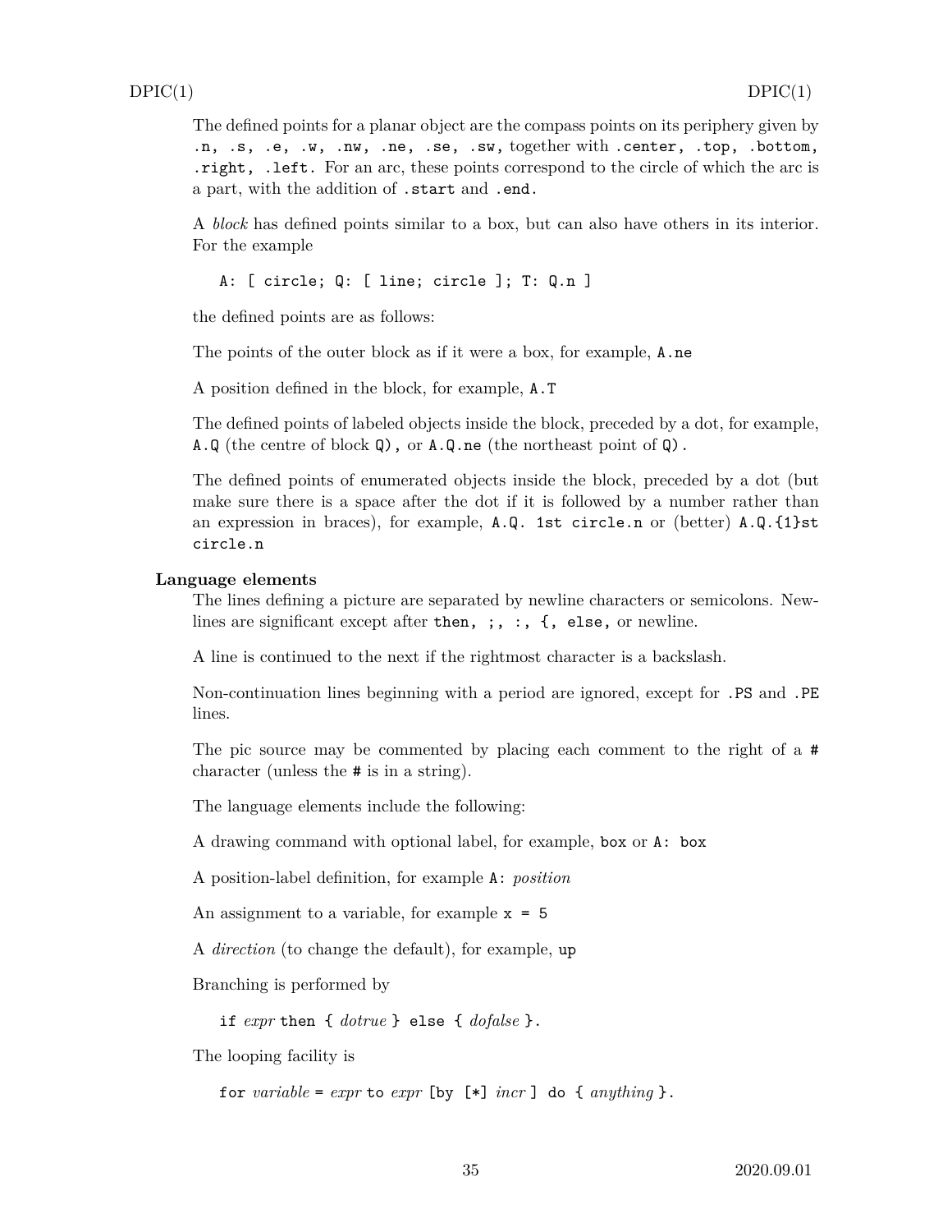The defined points for a planar object are the compass points on its periphery given by `.n, .s, .e, .w, .nw, .ne, .se, .sw,` together with `.center, .top, .bottom, .right, .left.` For an arc, these points correspond to the circle of which the arc is a part, with the addition of `.start` and `.end.`

A *block* has defined points similar to a box, but can also have others in its interior. For the example

```
A: [ circle; Q: [ line; circle ]; T: Q.n ]
```

the defined points are as follows:

The points of the outer block as if it were a box, for example, `A.ne`

A position defined in the block, for example, `A.T`

The defined points of labeled objects inside the block, preceded by a dot, for example, `A.Q` (the centre of block `Q`), or `A.Q.ne` (the northeast point of `Q`).

The defined points of enumerated objects inside the block, preceded by a dot (but make sure there is a space after the dot if it is followed by a number rather than an expression in braces), for example, `A.Q. 1st circle.n` or (better) `A.Q.{1}st circle.n`

### Language elements

The lines defining a picture are separated by newline characters or semicolons. Newlines are significant except after `then, ;, :, {, else,` or newline.

A line is continued to the next if the rightmost character is a backslash.

Non-continuation lines beginning with a period are ignored, except for `.PS` and `.PE` lines.

The pic source may be commented by placing each comment to the right of a `#` character (unless the `#` is in a string).

The language elements include the following:

A drawing command with optional label, for example, `box` or `A: box`

A position-label definition, for example `A:` *position*

An assignment to a variable, for example `x = 5`

A *direction* (to change the default), for example, `up`

Branching is performed by

`if` *expr* `then {` *dotrue* `} else {` *dofalse* `}.`

The looping facility is

`for` *variable* `=` *expr* `to` *expr* `[by [*]` *incr* `] do {` *anything* `}.`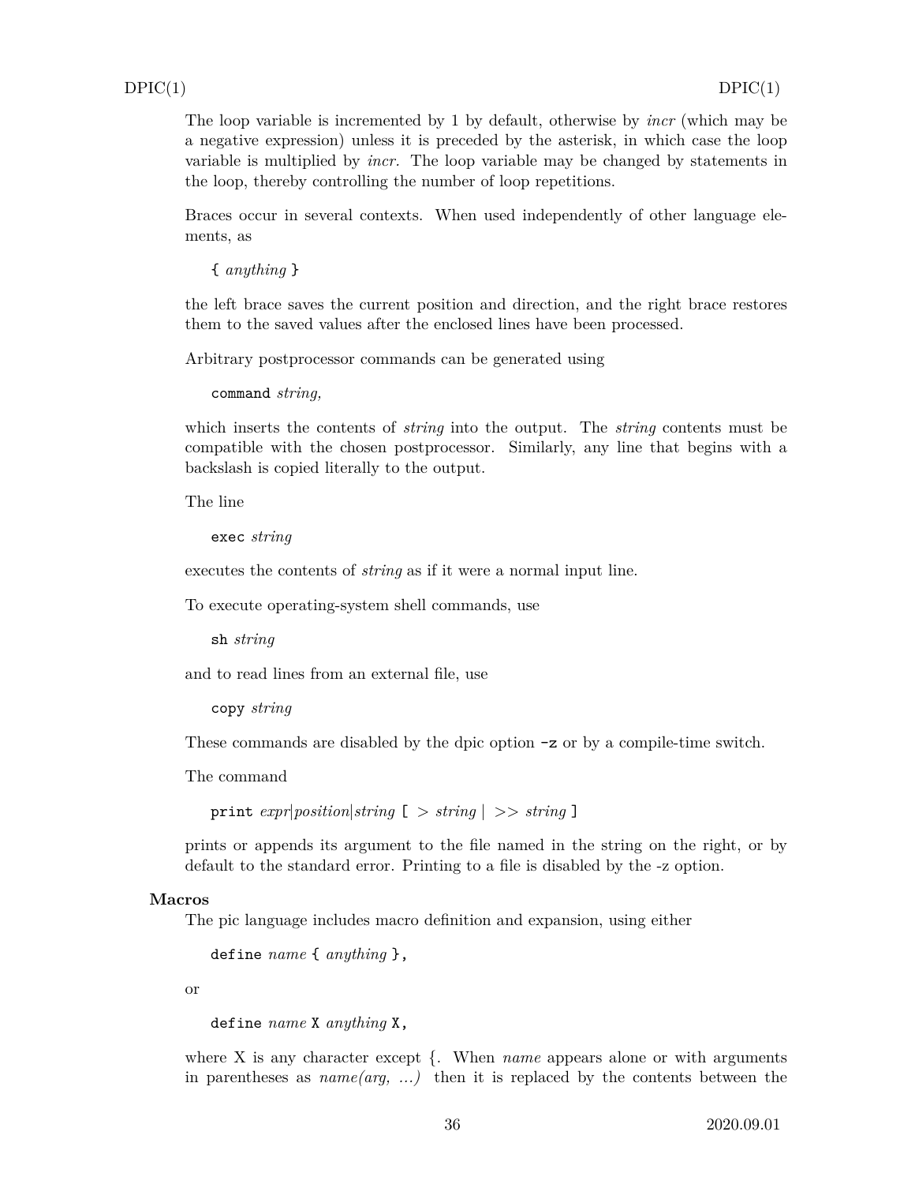The loop variable is incremented by 1 by default, otherwise by *incr* (which may be a negative expression) unless it is preceded by the asterisk, in which case the loop variable is multiplied by *incr*. The loop variable may be changed by statements in the loop, thereby controlling the number of loop repetitions.

Braces occur in several contexts. When used independently of other language elements, as

`{` *anything* `}`

the left brace saves the current position and direction, and the right brace restores them to the saved values after the enclosed lines have been processed.

Arbitrary postprocessor commands can be generated using

`command` *string,*

which inserts the contents of *string* into the output. The *string* contents must be compatible with the chosen postprocessor. Similarly, any line that begins with a backslash is copied literally to the output.

The line

`exec` *string*

executes the contents of *string* as if it were a normal input line.

To execute operating-system shell commands, use

`sh` *string*

and to read lines from an external file, use

`copy` *string*

These commands are disabled by the dpic option `-z` or by a compile-time switch.

The command

`print` *expr*|*position*|*string* `[` > *string* | >> *string* `]`

prints or appends its argument to the file named in the string on the right, or by default to the standard error. Printing to a file is disabled by the -z option.

### Macros

The pic language includes macro definition and expansion, using either

`define` *name* `{` *anything* `},`

or

`define` *name* `X` *anything* `X,`

where X is any character except {. When *name* appears alone or with arguments in parentheses as *name(arg, ...)* then it is replaced by the contents between the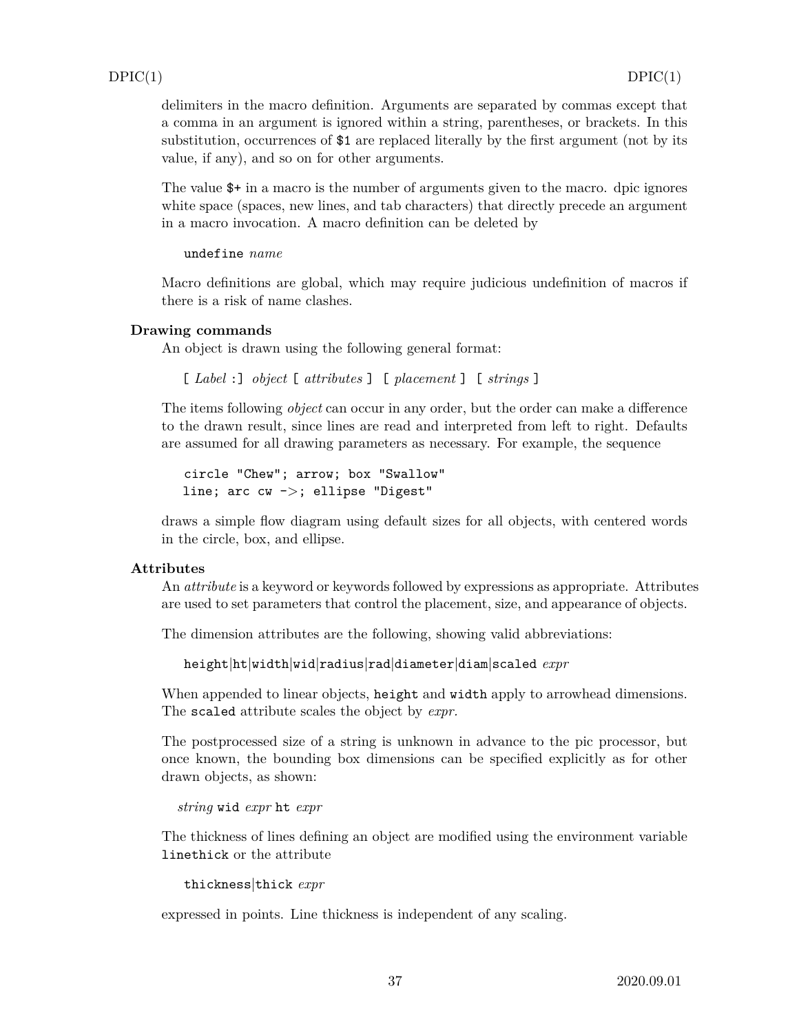delimiters in the macro definition. Arguments are separated by commas except that a comma in an argument is ignored within a string, parentheses, or brackets. In this substitution, occurrences of `$1` are replaced literally by the first argument (not by its value, if any), and so on for other arguments.

The value `$+` in a macro is the number of arguments given to the macro. dpic ignores white space (spaces, new lines, and tab characters) that directly precede an argument in a macro invocation. A macro definition can be deleted by

> `undefine` *name*

Macro definitions are global, which may require judicious undefinition of macros if there is a risk of name clashes.

**Drawing commands**

An object is drawn using the following general format:

> `[` *Label* `:]` *object* `[` *attributes* `]` `[` *placement* `]` `[` *strings* `]`

The items following *object* can occur in any order, but the order can make a difference to the drawn result, since lines are read and interpreted from left to right. Defaults are assumed for all drawing parameters as necessary. For example, the sequence

```
circle "Chew"; arrow; box "Swallow"
line; arc cw ->; ellipse "Digest"
```

draws a simple flow diagram using default sizes for all objects, with centered words in the circle, box, and ellipse.

**Attributes**

An *attribute* is a keyword or keywords followed by expressions as appropriate. Attributes are used to set parameters that control the placement, size, and appearance of objects.

The dimension attributes are the following, showing valid abbreviations:

> `height`|`ht`|`width`|`wid`|`radius`|`rad`|`diameter`|`diam`|`scaled` *expr*

When appended to linear objects, `height` and `width` apply to arrowhead dimensions. The `scaled` attribute scales the object by *expr.*

The postprocessed size of a string is unknown in advance to the pic processor, but once known, the bounding box dimensions can be specified explicitly as for other drawn objects, as shown:

> *string* `wid` *expr* `ht` *expr*

The thickness of lines defining an object are modified using the environment variable `linethick` or the attribute

> `thickness`|`thick` *expr*

expressed in points. Line thickness is independent of any scaling.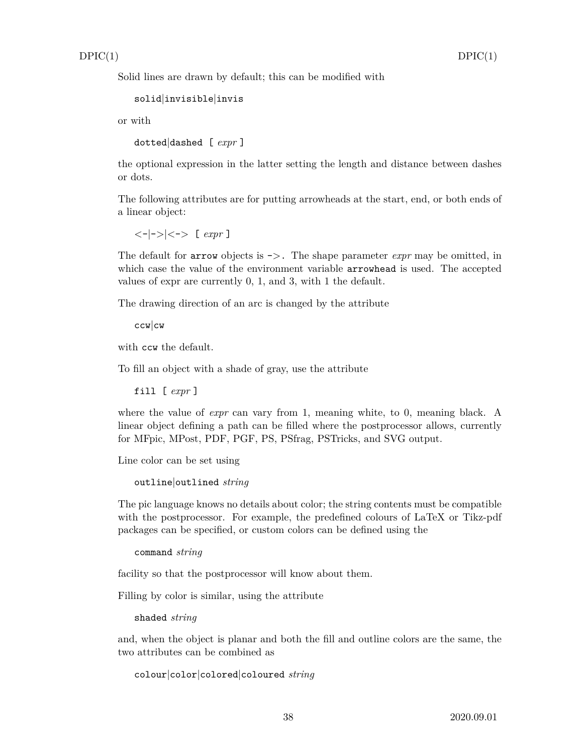Solid lines are drawn by default; this can be modified with

```
solid|invisible|invis
```

or with

```
dotted|dashed [ expr ]
```

the optional expression in the latter setting the length and distance between dashes or dots.

The following attributes are for putting arrowheads at the start, end, or both ends of a linear object:

```
<-|->|<-> [ expr ]
```

The default for `arrow` objects is `->`. The shape parameter *expr* may be omitted, in which case the value of the environment variable `arrowhead` is used. The accepted values of expr are currently 0, 1, and 3, with 1 the default.

The drawing direction of an arc is changed by the attribute

```
ccw|cw
```

with `ccw` the default.

To fill an object with a shade of gray, use the attribute

```
fill [ expr ]
```

where the value of *expr* can vary from 1, meaning white, to 0, meaning black. A linear object defining a path can be filled where the postprocessor allows, currently for MFpic, MPost, PDF, PGF, PS, PSfrag, PSTricks, and SVG output.

Line color can be set using

```
outline|outlined string
```

The pic language knows no details about color; the string contents must be compatible with the postprocessor. For example, the predefined colours of LaTeX or Tikz-pdf packages can be specified, or custom colors can be defined using the

```
command string
```

facility so that the postprocessor will know about them.

Filling by color is similar, using the attribute

```
shaded string
```

and, when the object is planar and both the fill and outline colors are the same, the two attributes can be combined as

```
colour|color|colored|coloured string
```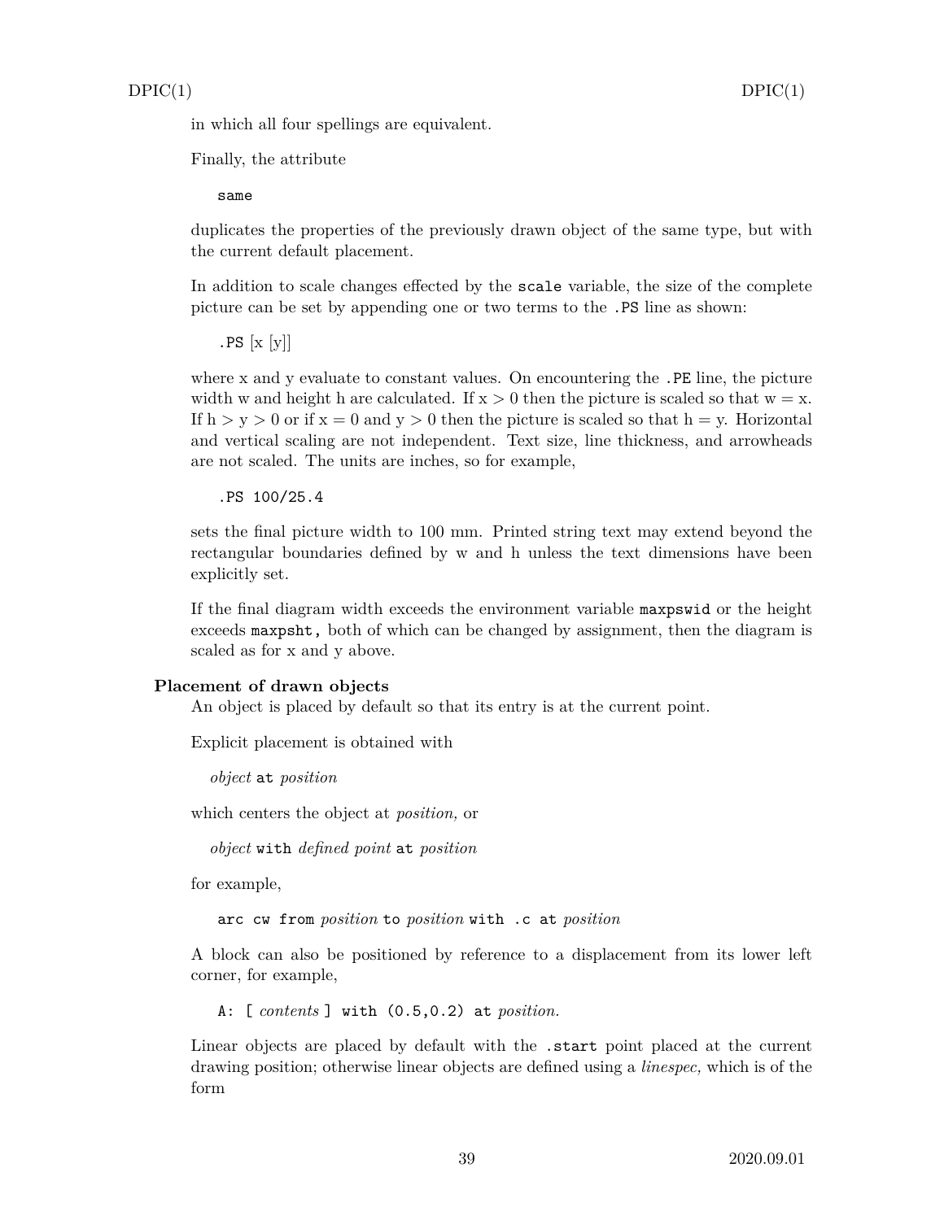in which all four spellings are equivalent.

Finally, the attribute

```
same
```

duplicates the properties of the previously drawn object of the same type, but with the current default placement.

In addition to scale changes effected by the `scale` variable, the size of the complete picture can be set by appending one or two terms to the `.PS` line as shown:

`.PS` [x [y]]

where x and y evaluate to constant values. On encountering the `.PE` line, the picture width w and height h are calculated. If $x > 0$ then the picture is scaled so that $w = x$. If $h > y > 0$ or if $x = 0$ and $y > 0$ then the picture is scaled so that $h = y$. Horizontal and vertical scaling are not independent. Text size, line thickness, and arrowheads are not scaled. The units are inches, so for example,

```
.PS 100/25.4
```

sets the final picture width to 100 mm. Printed string text may extend beyond the rectangular boundaries defined by w and h unless the text dimensions have been explicitly set.

If the final diagram width exceeds the environment variable `maxpswid` or the height exceeds `maxpsht`, both of which can be changed by assignment, then the diagram is scaled as for x and y above.

### Placement of drawn objects

An object is placed by default so that its entry is at the current point.

Explicit placement is obtained with

*object* `at` *position*

which centers the object at *position,* or

*object* `with` *defined point* `at` *position*

for example,

`arc cw from` *position* `to` *position* `with .c at` *position*

A block can also be positioned by reference to a displacement from its lower left corner, for example,

`A: [` *contents* `] with (0.5,0.2) at` *position.*

Linear objects are placed by default with the `.start` point placed at the current drawing position; otherwise linear objects are defined using a *linespec,* which is of the form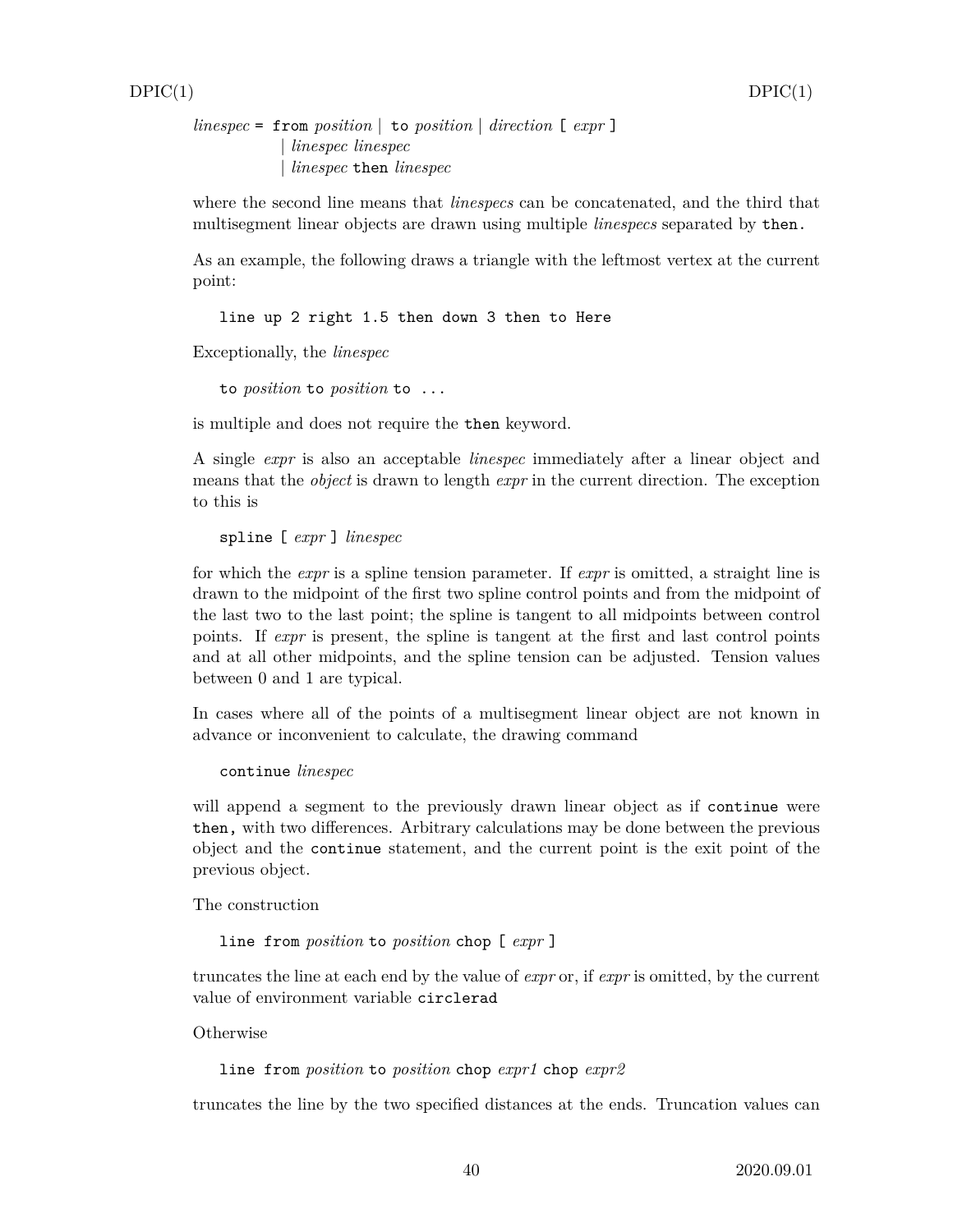*linespec* = `from` *position* | `to` *position* | *direction* `[` *expr* `]`
 | *linespec linespec*
 | *linespec* `then` *linespec*

where the second line means that *linespecs* can be concatenated, and the third that multisegment linear objects are drawn using multiple *linespecs* separated by `then.`

As an example, the following draws a triangle with the leftmost vertex at the current point:

```
line up 2 right 1.5 then down 3 then to Here
```

Exceptionally, the *linespec*

`to` *position* `to` *position* `to ...`

is multiple and does not require the `then` keyword.

A single *expr* is also an acceptable *linespec* immediately after a linear object and means that the *object* is drawn to length *expr* in the current direction. The exception to this is

`spline [` *expr* `]` *linespec*

for which the *expr* is a spline tension parameter. If *expr* is omitted, a straight line is drawn to the midpoint of the first two spline control points and from the midpoint of the last two to the last point; the spline is tangent to all midpoints between control points. If *expr* is present, the spline is tangent at the first and last control points and at all other midpoints, and the spline tension can be adjusted. Tension values between 0 and 1 are typical.

In cases where all of the points of a multisegment linear object are not known in advance or inconvenient to calculate, the drawing command

`continue` *linespec*

will append a segment to the previously drawn linear object as if `continue` were `then,` with two differences. Arbitrary calculations may be done between the previous object and the `continue` statement, and the current point is the exit point of the previous object.

The construction

`line from` *position* `to` *position* `chop [` *expr* `]`

truncates the line at each end by the value of *expr* or, if *expr* is omitted, by the current value of environment variable `circlerad`

Otherwise

`line from` *position* `to` *position* `chop` *expr1* `chop` *expr2*

truncates the line by the two specified distances at the ends. Truncation values can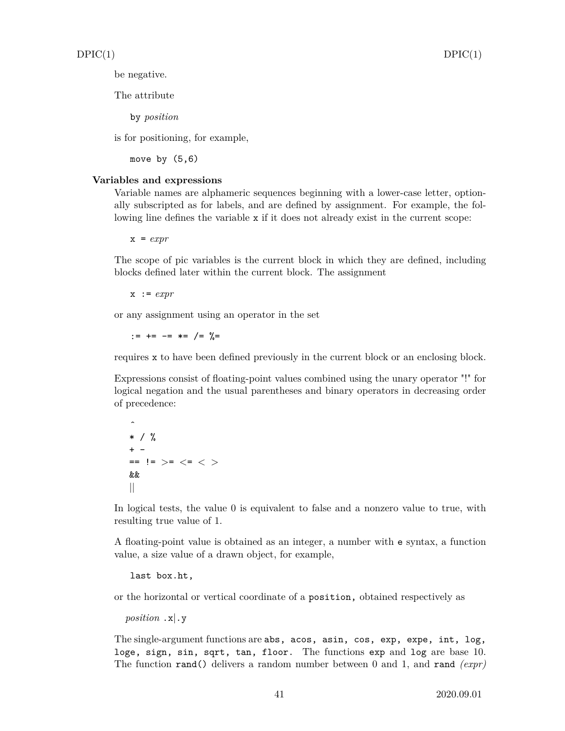be negative.

The attribute

```
by position
```

is for positioning, for example,

```
move by (5,6)
```

### Variables and expressions

Variable names are alphameric sequences beginning with a lower-case letter, optionally subscripted as for labels, and are defined by assignment. For example, the following line defines the variable `x` if it does not already exist in the current scope:

```
x = expr
```

The scope of pic variables is the current block in which they are defined, including blocks defined later within the current block. The assignment

```
x := expr
```

or any assignment using an operator in the set

```
:= += -= *= /= %=
```

requires `x` to have been defined previously in the current block or an enclosing block.

Expressions consist of floating-point values combined using the unary operator "!" for logical negation and the usual parentheses and binary operators in decreasing order of precedence:

```
^
* / %
+ -
== != >= <= < >
&&
||
```

In logical tests, the value 0 is equivalent to false and a nonzero value to true, with resulting true value of 1.

A floating-point value is obtained as an integer, a number with `e` syntax, a function value, a size value of a drawn object, for example,

```
last box.ht,
```

or the horizontal or vertical coordinate of a `position,` obtained respectively as

*position* `.x|.y`

The single-argument functions are `abs, acos, asin, cos, exp, expe, int, log, loge, sign, sin, sqrt, tan, floor.` The functions `exp` and `log` are base 10. The function `rand()` delivers a random number between 0 and 1, and `rand` *(expr)*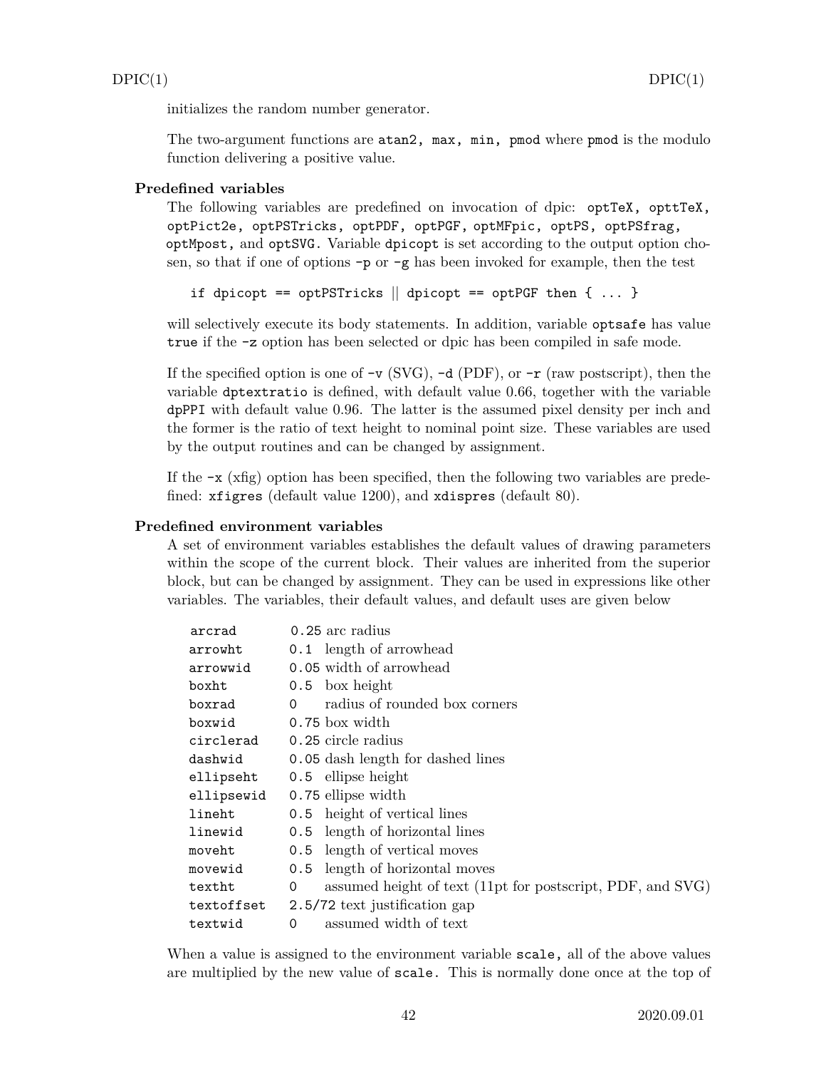initializes the random number generator.

The two-argument functions are `atan2, max, min, pmod` where `pmod` is the modulo function delivering a positive value.

**Predefined variables**

The following variables are predefined on invocation of dpic: `optTeX, opttTeX, optPict2e, optPSTricks, optPDF, optPGF, optMFpic, optPS, optPSfrag, optMpost,` and `optSVG`. Variable `dpicopt` is set according to the output option chosen, so that if one of options `-p` or `-g` has been invoked for example, then the test

```
if dpicopt == optPSTricks || dpicopt == optPGF then { ... }
```

will selectively execute its body statements. In addition, variable `optsafe` has value `true` if the `-z` option has been selected or dpic has been compiled in safe mode.

If the specified option is one of `-v` (SVG), `-d` (PDF), or `-r` (raw postscript), then the variable `dptextratio` is defined, with default value 0.66, together with the variable `dpPPI` with default value 0.96. The latter is the assumed pixel density per inch and the former is the ratio of text height to nominal point size. These variables are used by the output routines and can be changed by assignment.

If the `-x` (xfig) option has been specified, then the following two variables are predefined: `xfigres` (default value 1200), and `xdispres` (default 80).

**Predefined environment variables**

A set of environment variables establishes the default values of drawing parameters within the scope of the current block. Their values are inherited from the superior block, but can be changed by assignment. They can be used in expressions like other variables. The variables, their default values, and default uses are given below

| | | |
|---|---|---|
| `arcrad` | `0.25` | arc radius |
| `arrowht` | `0.1` | length of arrowhead |
| `arrowwid` | `0.05` | width of arrowhead |
| `boxht` | `0.5` | box height |
| `boxrad` | `0` | radius of rounded box corners |
| `boxwid` | `0.75` | box width |
| `circlerad` | `0.25` | circle radius |
| `dashwid` | `0.05` | dash length for dashed lines |
| `ellipseht` | `0.5` | ellipse height |
| `ellipsewid` | `0.75` | ellipse width |
| `lineht` | `0.5` | height of vertical lines |
| `linewid` | `0.5` | length of horizontal lines |
| `moveht` | `0.5` | length of vertical moves |
| `movewid` | `0.5` | length of horizontal moves |
| `textht` | `0` | assumed height of text (11pt for postscript, PDF, and SVG) |
| `textoffset` | `2.5/72` | text justification gap |
| `textwid` | `0` | assumed width of text |

When a value is assigned to the environment variable `scale`, all of the above values are multiplied by the new value of `scale`. This is normally done once at the top of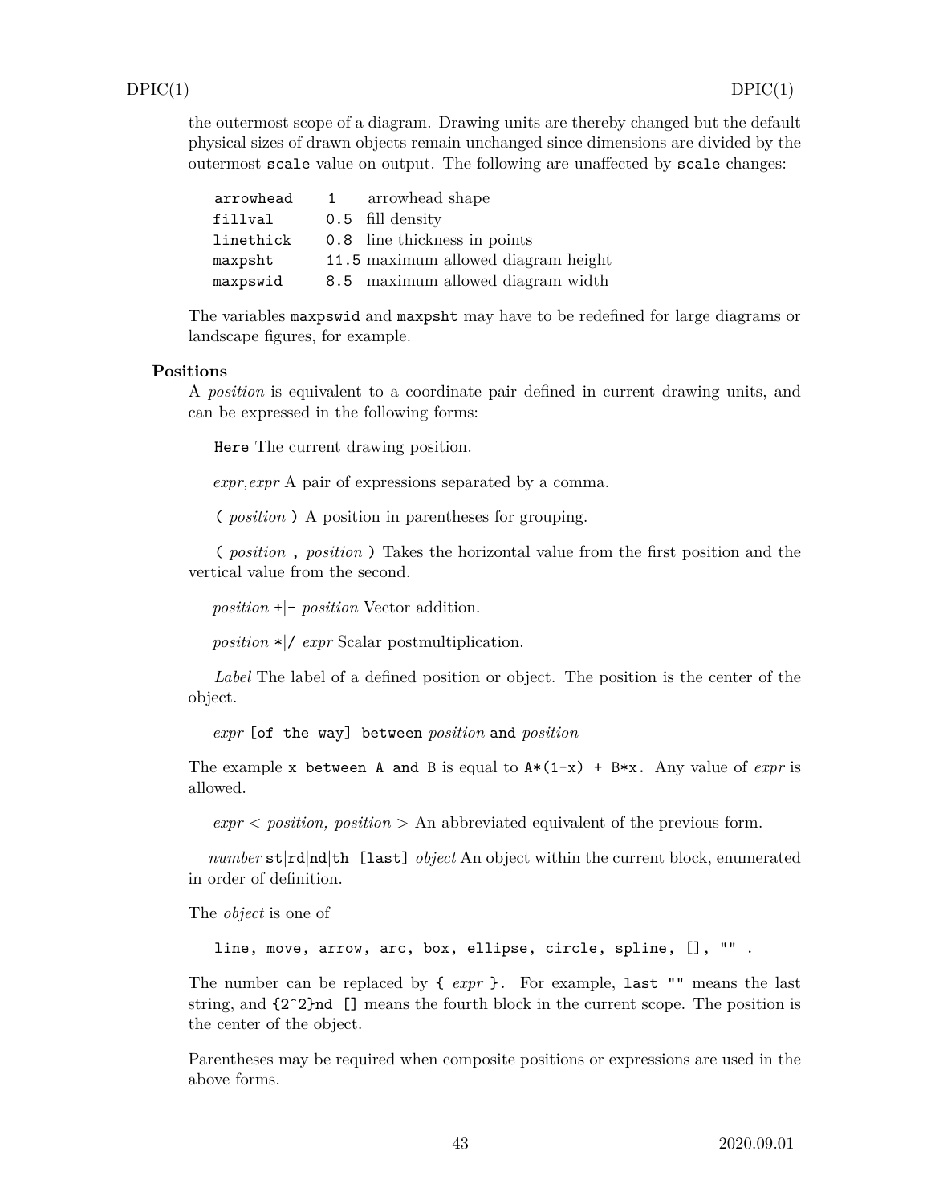the outermost scope of a diagram. Drawing units are thereby changed but the default physical sizes of drawn objects remain unchanged since dimensions are divided by the outermost `scale` value on output. The following are unaffected by `scale` changes:

| | | |
|---|---|---|
| `arrowhead` | `1` | arrowhead shape |
| `fillval` | `0.5` | fill density |
| `linethick` | `0.8` | line thickness in points |
| `maxpsht` | `11.5` | maximum allowed diagram height |
| `maxpswid` | `8.5` | maximum allowed diagram width |

The variables `maxpswid` and `maxpsht` may have to be redefined for large diagrams or landscape figures, for example.

### Positions

A *position* is equivalent to a coordinate pair defined in current drawing units, and can be expressed in the following forms:

`Here` The current drawing position.

*expr,expr* A pair of expressions separated by a comma.

`(` *position* `)` A position in parentheses for grouping.

`(` *position* `,` *position* `)` Takes the horizontal value from the first position and the vertical value from the second.

*position* `+`|`-` *position* Vector addition.

*position* `*`|`/` *expr* Scalar postmultiplication.

*Label* The label of a defined position or object. The position is the center of the object.

*expr* `[of the way] between` *position* `and` *position*

The example `x between A and B` is equal to `A*(1-x) + B*x.` Any value of *expr* is allowed.

*expr* < *position, position* > An abbreviated equivalent of the previous form.

*number* `st`|`rd`|`nd`|`th [last]` *object* An object within the current block, enumerated in order of definition.

The *object* is one of

`line, move, arrow, arc, box, ellipse, circle, spline, [], "" .`

The number can be replaced by `{` *expr* `}`. For example, `last ""` means the last string, and `{2^2}nd []` means the fourth block in the current scope. The position is the center of the object.

Parentheses may be required when composite positions or expressions are used in the above forms.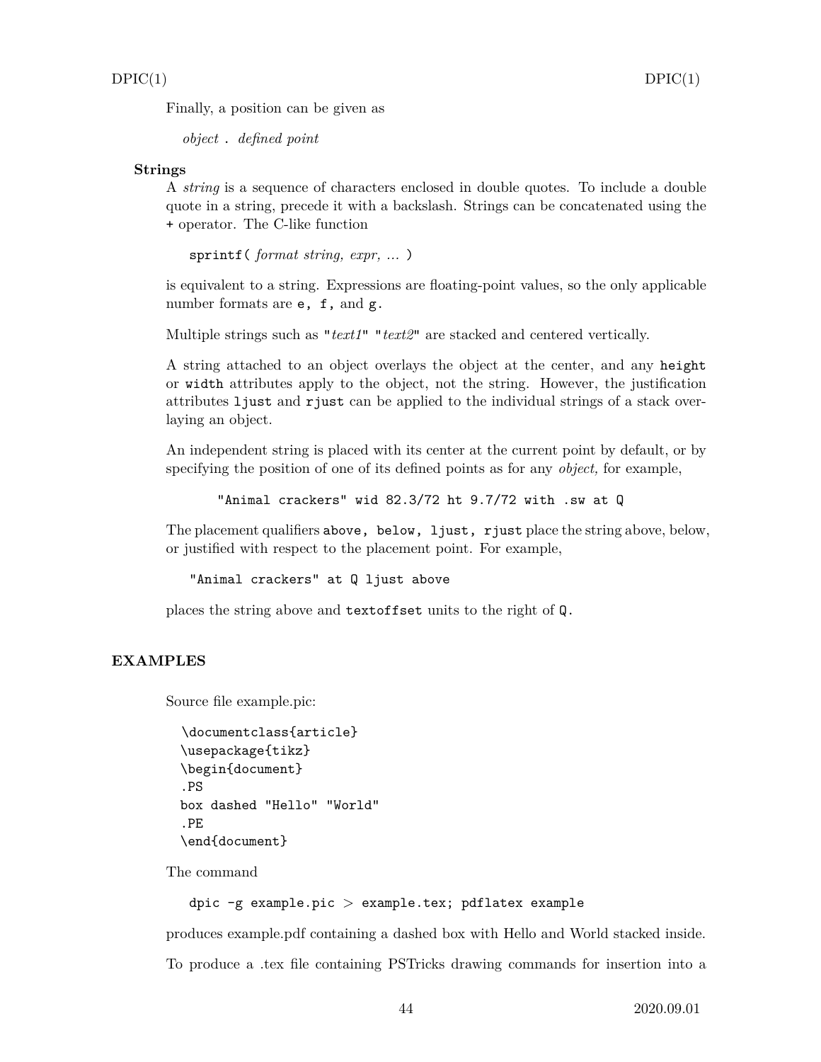Finally, a position can be given as

*object* . *defined point*

### Strings

A *string* is a sequence of characters enclosed in double quotes. To include a double quote in a string, precede it with a backslash. Strings can be concatenated using the `+` operator. The C-like function

`sprintf(` *format string, expr, ...* `)`

is equivalent to a string. Expressions are floating-point values, so the only applicable number formats are `e, f,` and `g`.

Multiple strings such as "*text1*" "*text2*" are stacked and centered vertically.

A string attached to an object overlays the object at the center, and any `height` or `width` attributes apply to the object, not the string. However, the justification attributes `ljust` and `rjust` can be applied to the individual strings of a stack overlaying an object.

An independent string is placed with its center at the current point by default, or by specifying the position of one of its defined points as for any *object,* for example,

```
"Animal crackers" wid 82.3/72 ht 9.7/72 with .sw at Q
```

The placement qualifiers `above, below, ljust, rjust` place the string above, below, or justified with respect to the placement point. For example,

```
"Animal crackers" at Q ljust above
```

places the string above and `textoffset` units to the right of `Q`.

## EXAMPLES

Source file example.pic:

```
\documentclass{article}
\usepackage{tikz}
\begin{document}
.PS
box dashed "Hello" "World"
.PE
\end{document}
```

The command

```
dpic -g example.pic > example.tex; pdflatex example
```

produces example.pdf containing a dashed box with Hello and World stacked inside.

To produce a .tex file containing PSTricks drawing commands for insertion into a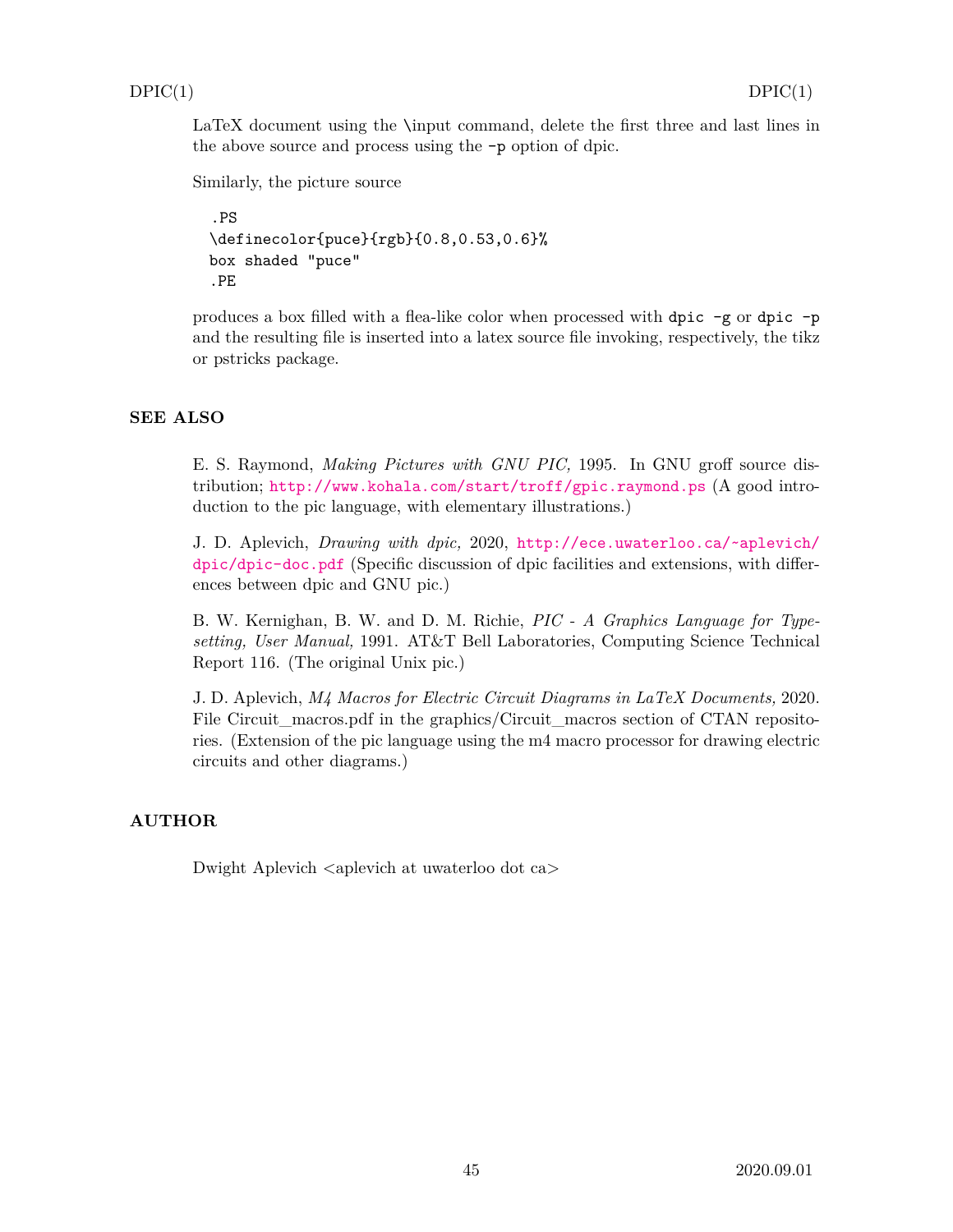LaTeX document using the \input command, delete the first three and last lines in the above source and process using the -p option of dpic.

Similarly, the picture source

```
.PS
\definecolor{puce}{rgb}{0.8,0.53,0.6}%
box shaded "puce"
.PE
```

produces a box filled with a flea-like color when processed with `dpic -g` or `dpic -p` and the resulting file is inserted into a latex source file invoking, respectively, the tikz or pstricks package.

## SEE ALSO

E. S. Raymond, *Making Pictures with GNU PIC,* 1995. In GNU groff source distribution; http://www.kohala.com/start/troff/gpic.raymond.ps (A good introduction to the pic language, with elementary illustrations.)

J. D. Aplevich, *Drawing with dpic,* 2020, http://ece.uwaterloo.ca/~aplevich/dpic/dpic-doc.pdf (Specific discussion of dpic facilities and extensions, with differences between dpic and GNU pic.)

B. W. Kernighan, B. W. and D. M. Richie, *PIC - A Graphics Language for Typesetting, User Manual,* 1991. AT&T Bell Laboratories, Computing Science Technical Report 116. (The original Unix pic.)

J. D. Aplevich, *M4 Macros for Electric Circuit Diagrams in LaTeX Documents,* 2020. File Circuit_macros.pdf in the graphics/Circuit_macros section of CTAN repositories. (Extension of the pic language using the m4 macro processor for drawing electric circuits and other diagrams.)

## AUTHOR

Dwight Aplevich <aplevich at uwaterloo dot ca>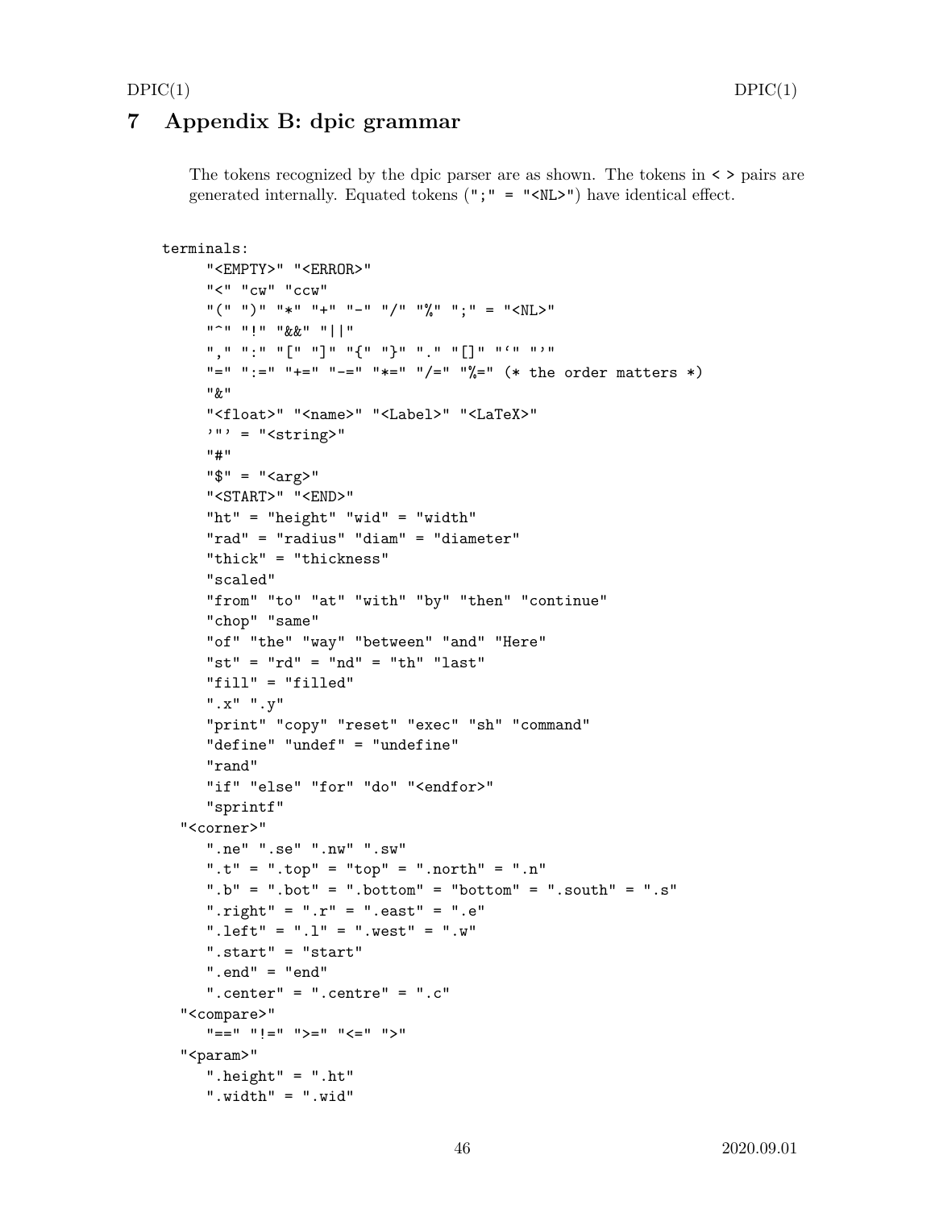# 7 Appendix B: dpic grammar

The tokens recognized by the dpic parser are as shown. The tokens in `< >` pairs are generated internally. Equated tokens (`";" = "<NL>"`) have identical effect.

```
terminals:
     "<EMPTY>" "<ERROR>"
     "<" "cw" "ccw"
     "(" ")" "*" "+" "-" "/" "%" ";" = "<NL>"
     "^" "!" "&&" "||"
     "," ":" "[" "]" "{" "}" "." "[]" "`" "'"
     "=" ":=" "+=" "-=" "*=" "/=" "%=" (* the order matters *)
     "&"
     "<float>" "<name>" "<Label>" "<LaTeX>"
     '"' = "<string>"
     "#"
     "$" = "<arg>"
     "<START>" "<END>"
     "ht" = "height" "wid" = "width"
     "rad" = "radius" "diam" = "diameter"
     "thick" = "thickness"
     "scaled"
     "from" "to" "at" "with" "by" "then" "continue"
     "chop" "same"
     "of" "the" "way" "between" "and" "Here"
     "st" = "rd" = "nd" = "th" "last"
     "fill" = "filled"
     ".x" ".y"
     "print" "copy" "reset" "exec" "sh" "command"
     "define" "undef" = "undefine"
     "rand"
     "if" "else" "for" "do" "<endfor>"
     "sprintf"
  "<corner>"
     ".ne" ".se" ".nw" ".sw"
     ".t" = ".top" = "top" = ".north" = ".n"
     ".b" = ".bot" = ".bottom" = "bottom" = ".south" = ".s"
     ".right" = ".r" = ".east" = ".e"
     ".left" = ".l" = ".west" = ".w"
     ".start" = "start"
     ".end" = "end"
     ".center" = ".centre" = ".c"
  "<compare>"
     "==" "!=" ">=" "<=" ">"
  "<param>"
     ".height" = ".ht"
     ".width" = ".wid"
```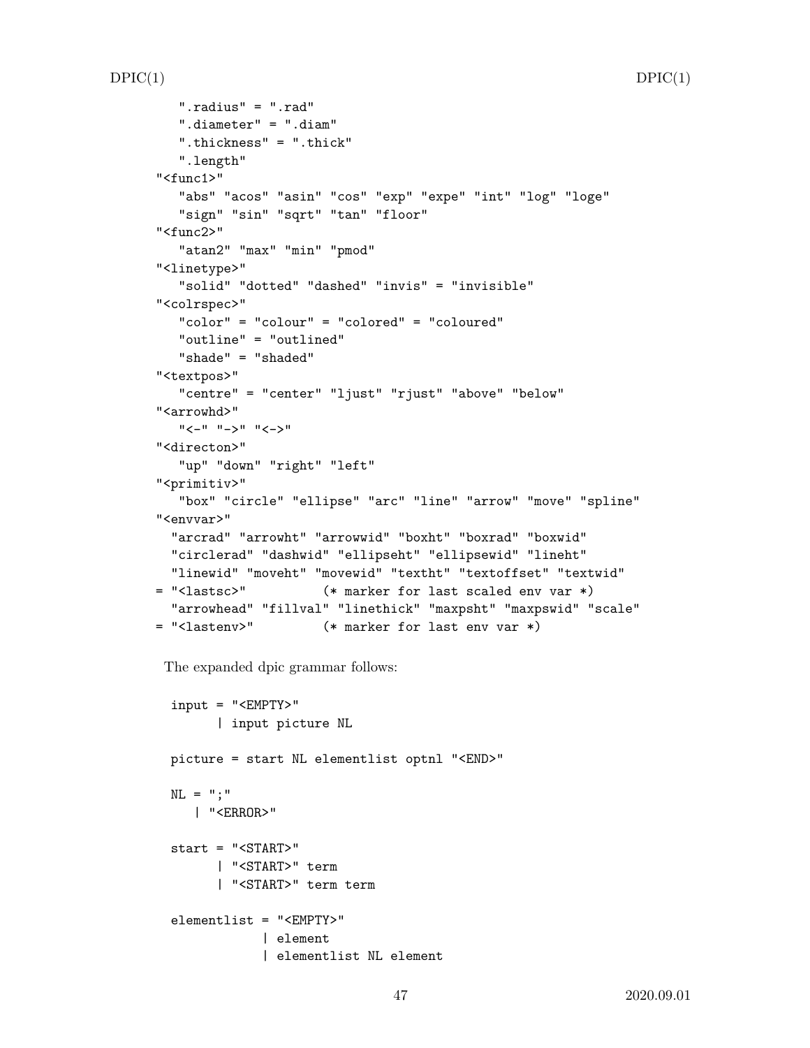```
       ".radius" = ".rad"
       ".diameter" = ".diam"
       ".thickness" = ".thick"
       ".length"
    "<func1>"
       "abs" "acos" "asin" "cos" "exp" "expe" "int" "log" "loge"
       "sign" "sin" "sqrt" "tan" "floor"
    "<func2>"
       "atan2" "max" "min" "pmod"
    "<linetype>"
       "solid" "dotted" "dashed" "invis" = "invisible"
    "<colrspec>"
       "color" = "colour" = "colored" = "coloured"
       "outline" = "outlined"
       "shade" = "shaded"
    "<textpos>"
       "centre" = "center" "ljust" "rjust" "above" "below"
    "<arrowhd>"
       "<-" "->" "<->"
    "<directon>"
       "up" "down" "right" "left"
    "<primitiv>"
       "box" "circle" "ellipse" "arc" "line" "arrow" "move" "spline"
    "<envvar>"
      "arcrad" "arrowht" "arrowwid" "boxht" "boxrad" "boxwid"
      "circlerad" "dashwid" "ellipseht" "ellipsewid" "lineht"
      "linewid" "moveht" "movewid" "textht" "textoffset" "textwid"
    = "<lastsc>"          (* marker for last scaled env var *)
      "arrowhead" "fillval" "linethick" "maxpsht" "maxpswid" "scale"
    = "<lastenv>"         (* marker for last env var *)
```

The expanded dpic grammar follows:

```
  input = "<EMPTY>"
        | input picture NL

  picture = start NL elementlist optnl "<END>"

  NL = ";"
     | "<ERROR>"

  start = "<START>"
        | "<START>" term
        | "<START>" term term

  elementlist = "<EMPTY>"
              | element
              | elementlist NL element
```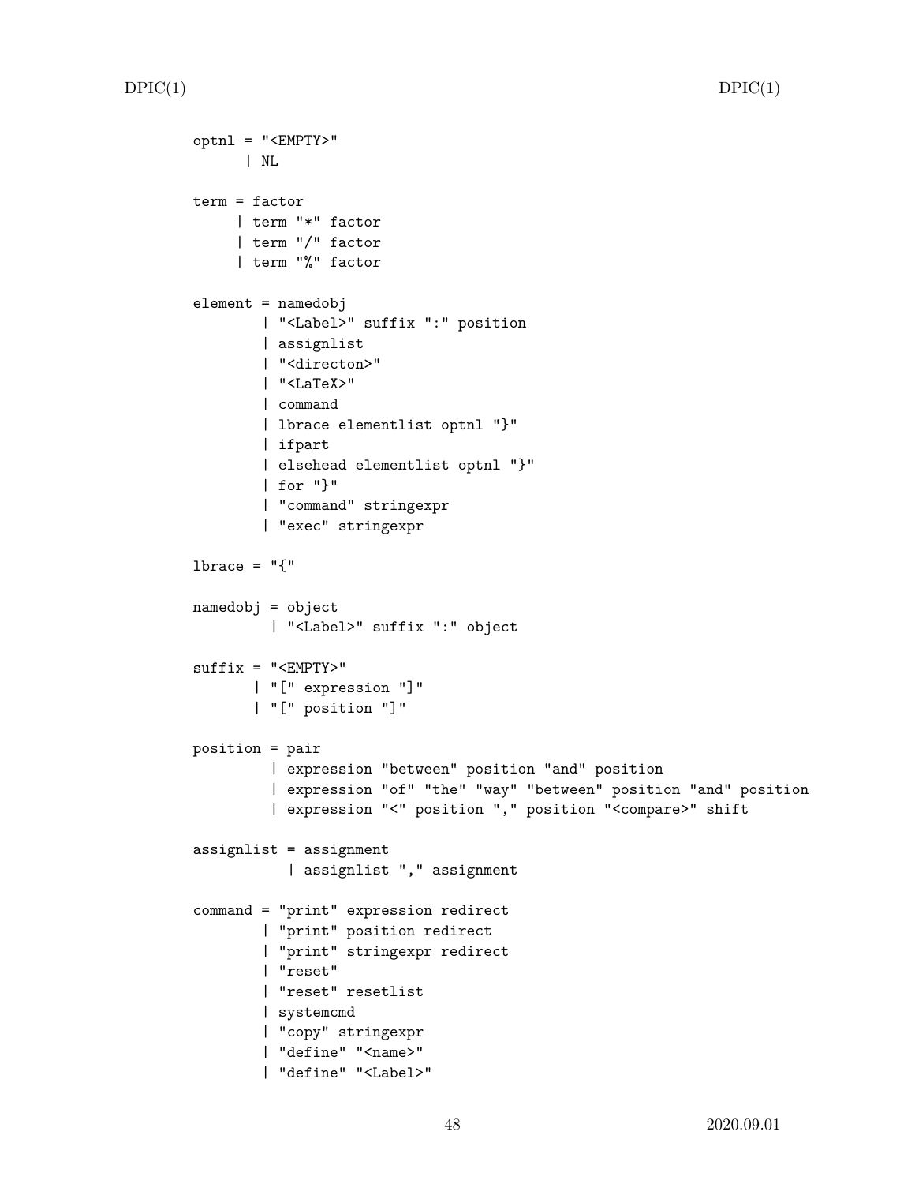```
optnl = "<EMPTY>"
      | NL

term = factor
     | term "*" factor
     | term "/" factor
     | term "%" factor

element = namedobj
        | "<Label>" suffix ":" position
        | assignlist
        | "<directon>"
        | "<LaTeX>"
        | command
        | lbrace elementlist optnl "}"
        | ifpart
        | elsehead elementlist optnl "}"
        | for "}"
        | "command" stringexpr
        | "exec" stringexpr

lbrace = "{"

namedobj = object
         | "<Label>" suffix ":" object

suffix = "<EMPTY>"
       | "[" expression "]"
       | "[" position "]"

position = pair
         | expression "between" position "and" position
         | expression "of" "the" "way" "between" position "and" position
         | expression "<" position "," position "<compare>" shift

assignlist = assignment
           | assignlist "," assignment

command = "print" expression redirect
        | "print" position redirect
        | "print" stringexpr redirect
        | "reset"
        | "reset" resetlist
        | systemcmd
        | "copy" stringexpr
        | "define" "<name>"
        | "define" "<Label>"
```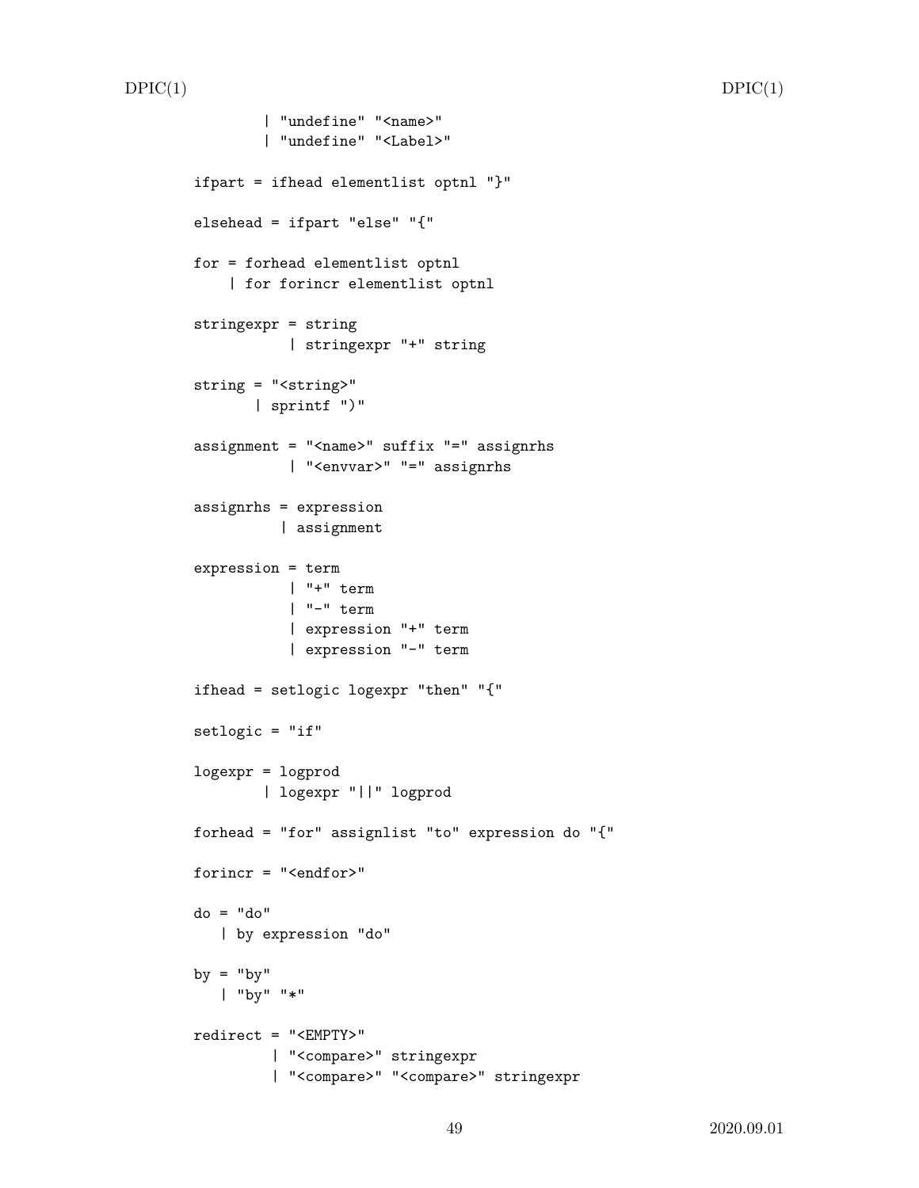```
         | "undefine" "<name>"
         | "undefine" "<Label>"

ifpart = ifhead elementlist optnl "}"

elsehead = ifpart "else" "{"

for = forhead elementlist optnl
    | for forincr elementlist optnl

stringexpr = string
           | stringexpr "+" string

string = "<string>"
       | sprintf ")"

assignment = "<name>" suffix "=" assignrhs
           | "<envvar>" "=" assignrhs

assignrhs = expression
          | assignment

expression = term
           | "+" term
           | "-" term
           | expression "+" term
           | expression "-" term

ifhead = setlogic logexpr "then" "{"

setlogic = "if"

logexpr = logprod
        | logexpr "||" logprod

forhead = "for" assignlist "to" expression do "{"

forincr = "<endfor>"

do = "do"
   | by expression "do"

by = "by"
   | "by" "*"

redirect = "<EMPTY>"
         | "<compare>" stringexpr
         | "<compare>" "<compare>" stringexpr
```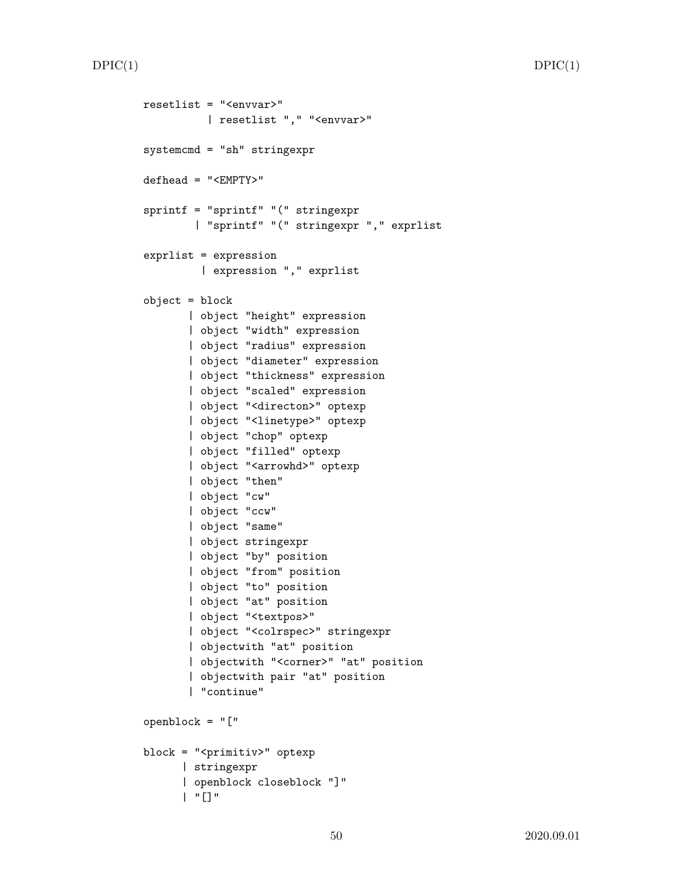```
resetlist = "<envvar>"
          | resetlist "," "<envvar>"

systemcmd = "sh" stringexpr

defhead = "<EMPTY>"

sprintf = "sprintf" "(" stringexpr
        | "sprintf" "(" stringexpr "," exprlist

exprlist = expression
         | expression "," exprlist

object = block
       | object "height" expression
       | object "width" expression
       | object "radius" expression
       | object "diameter" expression
       | object "thickness" expression
       | object "scaled" expression
       | object "<directon>" optexp
       | object "<linetype>" optexp
       | object "chop" optexp
       | object "filled" optexp
       | object "<arrowhd>" optexp
       | object "then"
       | object "cw"
       | object "ccw"
       | object "same"
       | object stringexpr
       | object "by" position
       | object "from" position
       | object "to" position
       | object "at" position
       | object "<textpos>"
       | object "<colrspec>" stringexpr
       | objectwith "at" position
       | objectwith "<corner>" "at" position
       | objectwith pair "at" position
       | "continue"

openblock = "["

block = "<primitiv>" optexp
      | stringexpr
      | openblock closeblock "]"
      | "[]"
```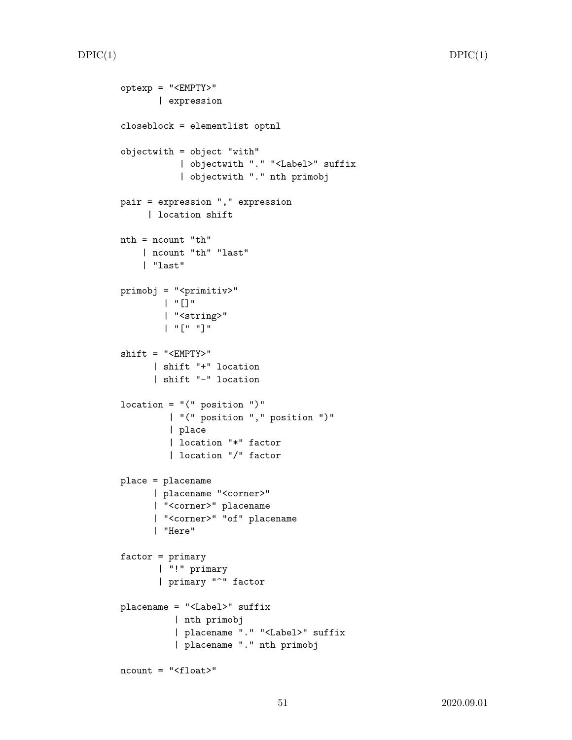```
optexp = "<EMPTY>"
       | expression

closeblock = elementlist optnl

objectwith = object "with"
           | objectwith "." "<Label>" suffix
           | objectwith "." nth primobj

pair = expression "," expression
     | location shift

nth = ncount "th"
    | ncount "th" "last"
    | "last"

primobj = "<primitiv>"
        | "[]"
        | "<string>"
        | "[" "]"

shift = "<EMPTY>"
      | shift "+" location
      | shift "-" location

location = "(" position ")"
         | "(" position "," position ")"
         | place
         | location "*" factor
         | location "/" factor

place = placename
      | placename "<corner>"
      | "<corner>" placename
      | "<corner>" "of" placename
      | "Here"

factor = primary
       | "!" primary
       | primary "^" factor

placename = "<Label>" suffix
          | nth primobj
          | placename "." "<Label>" suffix
          | placename "." nth primobj

ncount = "<float>"
```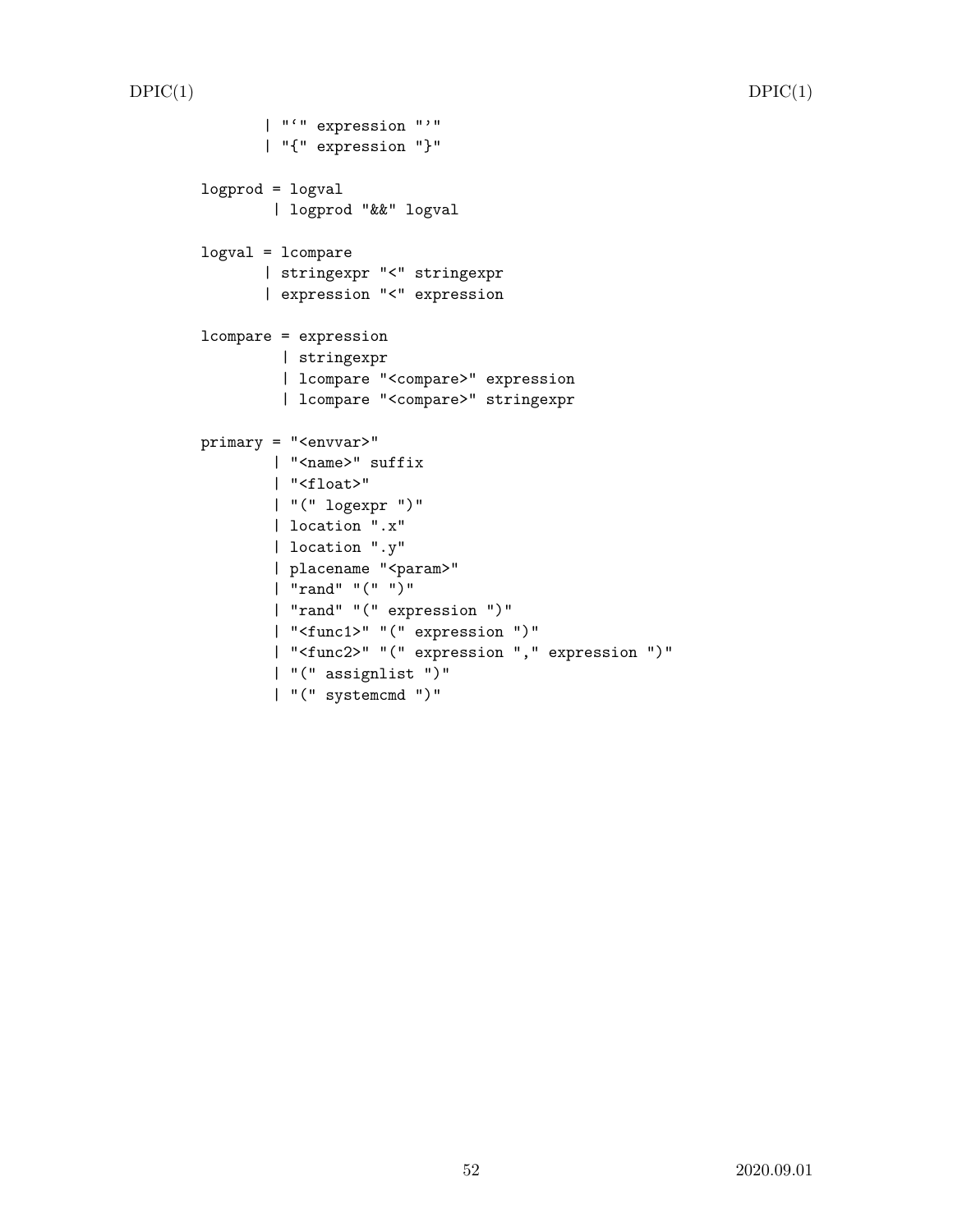```
        | "`" expression "'"
        | "{" expression "}"

logprod = logval
         | logprod "&&" logval

logval = lcompare
        | stringexpr "<" stringexpr
        | expression "<" expression

lcompare = expression
          | stringexpr
          | lcompare "<compare>" expression
          | lcompare "<compare>" stringexpr

primary = "<envvar>"
         | "<name>" suffix
         | "<float>"
         | "(" logexpr ")"
         | location ".x"
         | location ".y"
         | placename "<param>"
         | "rand" "(" ")"
         | "rand" "(" expression ")"
         | "<func1>" "(" expression ")"
         | "<func2>" "(" expression "," expression ")"
         | "(" assignlist ")"
         | "(" systemcmd ")"
```